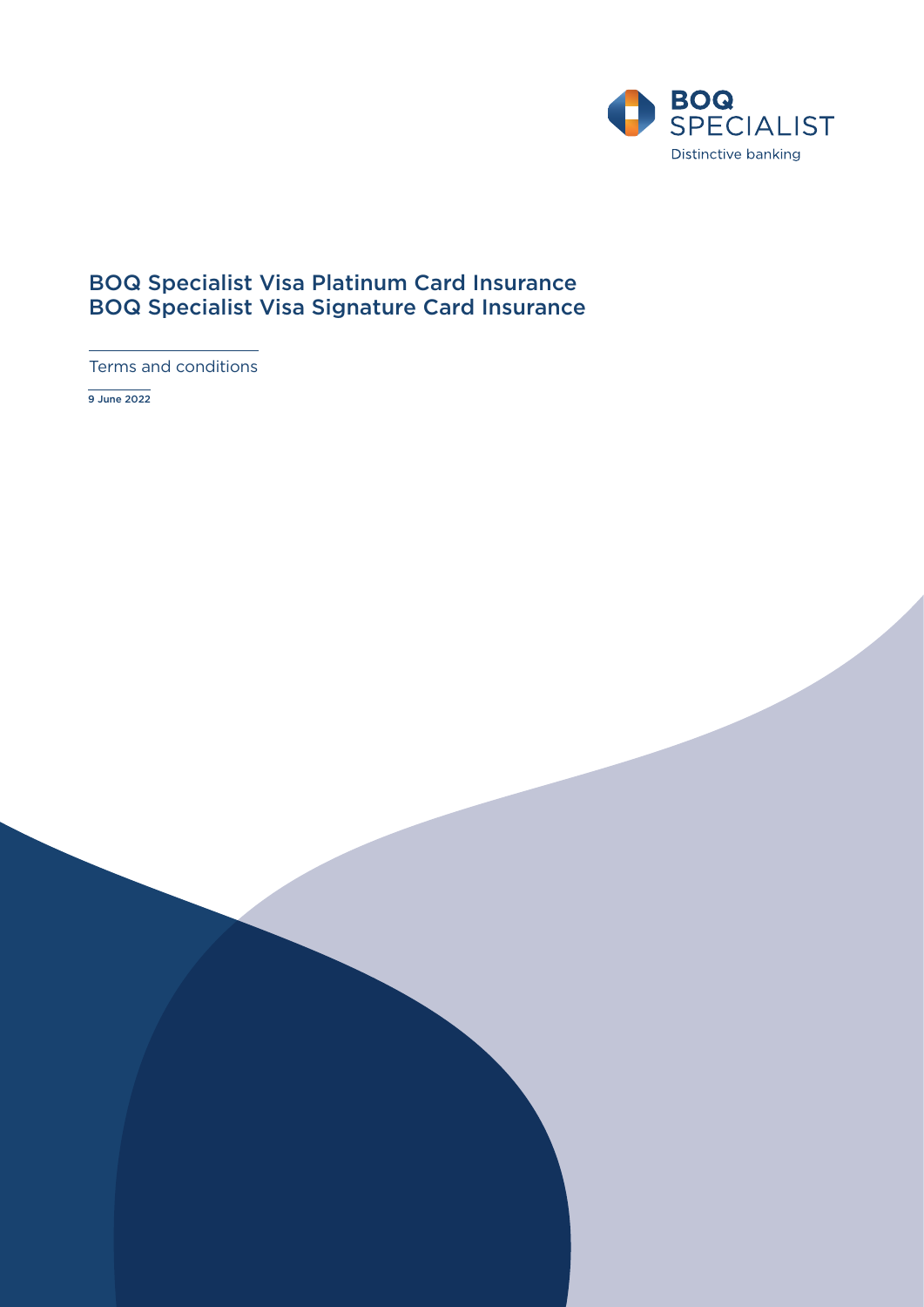BOQ SPECIALIST

Distinctive banking

# BOQ Specialist Visa Platinum Card Insurance
# BOQ Specialist Visa Signature Card Insurance

Terms and conditions

**9 June 2022**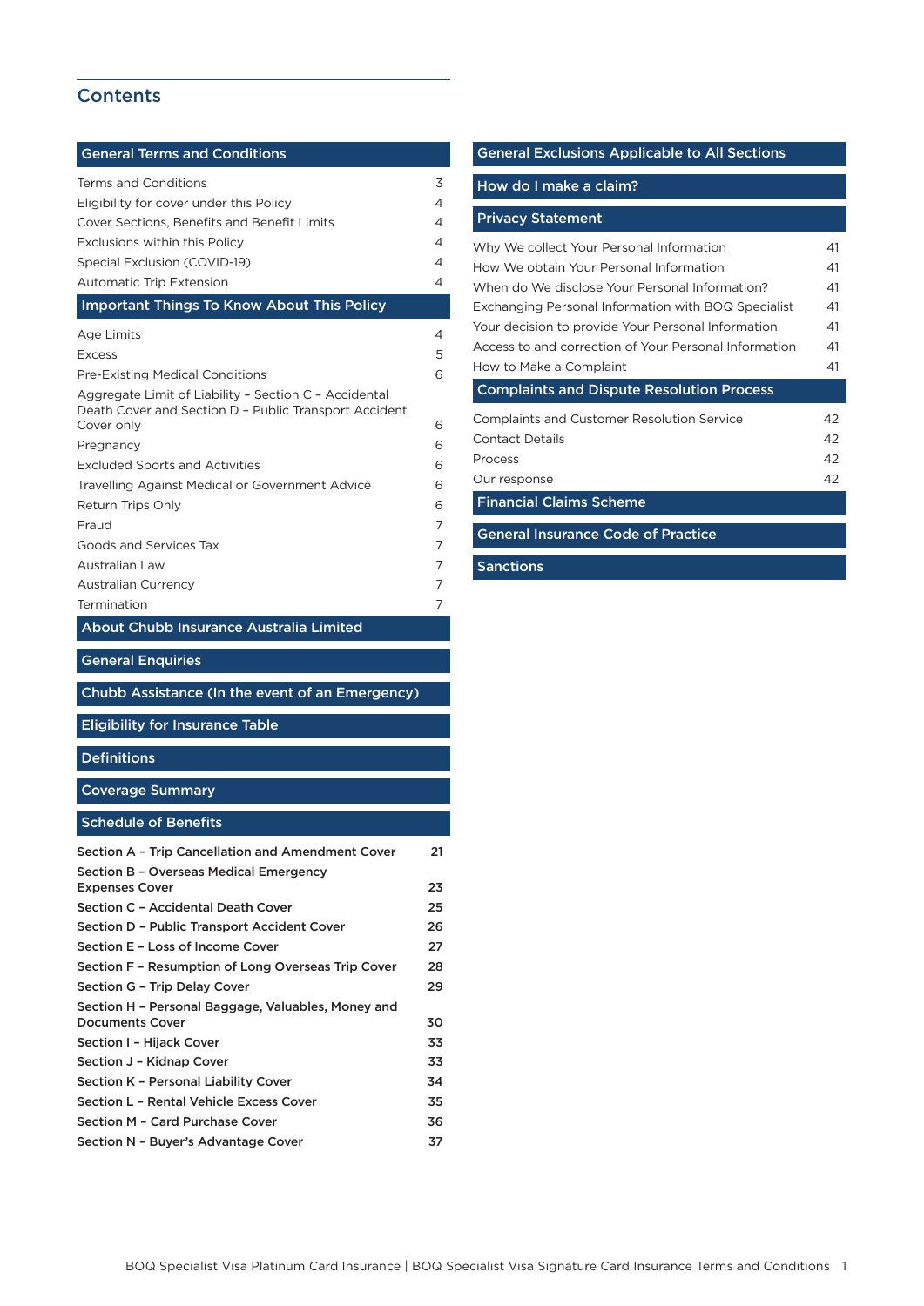# Contents

## General Terms and Conditions

| | |
|---|---|
| Terms and Conditions | 3 |
| Eligibility for cover under this Policy | 4 |
| Cover Sections, Benefits and Benefit Limits | 4 |
| Exclusions within this Policy | 4 |
| Special Exclusion (COVID-19) | 4 |
| Automatic Trip Extension | 4 |

## Important Things To Know About This Policy

| | |
|---|---|
| Age Limits | 4 |
| Excess | 5 |
| Pre-Existing Medical Conditions | 6 |
| Aggregate Limit of Liability – Section C – Accidental Death Cover and Section D – Public Transport Accident Cover only | 6 |
| Pregnancy | 6 |
| Excluded Sports and Activities | 6 |
| Travelling Against Medical or Government Advice | 6 |
| Return Trips Only | 6 |
| Fraud | 7 |
| Goods and Services Tax | 7 |
| Australian Law | 7 |
| Australian Currency | 7 |
| Termination | 7 |

## About Chubb Insurance Australia Limited

## General Enquiries

## Chubb Assistance (In the event of an Emergency)

## Eligibility for Insurance Table

## Definitions

## Coverage Summary

## Schedule of Benefits

| | |
|---|---|
| **Section A – Trip Cancellation and Amendment Cover** | **21** |
| **Section B – Overseas Medical Emergency Expenses Cover** | **23** |
| **Section C – Accidental Death Cover** | **25** |
| **Section D – Public Transport Accident Cover** | **26** |
| **Section E – Loss of Income Cover** | **27** |
| **Section F – Resumption of Long Overseas Trip Cover** | **28** |
| **Section G – Trip Delay Cover** | **29** |
| **Section H – Personal Baggage, Valuables, Money and Documents Cover** | **30** |
| **Section I – Hijack Cover** | **33** |
| **Section J – Kidnap Cover** | **33** |
| **Section K – Personal Liability Cover** | **34** |
| **Section L – Rental Vehicle Excess Cover** | **35** |
| **Section M – Card Purchase Cover** | **36** |
| **Section N – Buyer's Advantage Cover** | **37** |

## General Exclusions Applicable to All Sections

## How do I make a claim?

## Privacy Statement

| | |
|---|---|
| Why We collect Your Personal Information | 41 |
| How We obtain Your Personal Information | 41 |
| When do We disclose Your Personal Information? | 41 |
| Exchanging Personal Information with BOQ Specialist | 41 |
| Your decision to provide Your Personal Information | 41 |
| Access to and correction of Your Personal Information | 41 |
| How to Make a Complaint | 41 |

## Complaints and Dispute Resolution Process

| | |
|---|---|
| Complaints and Customer Resolution Service | 42 |
| Contact Details | 42 |
| Process | 42 |
| Our response | 42 |

## Financial Claims Scheme

## General Insurance Code of Practice

## Sanctions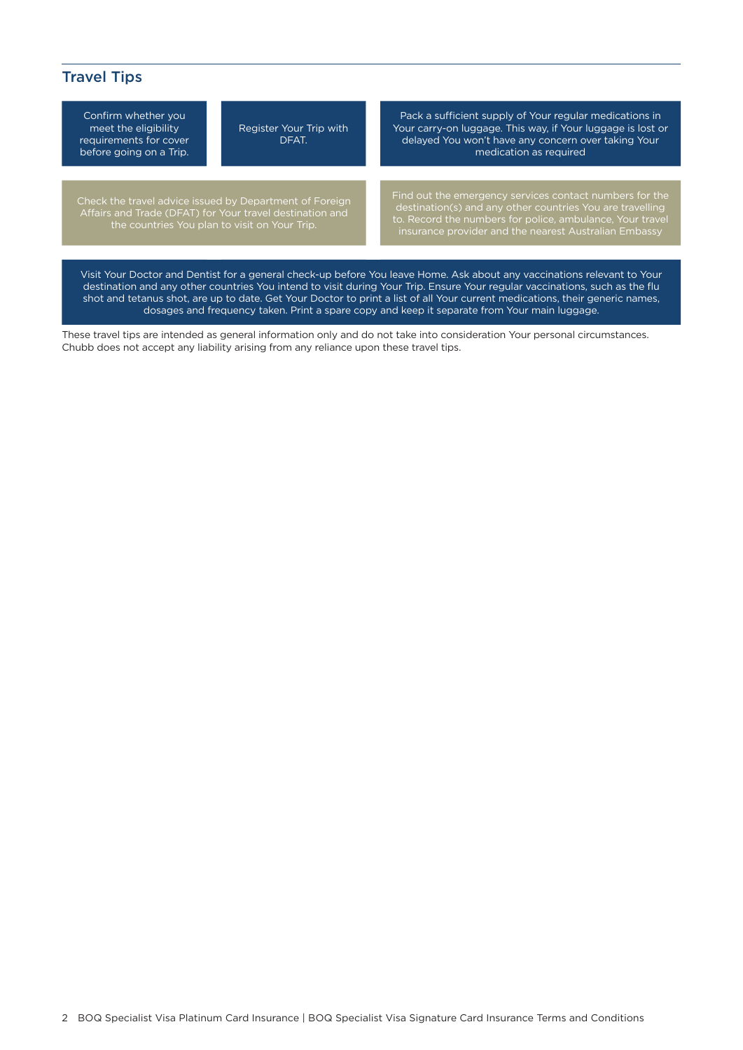## Travel Tips

Confirm whether you meet the eligibility requirements for cover before going on a Trip.

Register Your Trip with DFAT.

Pack a sufficient supply of Your regular medications in Your carry-on luggage. This way, if Your luggage is lost or delayed You won't have any concern over taking Your medication as required

Check the travel advice issued by Department of Foreign Affairs and Trade (DFAT) for Your travel destination and the countries You plan to visit on Your Trip.

Find out the emergency services contact numbers for the destination(s) and any other countries You are travelling to. Record the numbers for police, ambulance, Your travel insurance provider and the nearest Australian Embassy

Visit Your Doctor and Dentist for a general check-up before You leave Home. Ask about any vaccinations relevant to Your destination and any other countries You intend to visit during Your Trip. Ensure Your regular vaccinations, such as the flu shot and tetanus shot, are up to date. Get Your Doctor to print a list of all Your current medications, their generic names, dosages and frequency taken. Print a spare copy and keep it separate from Your main luggage.

These travel tips are intended as general information only and do not take into consideration Your personal circumstances. Chubb does not accept any liability arising from any reliance upon these travel tips.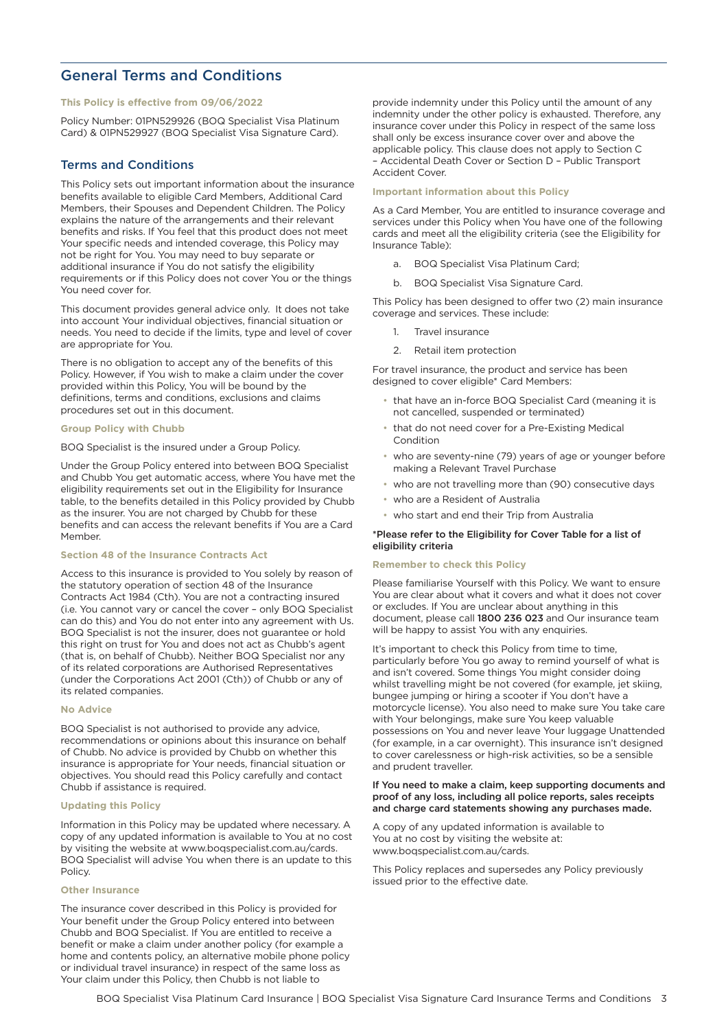# General Terms and Conditions

### This Policy is effective from 09/06/2022

Policy Number: 01PN529926 (BOQ Specialist Visa Platinum Card) & 01PN529927 (BOQ Specialist Visa Signature Card).

## Terms and Conditions

This Policy sets out important information about the insurance benefits available to eligible Card Members, Additional Card Members, their Spouses and Dependent Children. The Policy explains the nature of the arrangements and their relevant benefits and risks. If You feel that this product does not meet Your specific needs and intended coverage, this Policy may not be right for You. You may need to buy separate or additional insurance if You do not satisfy the eligibility requirements or if this Policy does not cover You or the things You need cover for.

This document provides general advice only. It does not take into account Your individual objectives, financial situation or needs. You need to decide if the limits, type and level of cover are appropriate for You.

There is no obligation to accept any of the benefits of this Policy. However, if You wish to make a claim under the cover provided within this Policy, You will be bound by the definitions, terms and conditions, exclusions and claims procedures set out in this document.

### Group Policy with Chubb

BOQ Specialist is the insured under a Group Policy.

Under the Group Policy entered into between BOQ Specialist and Chubb You get automatic access, where You have met the eligibility requirements set out in the Eligibility for Insurance table, to the benefits detailed in this Policy provided by Chubb as the insurer. You are not charged by Chubb for these benefits and can access the relevant benefits if You are a Card Member.

### Section 48 of the Insurance Contracts Act

Access to this insurance is provided to You solely by reason of the statutory operation of section 48 of the Insurance Contracts Act 1984 (Cth). You are not a contracting insured (i.e. You cannot vary or cancel the cover – only BOQ Specialist can do this) and You do not enter into any agreement with Us. BOQ Specialist is not the insurer, does not guarantee or hold this right on trust for You and does not act as Chubb's agent (that is, on behalf of Chubb). Neither BOQ Specialist nor any of its related corporations are Authorised Representatives (under the Corporations Act 2001 (Cth)) of Chubb or any of its related companies.

### No Advice

BOQ Specialist is not authorised to provide any advice, recommendations or opinions about this insurance on behalf of Chubb. No advice is provided by Chubb on whether this insurance is appropriate for Your needs, financial situation or objectives. You should read this Policy carefully and contact Chubb if assistance is required.

### Updating this Policy

Information in this Policy may be updated where necessary. A copy of any updated information is available to You at no cost by visiting the website at www.boqspecialist.com.au/cards. BOQ Specialist will advise You when there is an update to this Policy.

### Other Insurance

The insurance cover described in this Policy is provided for Your benefit under the Group Policy entered into between Chubb and BOQ Specialist. If You are entitled to receive a benefit or make a claim under another policy (for example a home and contents policy, an alternative mobile phone policy or individual travel insurance) in respect of the same loss as Your claim under this Policy, then Chubb is not liable to provide indemnity under this Policy until the amount of any indemnity under the other policy is exhausted. Therefore, any insurance cover under this Policy in respect of the same loss shall only be excess insurance cover over and above the applicable policy. This clause does not apply to Section C – Accidental Death Cover or Section D – Public Transport Accident Cover.

### Important information about this Policy

As a Card Member, You are entitled to insurance coverage and services under this Policy when You have one of the following cards and meet all the eligibility criteria (see the Eligibility for Insurance Table):

a. BOQ Specialist Visa Platinum Card;

b. BOQ Specialist Visa Signature Card.

This Policy has been designed to offer two (2) main insurance coverage and services. These include:

1. Travel insurance
2. Retail item protection

For travel insurance, the product and service has been designed to cover eligible* Card Members:

- that have an in-force BOQ Specialist Card (meaning it is not cancelled, suspended or terminated)
- that do not need cover for a Pre-Existing Medical Condition
- who are seventy-nine (79) years of age or younger before making a Relevant Travel Purchase
- who are not travelling more than ninety (90) consecutive days
- who are a Resident of Australia
- who start and end their Trip from Australia

**\*Please refer to the Eligibility for Cover Table for a list of eligibility criteria**

### Remember to check this Policy

Please familiarise Yourself with this Policy. We want to ensure You are clear about what it covers and what it does not cover or excludes. If You are unclear about anything in this document, please call **1800 236 023** and Our insurance team will be happy to assist You with any enquiries.

It's important to check this Policy from time to time, particularly before You go away to remind yourself of what is and isn't covered. Some things You might consider doing whilst travelling might be not covered (for example, jet skiing, bungee jumping or hiring a scooter if You don't have a motorcycle license). You also need to make sure You take care with Your belongings, make sure You keep valuable possessions on You and never leave Your luggage Unattended (for example, in a car overnight). This insurance isn't designed to cover carelessness or high-risk activities, so be a sensible and prudent traveller.

**If You need to make a claim, keep supporting documents and proof of any loss, including all police reports, sales receipts and charge card statements showing any purchases made.**

A copy of any updated information is available to You at no cost by visiting the website at: www.boqspecialist.com.au/cards.

This Policy replaces and supersedes any Policy previously issued prior to the effective date.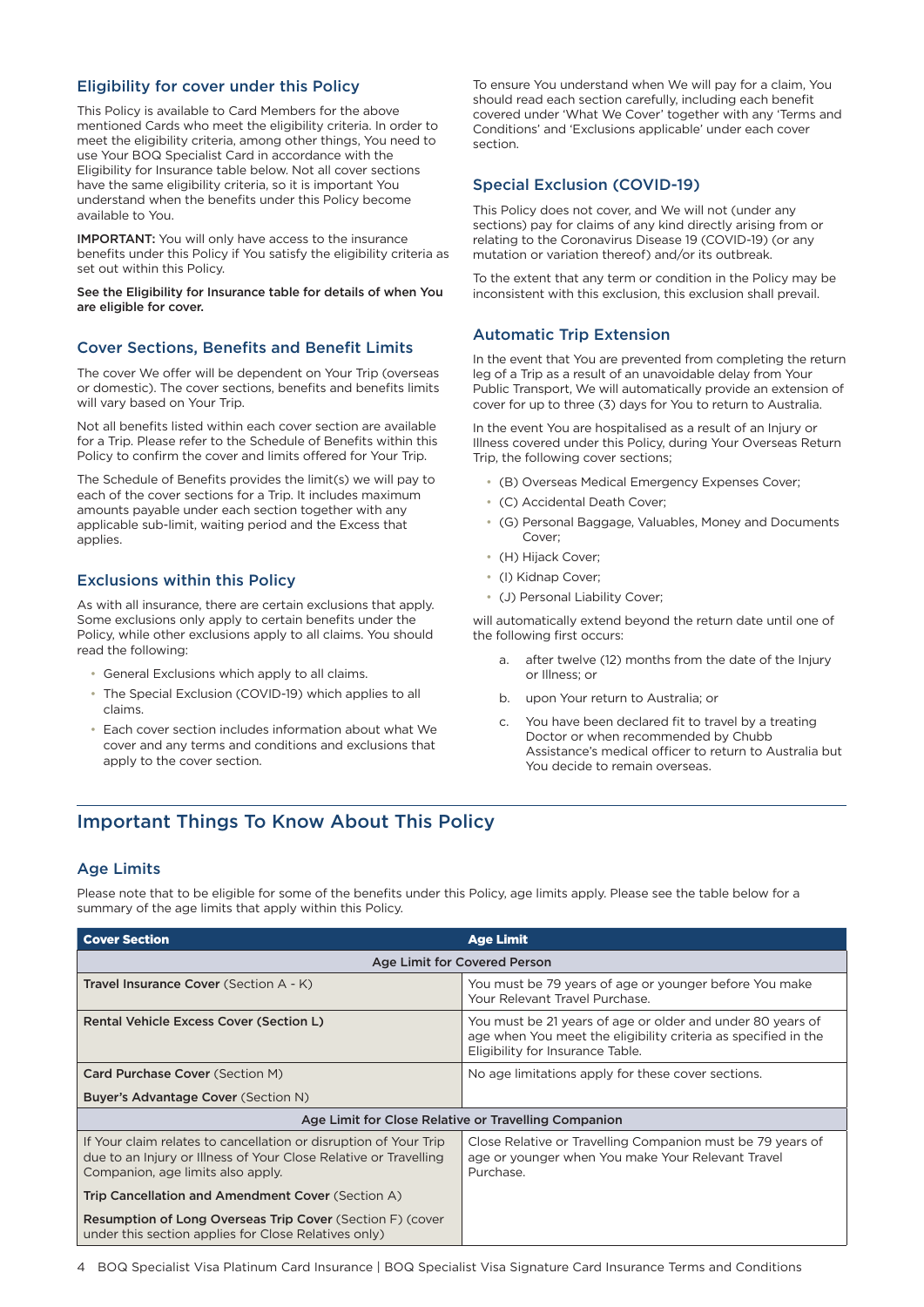## Eligibility for cover under this Policy

This Policy is available to Card Members for the above mentioned Cards who meet the eligibility criteria. In order to meet the eligibility criteria, among other things, You need to use Your BOQ Specialist Card in accordance with the Eligibility for Insurance table below. Not all cover sections have the same eligibility criteria, so it is important You understand when the benefits under this Policy become available to You.

**IMPORTANT:** You will only have access to the insurance benefits under this Policy if You satisfy the eligibility criteria as set out within this Policy.

**See the Eligibility for Insurance table for details of when You are eligible for cover.**

## Cover Sections, Benefits and Benefit Limits

The cover We offer will be dependent on Your Trip (overseas or domestic). The cover sections, benefits and benefits limits will vary based on Your Trip.

Not all benefits listed within each cover section are available for a Trip. Please refer to the Schedule of Benefits within this Policy to confirm the cover and limits offered for Your Trip.

The Schedule of Benefits provides the limit(s) we will pay to each of the cover sections for a Trip. It includes maximum amounts payable under each section together with any applicable sub-limit, waiting period and the Excess that applies.

## Exclusions within this Policy

As with all insurance, there are certain exclusions that apply. Some exclusions only apply to certain benefits under the Policy, while other exclusions apply to all claims. You should read the following:

- General Exclusions which apply to all claims.
- The Special Exclusion (COVID-19) which applies to all claims.
- Each cover section includes information about what We cover and any terms and conditions and exclusions that apply to the cover section.

To ensure You understand when We will pay for a claim, You should read each section carefully, including each benefit covered under 'What We Cover' together with any 'Terms and Conditions' and 'Exclusions applicable' under each cover section.

## Special Exclusion (COVID-19)

This Policy does not cover, and We will not (under any sections) pay for claims of any kind directly arising from or relating to the Coronavirus Disease 19 (COVID-19) (or any mutation or variation thereof) and/or its outbreak.

To the extent that any term or condition in the Policy may be inconsistent with this exclusion, this exclusion shall prevail.

## Automatic Trip Extension

In the event that You are prevented from completing the return leg of a Trip as a result of an unavoidable delay from Your Public Transport, We will automatically provide an extension of cover for up to three (3) days for You to return to Australia.

In the event You are hospitalised as a result of an Injury or Illness covered under this Policy, during Your Overseas Return Trip, the following cover sections;

- (B) Overseas Medical Emergency Expenses Cover;
- (C) Accidental Death Cover;
- (G) Personal Baggage, Valuables, Money and Documents Cover;
- (H) Hijack Cover;
- (I) Kidnap Cover;
- (J) Personal Liability Cover;

will automatically extend beyond the return date until one of the following first occurs:

a. after twelve (12) months from the date of the Injury or Illness; or

b. upon Your return to Australia; or

c. You have been declared fit to travel by a treating Doctor or when recommended by Chubb Assistance's medical officer to return to Australia but You decide to remain overseas.

# Important Things To Know About This Policy

## Age Limits

Please note that to be eligible for some of the benefits under this Policy, age limits apply. Please see the table below for a summary of the age limits that apply within this Policy.

| Cover Section | Age Limit |
|---|---|
| **Age Limit for Covered Person** | |
| **Travel Insurance Cover** (Section A - K) | You must be 79 years of age or younger before You make Your Relevant Travel Purchase. |
| **Rental Vehicle Excess Cover (Section L)** | You must be 21 years of age or older and under 80 years of age when You meet the eligibility criteria as specified in the Eligibility for Insurance Table. |
| **Card Purchase Cover** (Section M)<br>**Buyer's Advantage Cover** (Section N) | No age limitations apply for these cover sections. |
| **Age Limit for Close Relative or Travelling Companion** | |
| If Your claim relates to cancellation or disruption of Your Trip due to an Injury or Illness of Your Close Relative or Travelling Companion, age limits also apply.<br>**Trip Cancellation and Amendment Cover** (Section A)<br>**Resumption of Long Overseas Trip Cover** (Section F) (cover under this section applies for Close Relatives only) | Close Relative or Travelling Companion must be 79 years of age or younger when You make Your Relevant Travel Purchase. |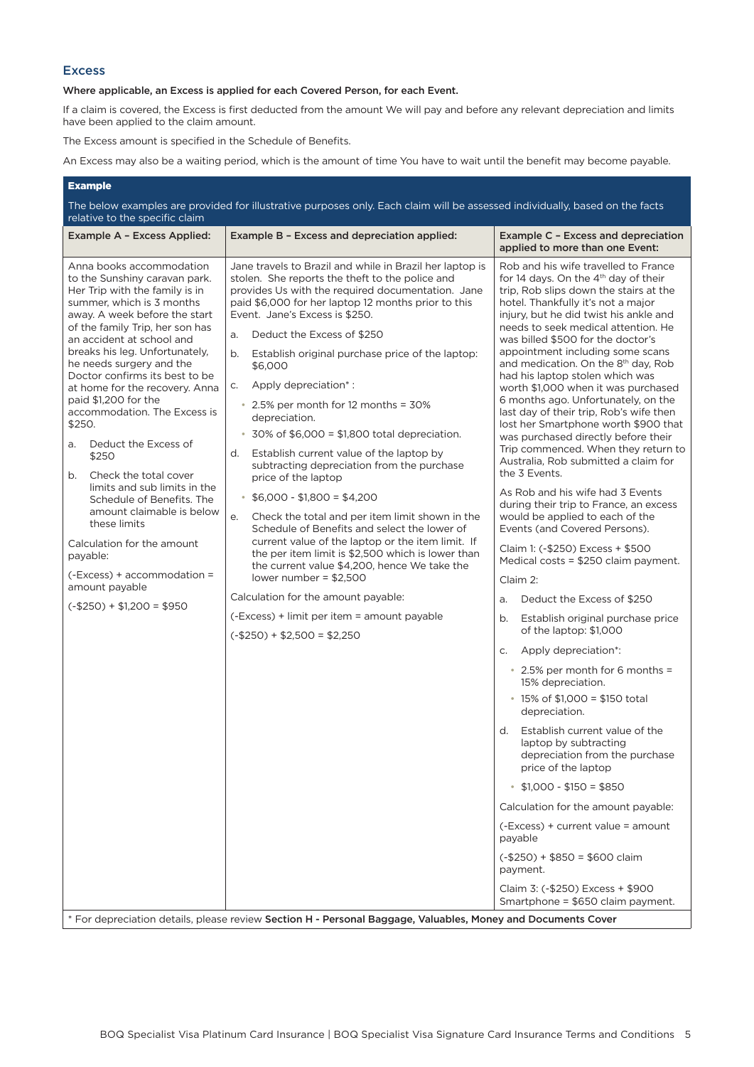## Excess

**Where applicable, an Excess is applied for each Covered Person, for each Event.**

If a claim is covered, the Excess is first deducted from the amount We will pay and before any relevant depreciation and limits have been applied to the claim amount.

The Excess amount is specified in the Schedule of Benefits.

An Excess may also be a waiting period, which is the amount of time You have to wait until the benefit may become payable.

**Example**

The below examples are provided for illustrative purposes only. Each claim will be assessed individually, based on the facts relative to the specific claim

| Example A – Excess Applied: | Example B – Excess and depreciation applied: | Example C – Excess and depreciation applied to more than one Event: |
|---|---|---|
| Anna books accommodation to the Sunshiny caravan park. Her Trip with the family is in summer, which is 3 months away. A week before the start of the family Trip, her son has an accident at school and breaks his leg. Unfortunately, he needs surgery and the Doctor confirms its best to be at home for the recovery. Anna paid $1,200 for the accommodation. The Excess is $250.<br><br>a. Deduct the Excess of $250<br>b. Check the total cover limits and sub limits in the Schedule of Benefits. The amount claimable is below these limits<br><br>Calculation for the amount payable:<br><br>(-Excess) + accommodation = amount payable<br><br>(-$250) + $1,200 = $950 | Jane travels to Brazil and while in Brazil her laptop is stolen. She reports the theft to the police and provides Us with the required documentation. Jane paid $6,000 for her laptop 12 months prior to this Event. Jane's Excess is $250.<br><br>a. Deduct the Excess of $250<br>b. Establish original purchase price of the laptop: $6,000<br>c. Apply depreciation* :<br>• 2.5% per month for 12 months = 30% depreciation.<br>• 30% of $6,000 = $1,800 total depreciation.<br>d. Establish current value of the laptop by subtracting depreciation from the purchase price of the laptop<br>• $6,000 - $1,800 = $4,200<br>e. Check the total and per item limit shown in the Schedule of Benefits and select the lower of current value of the laptop or the item limit. If the per item limit is $2,500 which is lower than the current value $4,200, hence We take the lower number = $2,500<br><br>Calculation for the amount payable:<br><br>(-Excess) + limit per item = amount payable<br><br>(-$250) + $2,500 = $2,250 | Rob and his wife travelled to France for 14 days. On the 4th day of their trip, Rob slips down the stairs at the hotel. Thankfully it's not a major injury, but he did twist his ankle and needs to seek medical attention. He was billed $500 for the doctor's appointment including some scans and medication. On the 8th day, Rob had his laptop stolen which was worth $1,000 when it was purchased 6 months ago. Unfortunately, on the last day of their trip, Rob's wife then lost her Smartphone worth $900 that was purchased directly before their Trip commenced. When they return to Australia, Rob submitted a claim for the 3 Events.<br><br>As Rob and his wife had 3 Events during their trip to France, an excess would be applied to each of the Events (and Covered Persons).<br><br>Claim 1: (-$250) Excess + $500 Medical costs = $250 claim payment.<br><br>Claim 2:<br><br>a. Deduct the Excess of $250<br>b. Establish original purchase price of the laptop: $1,000<br>c. Apply depreciation*:<br>• 2.5% per month for 6 months = 15% depreciation.<br>• 15% of $1,000 = $150 total depreciation.<br>d. Establish current value of the laptop by subtracting depreciation from the purchase price of the laptop<br>• $1,000 - $150 = $850<br><br>Calculation for the amount payable:<br><br>(-Excess) + current value = amount payable<br><br>(-$250) + $850 = $600 claim payment.<br><br>Claim 3: (-$250) Excess + $900 Smartphone = $650 claim payment. |

\* For depreciation details, please review **Section H - Personal Baggage, Valuables, Money and Documents Cover**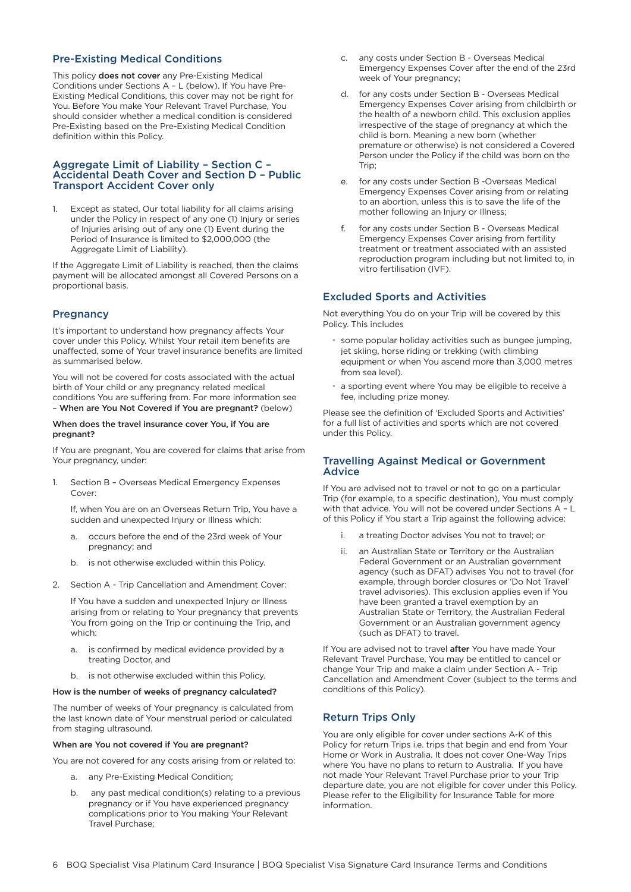## Pre-Existing Medical Conditions

This policy **does not cover** any Pre-Existing Medical Conditions under Sections A – L (below). If You have Pre-Existing Medical Conditions, this cover may not be right for You. Before You make Your Relevant Travel Purchase, You should consider whether a medical condition is considered Pre-Existing based on the Pre-Existing Medical Condition definition within this Policy.

## Aggregate Limit of Liability – Section C – Accidental Death Cover and Section D – Public Transport Accident Cover only

1. Except as stated, Our total liability for all claims arising under the Policy in respect of any one (1) Injury or series of Injuries arising out of any one (1) Event during the Period of Insurance is limited to $2,000,000 (the Aggregate Limit of Liability).

If the Aggregate Limit of Liability is reached, then the claims payment will be allocated amongst all Covered Persons on a proportional basis.

## Pregnancy

It's important to understand how pregnancy affects Your cover under this Policy. Whilst Your retail item benefits are unaffected, some of Your travel insurance benefits are limited as summarised below.

You will not be covered for costs associated with the actual birth of Your child or any pregnancy related medical conditions You are suffering from. For more information see – **When are You Not Covered if You are pregnant?** (below)

**When does the travel insurance cover You, if You are pregnant?**

If You are pregnant, You are covered for claims that arise from Your pregnancy, under:

1. Section B – Overseas Medical Emergency Expenses Cover:

   If, when You are on an Overseas Return Trip, You have a sudden and unexpected Injury or Illness which:

   a. occurs before the end of the 23rd week of Your pregnancy; and

   b. is not otherwise excluded within this Policy.

2. Section A - Trip Cancellation and Amendment Cover:

   If You have a sudden and unexpected Injury or Illness arising from or relating to Your pregnancy that prevents You from going on the Trip or continuing the Trip, and which:

   a. is confirmed by medical evidence provided by a treating Doctor, and

   b. is not otherwise excluded within this Policy.

**How is the number of weeks of pregnancy calculated?**

The number of weeks of Your pregnancy is calculated from the last known date of Your menstrual period or calculated from staging ultrasound.

**When are You not covered if You are pregnant?**

You are not covered for any costs arising from or related to:

a. any Pre-Existing Medical Condition;

b. any past medical condition(s) relating to a previous pregnancy or if You have experienced pregnancy complications prior to You making Your Relevant Travel Purchase;

c. any costs under Section B - Overseas Medical Emergency Expenses Cover after the end of the 23rd week of Your pregnancy;

d. for any costs under Section B - Overseas Medical Emergency Expenses Cover arising from childbirth or the health of a newborn child. This exclusion applies irrespective of the stage of pregnancy at which the child is born. Meaning a new born (whether premature or otherwise) is not considered a Covered Person under the Policy if the child was born on the Trip;

e. for any costs under Section B -Overseas Medical Emergency Expenses Cover arising from or relating to an abortion, unless this is to save the life of the mother following an Injury or Illness;

f. for any costs under Section B - Overseas Medical Emergency Expenses Cover arising from fertility treatment or treatment associated with an assisted reproduction program including but not limited to, in vitro fertilisation (IVF).

## Excluded Sports and Activities

Not everything You do on your Trip will be covered by this Policy. This includes

- some popular holiday activities such as bungee jumping, jet skiing, horse riding or trekking (with climbing equipment or when You ascend more than 3,000 metres from sea level).
- a sporting event where You may be eligible to receive a fee, including prize money.

Please see the definition of 'Excluded Sports and Activities' for a full list of activities and sports which are not covered under this Policy.

## Travelling Against Medical or Government Advice

If You are advised not to travel or not to go on a particular Trip (for example, to a specific destination), You must comply with that advice. You will not be covered under Sections A – L of this Policy if You start a Trip against the following advice:

i. a treating Doctor advises You not to travel; or

ii. an Australian State or Territory or the Australian Federal Government or an Australian government agency (such as DFAT) advises You not to travel (for example, through border closures or 'Do Not Travel' travel advisories). This exclusion applies even if You have been granted a travel exemption by an Australian State or Territory, the Australian Federal Government or an Australian government agency (such as DFAT) to travel.

If You are advised not to travel **after** You have made Your Relevant Travel Purchase, You may be entitled to cancel or change Your Trip and make a claim under Section A - Trip Cancellation and Amendment Cover (subject to the terms and conditions of this Policy).

## Return Trips Only

You are only eligible for cover under sections A-K of this Policy for return Trips i.e. trips that begin and end from Your Home or Work in Australia. It does not cover One-Way Trips where You have no plans to return to Australia. If you have not made Your Relevant Travel Purchase prior to your Trip departure date, you are not eligible for cover under this Policy. Please refer to the Eligibility for Insurance Table for more information.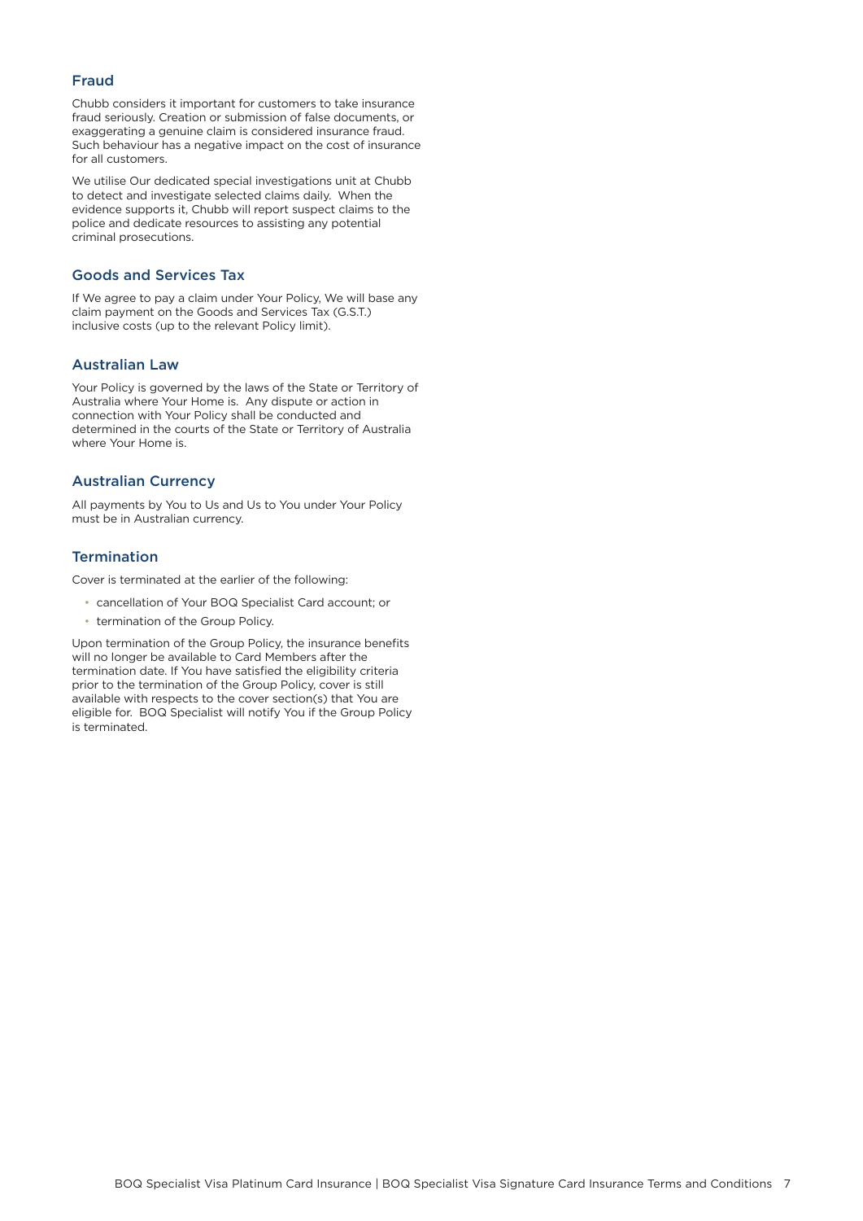### Fraud

Chubb considers it important for customers to take insurance fraud seriously. Creation or submission of false documents, or exaggerating a genuine claim is considered insurance fraud. Such behaviour has a negative impact on the cost of insurance for all customers.

We utilise Our dedicated special investigations unit at Chubb to detect and investigate selected claims daily. When the evidence supports it, Chubb will report suspect claims to the police and dedicate resources to assisting any potential criminal prosecutions.

### Goods and Services Tax

If We agree to pay a claim under Your Policy, We will base any claim payment on the Goods and Services Tax (G.S.T.) inclusive costs (up to the relevant Policy limit).

### Australian Law

Your Policy is governed by the laws of the State or Territory of Australia where Your Home is. Any dispute or action in connection with Your Policy shall be conducted and determined in the courts of the State or Territory of Australia where Your Home is.

### Australian Currency

All payments by You to Us and Us to You under Your Policy must be in Australian currency.

### Termination

Cover is terminated at the earlier of the following:

- cancellation of Your BOQ Specialist Card account; or
- termination of the Group Policy.

Upon termination of the Group Policy, the insurance benefits will no longer be available to Card Members after the termination date. If You have satisfied the eligibility criteria prior to the termination of the Group Policy, cover is still available with respects to the cover section(s) that You are eligible for. BOQ Specialist will notify You if the Group Policy is terminated.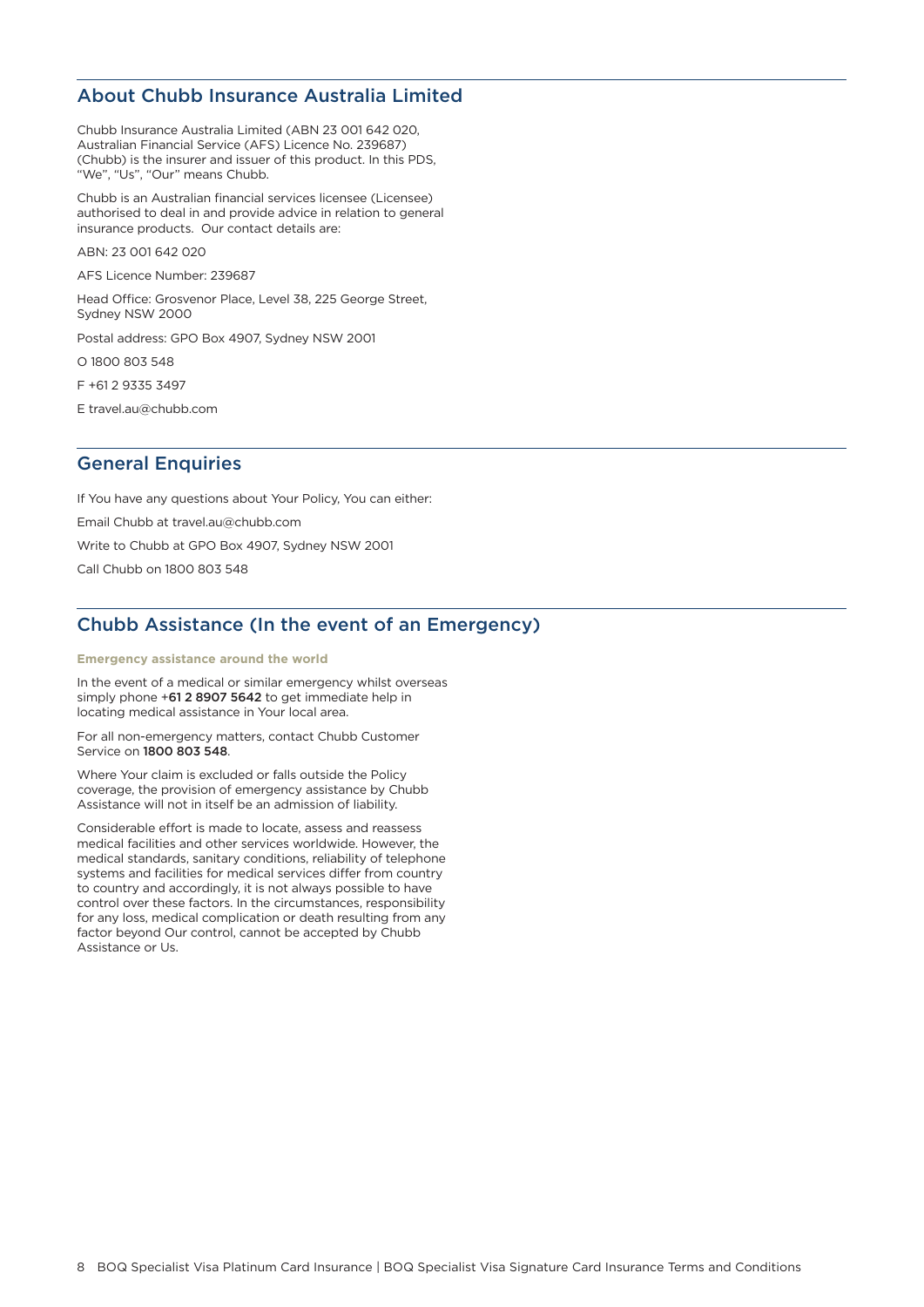## About Chubb Insurance Australia Limited

Chubb Insurance Australia Limited (ABN 23 001 642 020, Australian Financial Service (AFS) Licence No. 239687) (Chubb) is the insurer and issuer of this product. In this PDS, "We", "Us", "Our" means Chubb.

Chubb is an Australian financial services licensee (Licensee) authorised to deal in and provide advice in relation to general insurance products. Our contact details are:

ABN: 23 001 642 020

AFS Licence Number: 239687

Head Office: Grosvenor Place, Level 38, 225 George Street, Sydney NSW 2000

Postal address: GPO Box 4907, Sydney NSW 2001

O 1800 803 548

F +61 2 9335 3497

E travel.au@chubb.com

## General Enquiries

If You have any questions about Your Policy, You can either:

Email Chubb at travel.au@chubb.com

Write to Chubb at GPO Box 4907, Sydney NSW 2001

Call Chubb on 1800 803 548

## Chubb Assistance (In the event of an Emergency)

**Emergency assistance around the world**

In the event of a medical or similar emergency whilst overseas simply phone +**61 2 8907 5642** to get immediate help in locating medical assistance in Your local area.

For all non-emergency matters, contact Chubb Customer Service on **1800 803 548**.

Where Your claim is excluded or falls outside the Policy coverage, the provision of emergency assistance by Chubb Assistance will not in itself be an admission of liability.

Considerable effort is made to locate, assess and reassess medical facilities and other services worldwide. However, the medical standards, sanitary conditions, reliability of telephone systems and facilities for medical services differ from country to country and accordingly, it is not always possible to have control over these factors. In the circumstances, responsibility for any loss, medical complication or death resulting from any factor beyond Our control, cannot be accepted by Chubb Assistance or Us.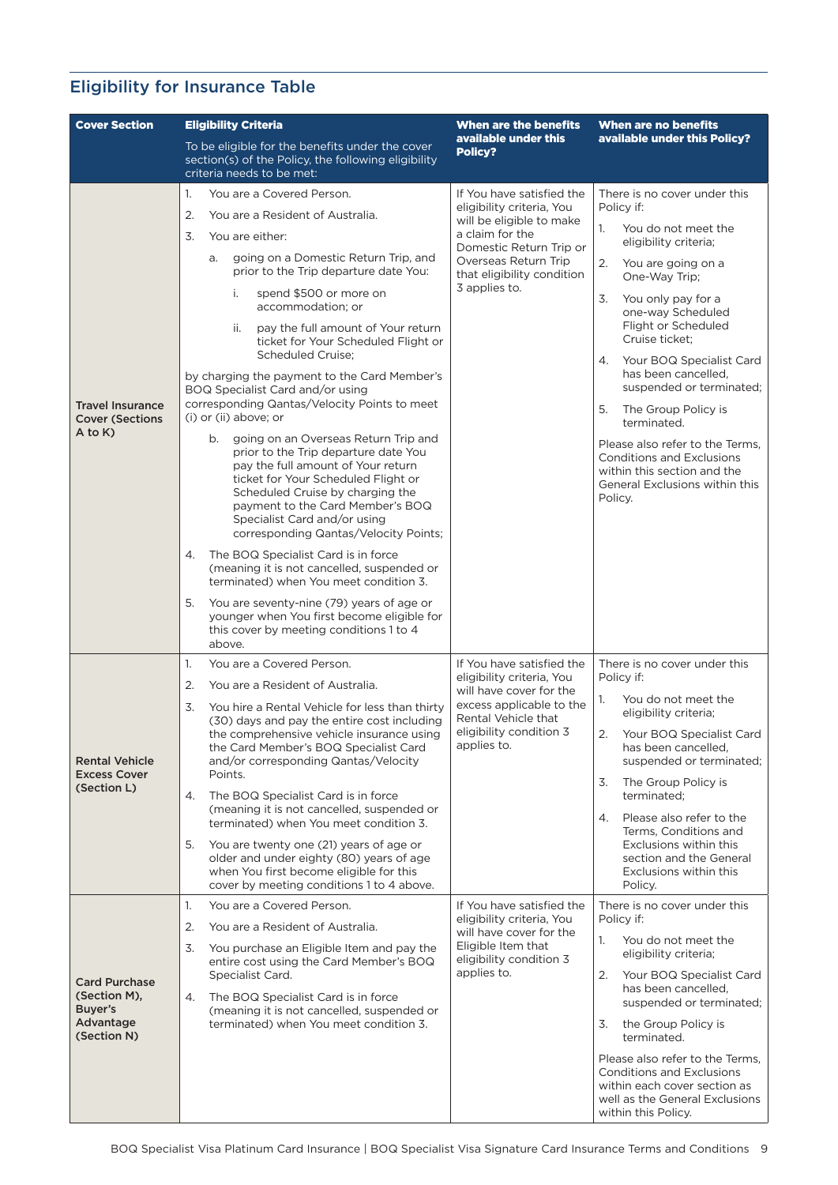## Eligibility for Insurance Table

| Cover Section | Eligibility Criteria<br>To be eligible for the benefits under the cover section(s) of the Policy, the following eligibility criteria needs to be met: | When are the benefits available under this Policy? | When are no benefits available under this Policy? |
|---|---|---|---|
| **Travel Insurance Cover (Sections A to K)** | 1. You are a Covered Person.<br>2. You are a Resident of Australia.<br>3. You are either:<br>a. going on a Domestic Return Trip, and prior to the Trip departure date You:<br>i. spend $500 or more on accommodation; or<br>ii. pay the full amount of Your return ticket for Your Scheduled Flight or Scheduled Cruise;<br>by charging the payment to the Card Member's BOQ Specialist Card and/or using corresponding Qantas/Velocity Points to meet (i) or (ii) above; or<br>b. going on an Overseas Return Trip and prior to the Trip departure date You pay the full amount of Your return ticket for Your Scheduled Flight or Scheduled Cruise by charging the payment to the Card Member's BOQ Specialist Card and/or using corresponding Qantas/Velocity Points;<br>4. The BOQ Specialist Card is in force (meaning it is not cancelled, suspended or terminated) when You meet condition 3.<br>5. You are seventy-nine (79) years of age or younger when You first become eligible for this cover by meeting conditions 1 to 4 above. | If You have satisfied the eligibility criteria, You will be eligible to make a claim for the Domestic Return Trip or Overseas Return Trip that eligibility condition 3 applies to. | There is no cover under this Policy if:<br>1. You do not meet the eligibility criteria;<br>2. You are going on a One-Way Trip;<br>3. You only pay for a one-way Scheduled Flight or Scheduled Cruise ticket;<br>4. Your BOQ Specialist Card has been cancelled, suspended or terminated;<br>5. The Group Policy is terminated.<br>Please also refer to the Terms, Conditions and Exclusions within this section and the General Exclusions within this Policy. |
| **Rental Vehicle Excess Cover (Section L)** | 1. You are a Covered Person.<br>2. You are a Resident of Australia.<br>3. You hire a Rental Vehicle for less than thirty (30) days and pay the entire cost including the comprehensive vehicle insurance using the Card Member's BOQ Specialist Card and/or corresponding Qantas/Velocity Points.<br>4. The BOQ Specialist Card is in force (meaning it is not cancelled, suspended or terminated) when You meet condition 3.<br>5. You are twenty one (21) years of age or older and under eighty (80) years of age when You first become eligible for this cover by meeting conditions 1 to 4 above. | If You have satisfied the eligibility criteria, You will have cover for the excess applicable to the Rental Vehicle that eligibility condition 3 applies to. | There is no cover under this Policy if:<br>1. You do not meet the eligibility criteria;<br>2. Your BOQ Specialist Card has been cancelled, suspended or terminated;<br>3. The Group Policy is terminated;<br>4. Please also refer to the Terms, Conditions and Exclusions within this section and the General Exclusions within this Policy. |
| **Card Purchase (Section M), Buyer's Advantage (Section N)** | 1. You are a Covered Person.<br>2. You are a Resident of Australia.<br>3. You purchase an Eligible Item and pay the entire cost using the Card Member's BOQ Specialist Card.<br>4. The BOQ Specialist Card is in force (meaning it is not cancelled, suspended or terminated) when You meet condition 3. | If You have satisfied the eligibility criteria, You will have cover for the Eligible Item that eligibility condition 3 applies to. | There is no cover under this Policy if:<br>1. You do not meet the eligibility criteria;<br>2. Your BOQ Specialist Card has been cancelled, suspended or terminated;<br>3. the Group Policy is terminated.<br>Please also refer to the Terms, Conditions and Exclusions within each cover section as well as the General Exclusions within this Policy. |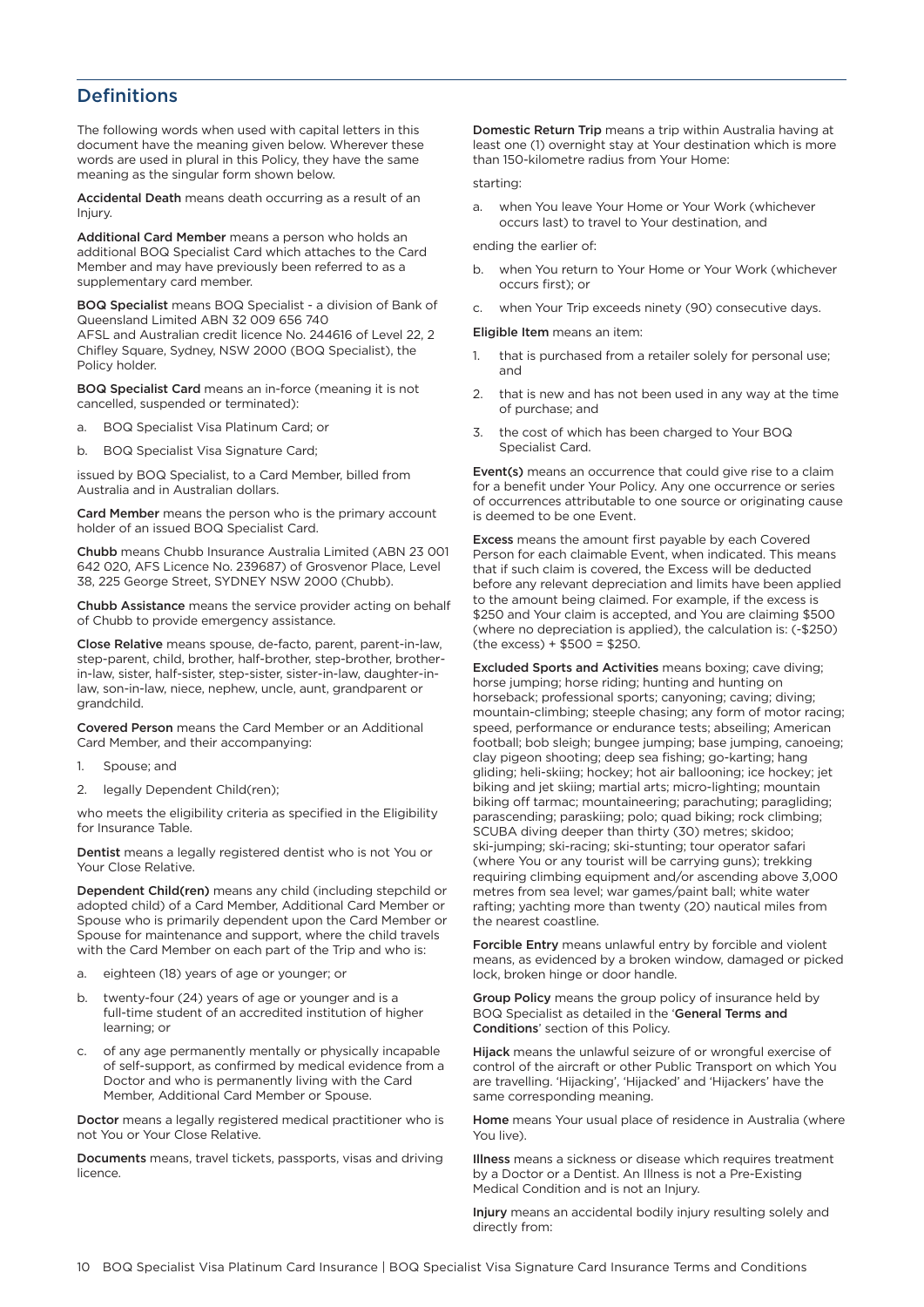## Definitions

The following words when used with capital letters in this document have the meaning given below. Wherever these words are used in plural in this Policy, they have the same meaning as the singular form shown below.

**Accidental Death** means death occurring as a result of an Injury.

**Additional Card Member** means a person who holds an additional BOQ Specialist Card which attaches to the Card Member and may have previously been referred to as a supplementary card member.

**BOQ Specialist** means BOQ Specialist - a division of Bank of Queensland Limited ABN 32 009 656 740
AFSL and Australian credit licence No. 244616 of Level 22, 2 Chifley Square, Sydney, NSW 2000 (BOQ Specialist), the Policy holder.

**BOQ Specialist Card** means an in-force (meaning it is not cancelled, suspended or terminated):

a. BOQ Specialist Visa Platinum Card; or
b. BOQ Specialist Visa Signature Card;

issued by BOQ Specialist, to a Card Member, billed from Australia and in Australian dollars.

**Card Member** means the person who is the primary account holder of an issued BOQ Specialist Card.

**Chubb** means Chubb Insurance Australia Limited (ABN 23 001 642 020, AFS Licence No. 239687) of Grosvenor Place, Level 38, 225 George Street, SYDNEY NSW 2000 (Chubb).

**Chubb Assistance** means the service provider acting on behalf of Chubb to provide emergency assistance.

**Close Relative** means spouse, de-facto, parent, parent-in-law, step-parent, child, brother, half-brother, step-brother, brother-in-law, sister, half-sister, step-sister, sister-in-law, daughter-in-law, son-in-law, niece, nephew, uncle, aunt, grandparent or grandchild.

**Covered Person** means the Card Member or an Additional Card Member, and their accompanying:

1. Spouse; and
2. legally Dependent Child(ren);

who meets the eligibility criteria as specified in the Eligibility for Insurance Table.

**Dentist** means a legally registered dentist who is not You or Your Close Relative.

**Dependent Child(ren)** means any child (including stepchild or adopted child) of a Card Member, Additional Card Member or Spouse who is primarily dependent upon the Card Member or Spouse for maintenance and support, where the child travels with the Card Member on each part of the Trip and who is:

a. eighteen (18) years of age or younger; or
b. twenty-four (24) years of age or younger and is a full-time student of an accredited institution of higher learning; or
c. of any age permanently mentally or physically incapable of self-support, as confirmed by medical evidence from a Doctor and who is permanently living with the Card Member, Additional Card Member or Spouse.

**Doctor** means a legally registered medical practitioner who is not You or Your Close Relative.

**Documents** means, travel tickets, passports, visas and driving licence.

**Domestic Return Trip** means a trip within Australia having at least one (1) overnight stay at Your destination which is more than 150-kilometre radius from Your Home:

starting:

a. when You leave Your Home or Your Work (whichever occurs last) to travel to Your destination, and

ending the earlier of:

b. when You return to Your Home or Your Work (whichever occurs first); or
c. when Your Trip exceeds ninety (90) consecutive days.

**Eligible Item** means an item:

1. that is purchased from a retailer solely for personal use; and
2. that is new and has not been used in any way at the time of purchase; and
3. the cost of which has been charged to Your BOQ Specialist Card.

**Event(s)** means an occurrence that could give rise to a claim for a benefit under Your Policy. Any one occurrence or series of occurrences attributable to one source or originating cause is deemed to be one Event.

**Excess** means the amount first payable by each Covered Person for each claimable Event, when indicated. This means that if such claim is covered, the Excess will be deducted before any relevant depreciation and limits have been applied to the amount being claimed. For example, if the excess is $250 and Your claim is accepted, and You are claiming $500 (where no depreciation is applied), the calculation is: (-$250) (the excess) + $500 = $250.

**Excluded Sports and Activities** means boxing; cave diving; horse jumping; horse riding; hunting and hunting on horseback; professional sports; canyoning; caving; diving; mountain-climbing; steeple chasing; any form of motor racing; speed, performance or endurance tests; abseiling; American football; bob sleigh; bungee jumping; base jumping, canoeing; clay pigeon shooting; deep sea fishing; go-karting; hang gliding; heli-skiing; hockey; hot air ballooning; ice hockey; jet biking and jet skiing; martial arts; micro-lighting; mountain biking off tarmac; mountaineering; parachuting; paragliding; parascending; paraskiing; polo; quad biking; rock climbing; SCUBA diving deeper than thirty (30) metres; skidoo; ski-jumping; ski-racing; ski-stunting; tour operator safari (where You or any tourist will be carrying guns); trekking requiring climbing equipment and/or ascending above 3,000 metres from sea level; war games/paint ball; white water rafting; yachting more than twenty (20) nautical miles from the nearest coastline.

**Forcible Entry** means unlawful entry by forcible and violent means, as evidenced by a broken window, damaged or picked lock, broken hinge or door handle.

**Group Policy** means the group policy of insurance held by BOQ Specialist as detailed in the '**General Terms and Conditions**' section of this Policy.

**Hijack** means the unlawful seizure of or wrongful exercise of control of the aircraft or other Public Transport on which You are travelling. 'Hijacking', 'Hijacked' and 'Hijackers' have the same corresponding meaning.

**Home** means Your usual place of residence in Australia (where You live).

**Illness** means a sickness or disease which requires treatment by a Doctor or a Dentist. An Illness is not a Pre-Existing Medical Condition and is not an Injury.

**Injury** means an accidental bodily injury resulting solely and directly from: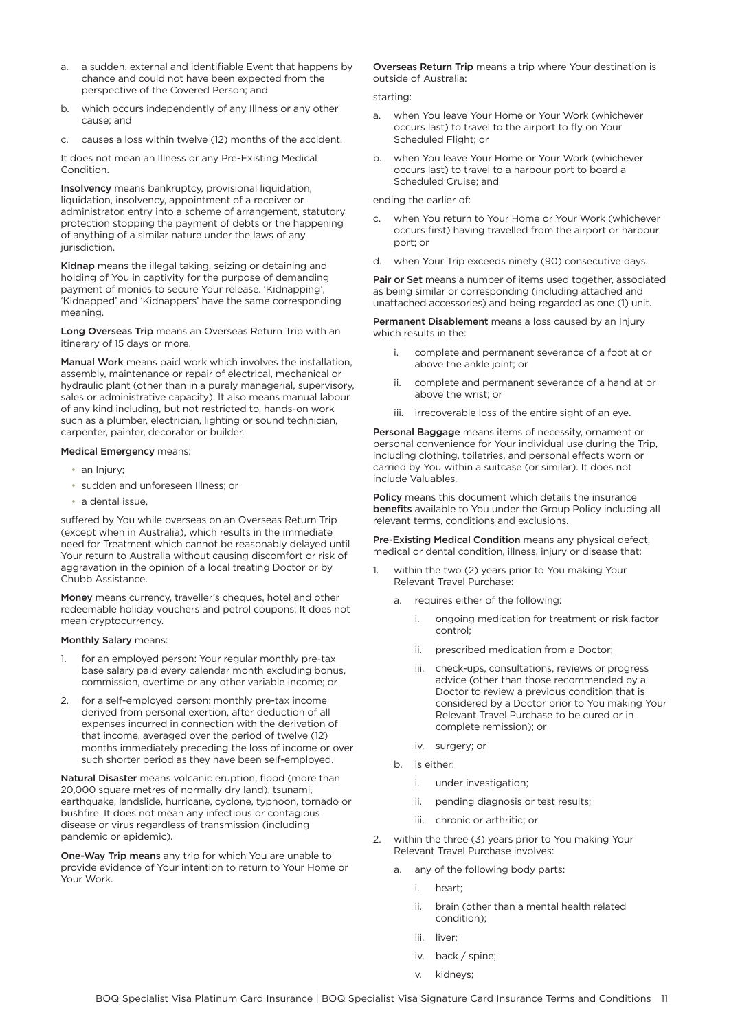a. a sudden, external and identifiable Event that happens by chance and could not have been expected from the perspective of the Covered Person; and

b. which occurs independently of any Illness or any other cause; and

c. causes a loss within twelve (12) months of the accident.

It does not mean an Illness or any Pre-Existing Medical Condition.

**Insolvency** means bankruptcy, provisional liquidation, liquidation, insolvency, appointment of a receiver or administrator, entry into a scheme of arrangement, statutory protection stopping the payment of debts or the happening of anything of a similar nature under the laws of any jurisdiction.

**Kidnap** means the illegal taking, seizing or detaining and holding of You in captivity for the purpose of demanding payment of monies to secure Your release. 'Kidnapping', 'Kidnapped' and 'Kidnappers' have the same corresponding meaning.

**Long Overseas Trip** means an Overseas Return Trip with an itinerary of 15 days or more.

**Manual Work** means paid work which involves the installation, assembly, maintenance or repair of electrical, mechanical or hydraulic plant (other than in a purely managerial, supervisory, sales or administrative capacity). It also means manual labour of any kind including, but not restricted to, hands-on work such as a plumber, electrician, lighting or sound technician, carpenter, painter, decorator or builder.

**Medical Emergency** means:

- an Injury;
- sudden and unforeseen Illness; or
- a dental issue,

suffered by You while overseas on an Overseas Return Trip (except when in Australia), which results in the immediate need for Treatment which cannot be reasonably delayed until Your return to Australia without causing discomfort or risk of aggravation in the opinion of a local treating Doctor or by Chubb Assistance.

**Money** means currency, traveller's cheques, hotel and other redeemable holiday vouchers and petrol coupons. It does not mean cryptocurrency.

**Monthly Salary** means:

1. for an employed person: Your regular monthly pre-tax base salary paid every calendar month excluding bonus, commission, overtime or any other variable income; or
2. for a self-employed person: monthly pre-tax income derived from personal exertion, after deduction of all expenses incurred in connection with the derivation of that income, averaged over the period of twelve (12) months immediately preceding the loss of income or over such shorter period as they have been self-employed.

**Natural Disaster** means volcanic eruption, flood (more than 20,000 square metres of normally dry land), tsunami, earthquake, landslide, hurricane, cyclone, typhoon, tornado or bushfire. It does not mean any infectious or contagious disease or virus regardless of transmission (including pandemic or epidemic).

**One-Way Trip means** any trip for which You are unable to provide evidence of Your intention to return to Your Home or Your Work.

**Overseas Return Trip** means a trip where Your destination is outside of Australia:

starting:

a. when You leave Your Home or Your Work (whichever occurs last) to travel to the airport to fly on Your Scheduled Flight; or

b. when You leave Your Home or Your Work (whichever occurs last) to travel to a harbour port to board a Scheduled Cruise; and

ending the earlier of:

c. when You return to Your Home or Your Work (whichever occurs first) having travelled from the airport or harbour port; or

d. when Your Trip exceeds ninety (90) consecutive days.

**Pair or Set** means a number of items used together, associated as being similar or corresponding (including attached and unattached accessories) and being regarded as one (1) unit.

**Permanent Disablement** means a loss caused by an Injury which results in the:

i. complete and permanent severance of a foot at or above the ankle joint; or

ii. complete and permanent severance of a hand at or above the wrist; or

iii. irrecoverable loss of the entire sight of an eye.

**Personal Baggage** means items of necessity, ornament or personal convenience for Your individual use during the Trip, including clothing, toiletries, and personal effects worn or carried by You within a suitcase (or similar). It does not include Valuables.

**Policy** means this document which details the insurance **benefits** available to You under the Group Policy including all relevant terms, conditions and exclusions.

**Pre-Existing Medical Condition** means any physical defect, medical or dental condition, illness, injury or disease that:

1. within the two (2) years prior to You making Your Relevant Travel Purchase:
   a. requires either of the following:
      i. ongoing medication for treatment or risk factor control;
      ii. prescribed medication from a Doctor;
      iii. check-ups, consultations, reviews or progress advice (other than those recommended by a Doctor to review a previous condition that is considered by a Doctor prior to You making Your Relevant Travel Purchase to be cured or in complete remission); or
      iv. surgery; or
   b. is either:
      i. under investigation;
      ii. pending diagnosis or test results;
      iii. chronic or arthritic; or
2. within the three (3) years prior to You making Your Relevant Travel Purchase involves:
   a. any of the following body parts:
      i. heart;
      ii. brain (other than a mental health related condition);
      iii. liver;
      iv. back / spine;
      v. kidneys;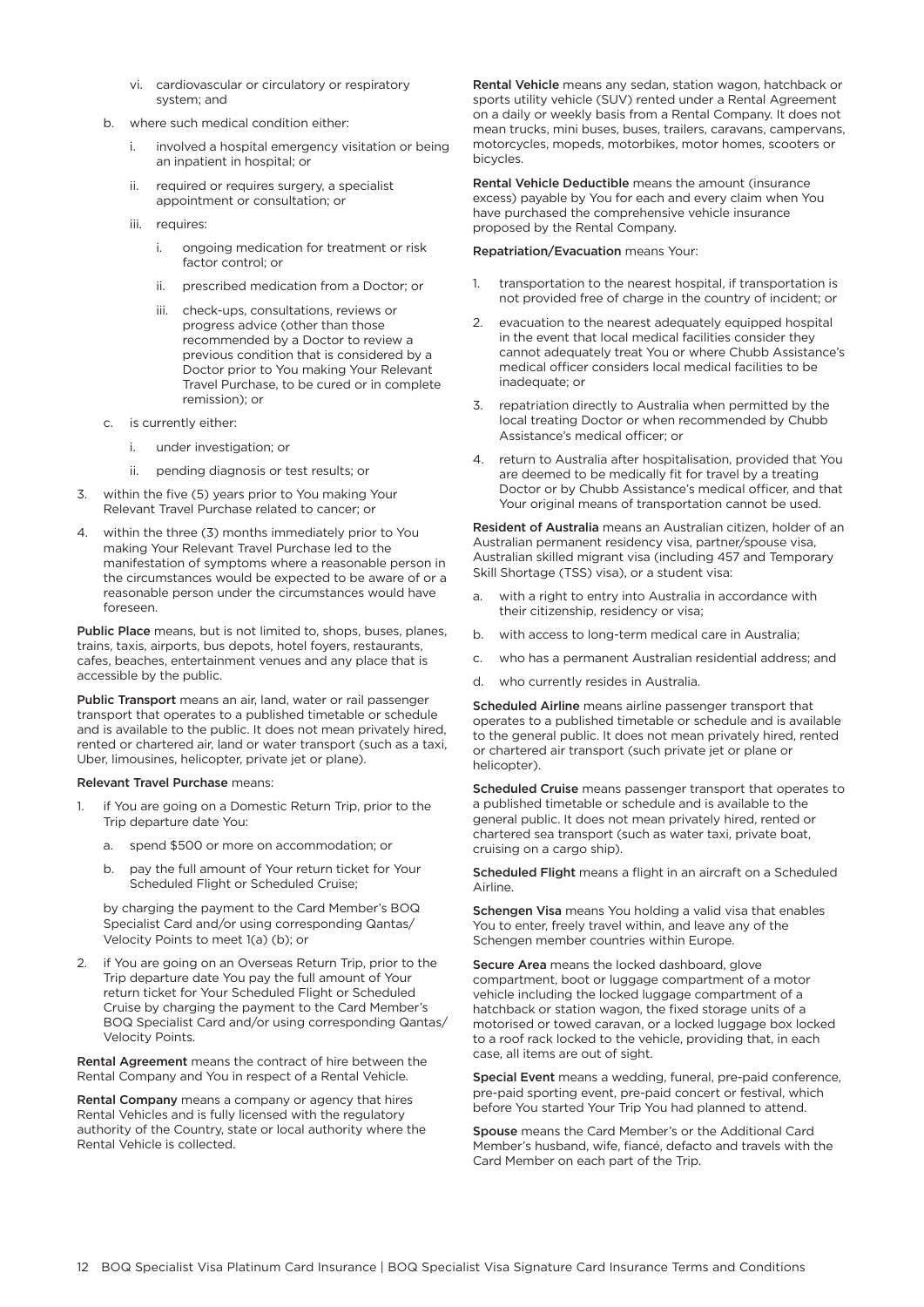vi. cardiovascular or circulatory or respiratory system; and

b. where such medical condition either:

   i. involved a hospital emergency visitation or being an inpatient in hospital; or

   ii. required or requires surgery, a specialist appointment or consultation; or

   iii. requires:

      i. ongoing medication for treatment or risk factor control; or

      ii. prescribed medication from a Doctor; or

      iii. check-ups, consultations, reviews or progress advice (other than those recommended by a Doctor to review a previous condition that is considered by a Doctor prior to You making Your Relevant Travel Purchase, to be cured or in complete remission); or

c. is currently either:

   i. under investigation; or

   ii. pending diagnosis or test results; or

3. within the five (5) years prior to You making Your Relevant Travel Purchase related to cancer; or

4. within the three (3) months immediately prior to You making Your Relevant Travel Purchase led to the manifestation of symptoms where a reasonable person in the circumstances would be expected to be aware of or a reasonable person under the circumstances would have foreseen.

**Public Place** means, but is not limited to, shops, buses, planes, trains, taxis, airports, bus depots, hotel foyers, restaurants, cafes, beaches, entertainment venues and any place that is accessible by the public.

**Public Transport** means an air, land, water or rail passenger transport that operates to a published timetable or schedule and is available to the public. It does not mean privately hired, rented or chartered air, land or water transport (such as a taxi, Uber, limousines, helicopter, private jet or plane).

**Relevant Travel Purchase** means:

1. if You are going on a Domestic Return Trip, prior to the Trip departure date You:

   a. spend $500 or more on accommodation; or

   b. pay the full amount of Your return ticket for Your Scheduled Flight or Scheduled Cruise;

   by charging the payment to the Card Member's BOQ Specialist Card and/or using corresponding Qantas/Velocity Points to meet 1(a) (b); or

2. if You are going on an Overseas Return Trip, prior to the Trip departure date You pay the full amount of Your return ticket for Your Scheduled Flight or Scheduled Cruise by charging the payment to the Card Member's BOQ Specialist Card and/or using corresponding Qantas/Velocity Points.

**Rental Agreement** means the contract of hire between the Rental Company and You in respect of a Rental Vehicle.

**Rental Company** means a company or agency that hires Rental Vehicles and is fully licensed with the regulatory authority of the Country, state or local authority where the Rental Vehicle is collected.

**Rental Vehicle** means any sedan, station wagon, hatchback or sports utility vehicle (SUV) rented under a Rental Agreement on a daily or weekly basis from a Rental Company. It does not mean trucks, mini buses, buses, trailers, caravans, campervans, motorcycles, mopeds, motorbikes, motor homes, scooters or bicycles.

**Rental Vehicle Deductible** means the amount (insurance excess) payable by You for each and every claim when You have purchased the comprehensive vehicle insurance proposed by the Rental Company.

**Repatriation/Evacuation** means Your:

1. transportation to the nearest hospital, if transportation is not provided free of charge in the country of incident; or

2. evacuation to the nearest adequately equipped hospital in the event that local medical facilities consider they cannot adequately treat You or where Chubb Assistance's medical officer considers local medical facilities to be inadequate; or

3. repatriation directly to Australia when permitted by the local treating Doctor or when recommended by Chubb Assistance's medical officer; or

4. return to Australia after hospitalisation, provided that You are deemed to be medically fit for travel by a treating Doctor or by Chubb Assistance's medical officer, and that Your original means of transportation cannot be used.

**Resident of Australia** means an Australian citizen, holder of an Australian permanent residency visa, partner/spouse visa, Australian skilled migrant visa (including 457 and Temporary Skill Shortage (TSS) visa), or a student visa:

a. with a right to entry into Australia in accordance with their citizenship, residency or visa;

b. with access to long-term medical care in Australia;

c. who has a permanent Australian residential address; and

d. who currently resides in Australia.

**Scheduled Airline** means airline passenger transport that operates to a published timetable or schedule and is available to the general public. It does not mean privately hired, rented or chartered air transport (such private jet or plane or helicopter).

**Scheduled Cruise** means passenger transport that operates to a published timetable or schedule and is available to the general public. It does not mean privately hired, rented or chartered sea transport (such as water taxi, private boat, cruising on a cargo ship).

**Scheduled Flight** means a flight in an aircraft on a Scheduled Airline.

**Schengen Visa** means You holding a valid visa that enables You to enter, freely travel within, and leave any of the Schengen member countries within Europe.

**Secure Area** means the locked dashboard, glove compartment, boot or luggage compartment of a motor vehicle including the locked luggage compartment of a hatchback or station wagon, the fixed storage units of a motorised or towed caravan, or a locked luggage box locked to a roof rack locked to the vehicle, providing that, in each case, all items are out of sight.

**Special Event** means a wedding, funeral, pre-paid conference, pre-paid sporting event, pre-paid concert or festival, which before You started Your Trip You had planned to attend.

**Spouse** means the Card Member's or the Additional Card Member's husband, wife, fiancé, defacto and travels with the Card Member on each part of the Trip.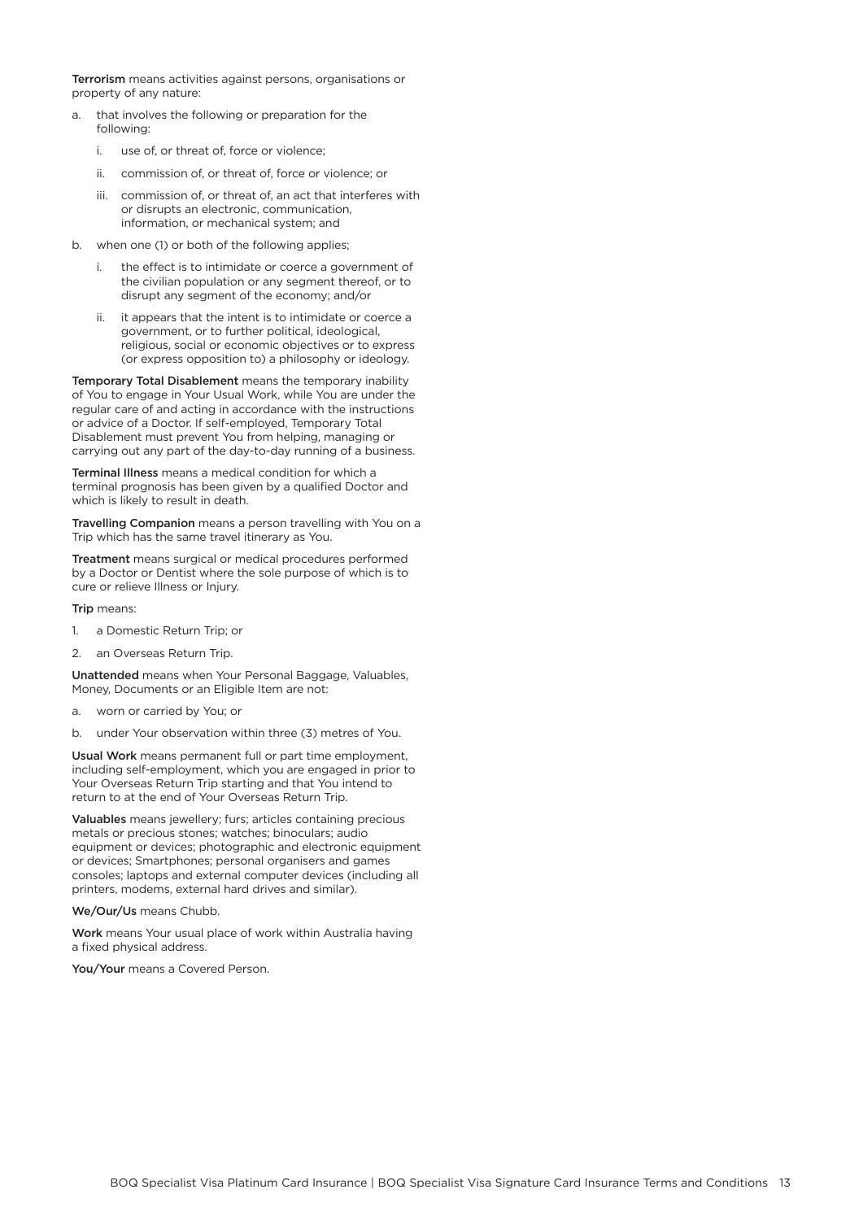**Terrorism** means activities against persons, organisations or property of any nature:

a. that involves the following or preparation for the following:

   i. use of, or threat of, force or violence;

   ii. commission of, or threat of, force or violence; or

   iii. commission of, or threat of, an act that interferes with or disrupts an electronic, communication, information, or mechanical system; and

b. when one (1) or both of the following applies;

   i. the effect is to intimidate or coerce a government of the civilian population or any segment thereof, or to disrupt any segment of the economy; and/or

   ii. it appears that the intent is to intimidate or coerce a government, or to further political, ideological, religious, social or economic objectives or to express (or express opposition to) a philosophy or ideology.

**Temporary Total Disablement** means the temporary inability of You to engage in Your Usual Work, while You are under the regular care of and acting in accordance with the instructions or advice of a Doctor. If self-employed, Temporary Total Disablement must prevent You from helping, managing or carrying out any part of the day-to-day running of a business.

**Terminal Illness** means a medical condition for which a terminal prognosis has been given by a qualified Doctor and which is likely to result in death.

**Travelling Companion** means a person travelling with You on a Trip which has the same travel itinerary as You.

**Treatment** means surgical or medical procedures performed by a Doctor or Dentist where the sole purpose of which is to cure or relieve Illness or Injury.

**Trip** means:

1. a Domestic Return Trip; or
2. an Overseas Return Trip.

**Unattended** means when Your Personal Baggage, Valuables, Money, Documents or an Eligible Item are not:

a. worn or carried by You; or

b. under Your observation within three (3) metres of You.

**Usual Work** means permanent full or part time employment, including self-employment, which you are engaged in prior to Your Overseas Return Trip starting and that You intend to return to at the end of Your Overseas Return Trip.

**Valuables** means jewellery; furs; articles containing precious metals or precious stones; watches; binoculars; audio equipment or devices; photographic and electronic equipment or devices; Smartphones; personal organisers and games consoles; laptops and external computer devices (including all printers, modems, external hard drives and similar).

**We/Our/Us** means Chubb.

**Work** means Your usual place of work within Australia having a fixed physical address.

**You/Your** means a Covered Person.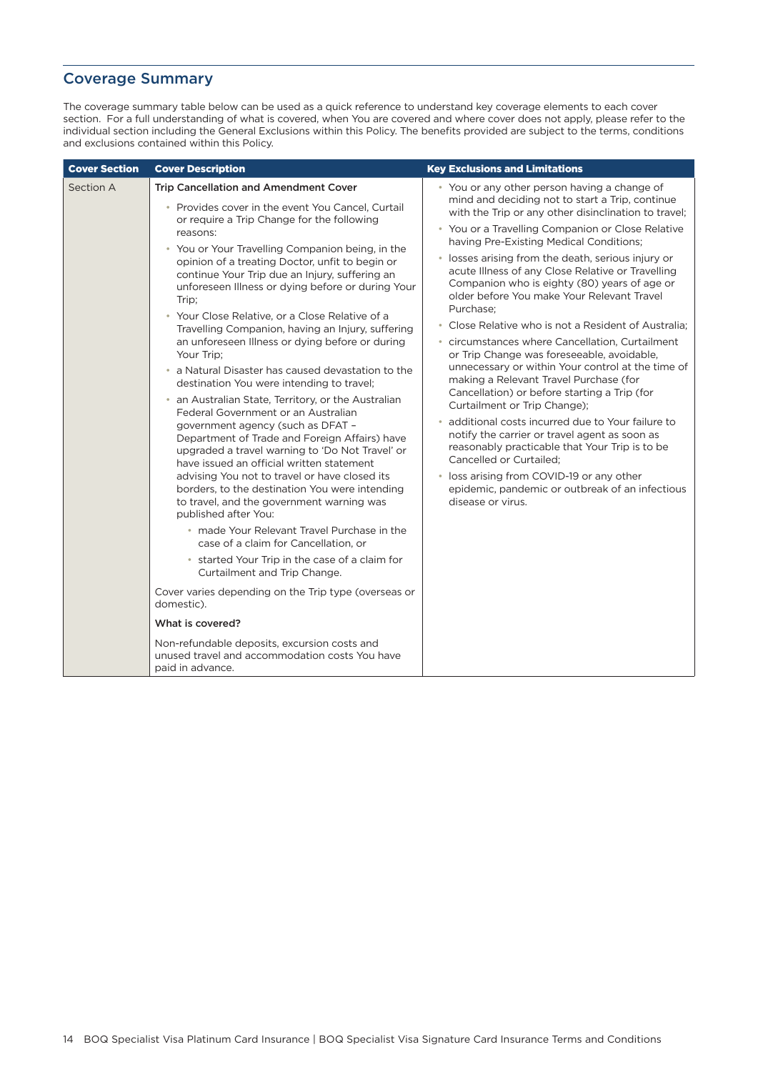## Coverage Summary

The coverage summary table below can be used as a quick reference to understand key coverage elements to each cover section. For a full understanding of what is covered, when You are covered and where cover does not apply, please refer to the individual section including the General Exclusions within this Policy. The benefits provided are subject to the terms, conditions and exclusions contained within this Policy.

| Cover Section | Cover Description | Key Exclusions and Limitations |
|---|---|---|
| Section A | **Trip Cancellation and Amendment Cover**<br>• Provides cover in the event You Cancel, Curtail or require a Trip Change for the following reasons:<br>• You or Your Travelling Companion being, in the opinion of a treating Doctor, unfit to begin or continue Your Trip due an Injury, suffering an unforeseen Illness or dying before or during Your Trip;<br>• Your Close Relative, or a Close Relative of a Travelling Companion, having an Injury, suffering an unforeseen Illness or dying before or during Your Trip;<br>• a Natural Disaster has caused devastation to the destination You were intending to travel;<br>• an Australian State, Territory, or the Australian Federal Government or an Australian government agency (such as DFAT – Department of Trade and Foreign Affairs) have upgraded a travel warning to 'Do Not Travel' or have issued an official written statement advising You not to travel or have closed its borders, to the destination You were intending to travel, and the government warning was published after You:<br>  • made Your Relevant Travel Purchase in the case of a claim for Cancellation, or<br>  • started Your Trip in the case of a claim for Curtailment and Trip Change.<br>Cover varies depending on the Trip type (overseas or domestic).<br>**What is covered?**<br>Non-refundable deposits, excursion costs and unused travel and accommodation costs You have paid in advance. | • You or any other person having a change of mind and deciding not to start a Trip, continue with the Trip or any other disinclination to travel;<br>• You or a Travelling Companion or Close Relative having Pre-Existing Medical Conditions;<br>• losses arising from the death, serious injury or acute Illness of any Close Relative or Travelling Companion who is eighty (80) years of age or older before You make Your Relevant Travel Purchase;<br>• Close Relative who is not a Resident of Australia;<br>• circumstances where Cancellation, Curtailment or Trip Change was foreseeable, avoidable, unnecessary or within Your control at the time of making a Relevant Travel Purchase (for Cancellation) or before starting a Trip (for Curtailment or Trip Change);<br>• additional costs incurred due to Your failure to notify the carrier or travel agent as soon as reasonably practicable that Your Trip is to be Cancelled or Curtailed;<br>• loss arising from COVID-19 or any other epidemic, pandemic or outbreak of an infectious disease or virus. |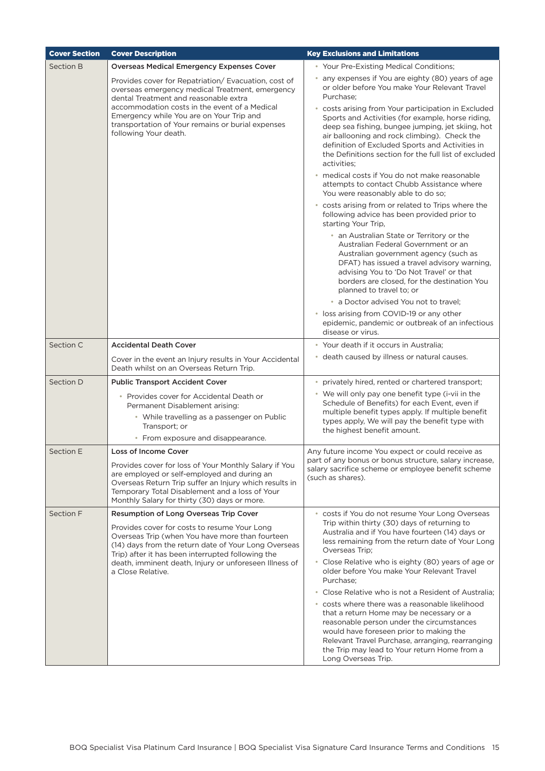| Cover Section | Cover Description | Key Exclusions and Limitations |
|---|---|---|
| Section B | **Overseas Medical Emergency Expenses Cover**<br><br>Provides cover for Repatriation/ Evacuation, cost of overseas emergency medical Treatment, emergency dental Treatment and reasonable extra accommodation costs in the event of a Medical Emergency while You are on Your Trip and transportation of Your remains or burial expenses following Your death. | • Your Pre-Existing Medical Conditions;<br>• any expenses if You are eighty (80) years of age or older before You make Your Relevant Travel Purchase;<br>• costs arising from Your participation in Excluded Sports and Activities (for example, horse riding, deep sea fishing, bungee jumping, jet skiing, hot air ballooning and rock climbing). Check the definition of Excluded Sports and Activities in the Definitions section for the full list of excluded activities;<br>• medical costs if You do not make reasonable attempts to contact Chubb Assistance where You were reasonably able to do so;<br>• costs arising from or related to Trips where the following advice has been provided prior to starting Your Trip,<br>  ◦ an Australian State or Territory or the Australian Federal Government or an Australian government agency (such as DFAT) has issued a travel advisory warning, advising You to 'Do Not Travel' or that borders are closed, for the destination You planned to travel to; or<br>  ◦ a Doctor advised You not to travel;<br>• loss arising from COVID-19 or any other epidemic, pandemic or outbreak of an infectious disease or virus. |
| Section C | **Accidental Death Cover**<br><br>Cover in the event an Injury results in Your Accidental Death whilst on an Overseas Return Trip. | • Your death if it occurs in Australia;<br>• death caused by illness or natural causes. |
| Section D | **Public Transport Accident Cover**<br><br>• Provides cover for Accidental Death or Permanent Disablement arising:<br>  ◦ While travelling as a passenger on Public Transport; or<br>  ◦ From exposure and disappearance. | • privately hired, rented or chartered transport;<br>• We will only pay one benefit type (i-vii in the Schedule of Benefits) for each Event, even if multiple benefit types apply. If multiple benefit types apply, We will pay the benefit type with the highest benefit amount. |
| Section E | **Loss of Income Cover**<br><br>Provides cover for loss of Your Monthly Salary if You are employed or self-employed and during an Overseas Return Trip suffer an Injury which results in Temporary Total Disablement and a loss of Your Monthly Salary for thirty (30) days or more. | Any future income You expect or could receive as part of any bonus or bonus structure, salary increase, salary sacrifice scheme or employee benefit scheme (such as shares). |
| Section F | **Resumption of Long Overseas Trip Cover**<br><br>Provides cover for costs to resume Your Long Overseas Trip (when You have more than fourteen (14) days from the return date of Your Long Overseas Trip) after it has been interrupted following the death, imminent death, Injury or unforeseen Illness of a Close Relative. | • costs if You do not resume Your Long Overseas Trip within thirty (30) days of returning to Australia and if You have fourteen (14) days or less remaining from the return date of Your Long Overseas Trip;<br>• Close Relative who is eighty (80) years of age or older before You make Your Relevant Travel Purchase;<br>• Close Relative who is not a Resident of Australia;<br>• costs where there was a reasonable likelihood that a return Home may be necessary or a reasonable person under the circumstances would have foreseen prior to making the Relevant Travel Purchase, arranging, rearranging the Trip may lead to Your return Home from a Long Overseas Trip. |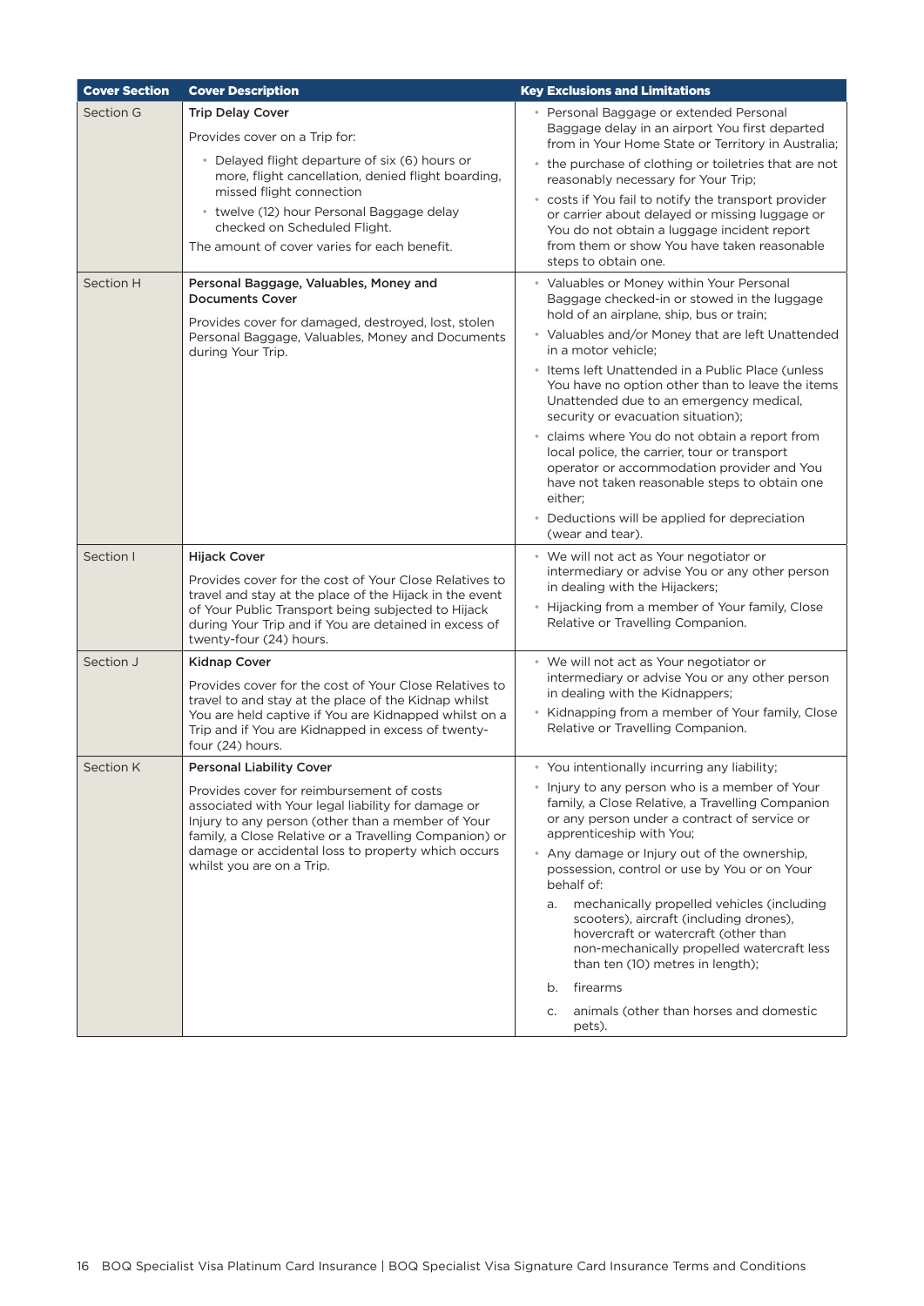| Cover Section | Cover Description | Key Exclusions and Limitations |
|---|---|---|
| Section G | **Trip Delay Cover**<br><br>Provides cover on a Trip for:<br>• Delayed flight departure of six (6) hours or more, flight cancellation, denied flight boarding, missed flight connection<br>• twelve (12) hour Personal Baggage delay checked on Scheduled Flight.<br><br>The amount of cover varies for each benefit. | • Personal Baggage or extended Personal Baggage delay in an airport You first departed from in Your Home State or Territory in Australia;<br>• the purchase of clothing or toiletries that are not reasonably necessary for Your Trip;<br>• costs if You fail to notify the transport provider or carrier about delayed or missing luggage or You do not obtain a luggage incident report from them or show You have taken reasonable steps to obtain one. |
| Section H | **Personal Baggage, Valuables, Money and Documents Cover**<br><br>Provides cover for damaged, destroyed, lost, stolen Personal Baggage, Valuables, Money and Documents during Your Trip. | • Valuables or Money within Your Personal Baggage checked-in or stowed in the luggage hold of an airplane, ship, bus or train;<br>• Valuables and/or Money that are left Unattended in a motor vehicle;<br>• Items left Unattended in a Public Place (unless You have no option other than to leave the items Unattended due to an emergency medical, security or evacuation situation);<br>• claims where You do not obtain a report from local police, the carrier, tour or transport operator or accommodation provider and You have not taken reasonable steps to obtain one either;<br>• Deductions will be applied for depreciation (wear and tear). |
| Section I | **Hijack Cover**<br><br>Provides cover for the cost of Your Close Relatives to travel and stay at the place of the Hijack in the event of Your Public Transport being subjected to Hijack during Your Trip and if You are detained in excess of twenty-four (24) hours. | • We will not act as Your negotiator or intermediary or advise You or any other person in dealing with the Hijackers;<br>• Hijacking from a member of Your family, Close Relative or Travelling Companion. |
| Section J | **Kidnap Cover**<br><br>Provides cover for the cost of Your Close Relatives to travel to and stay at the place of the Kidnap whilst You are held captive if You are Kidnapped whilst on a Trip and if You are Kidnapped in excess of twenty-four (24) hours. | • We will not act as Your negotiator or intermediary or advise You or any other person in dealing with the Kidnappers;<br>• Kidnapping from a member of Your family, Close Relative or Travelling Companion. |
| Section K | **Personal Liability Cover**<br><br>Provides cover for reimbursement of costs associated with Your legal liability for damage or Injury to any person (other than a member of Your family, a Close Relative or a Travelling Companion) or damage or accidental loss to property which occurs whilst you are on a Trip. | • You intentionally incurring any liability;<br>• Injury to any person who is a member of Your family, a Close Relative, a Travelling Companion or any person under a contract of service or apprenticeship with You;<br>• Any damage or Injury out of the ownership, possession, control or use by You or on Your behalf of:<br>a. mechanically propelled vehicles (including scooters), aircraft (including drones), hovercraft or watercraft (other than non-mechanically propelled watercraft less than ten (10) metres in length);<br>b. firearms<br>c. animals (other than horses and domestic pets). |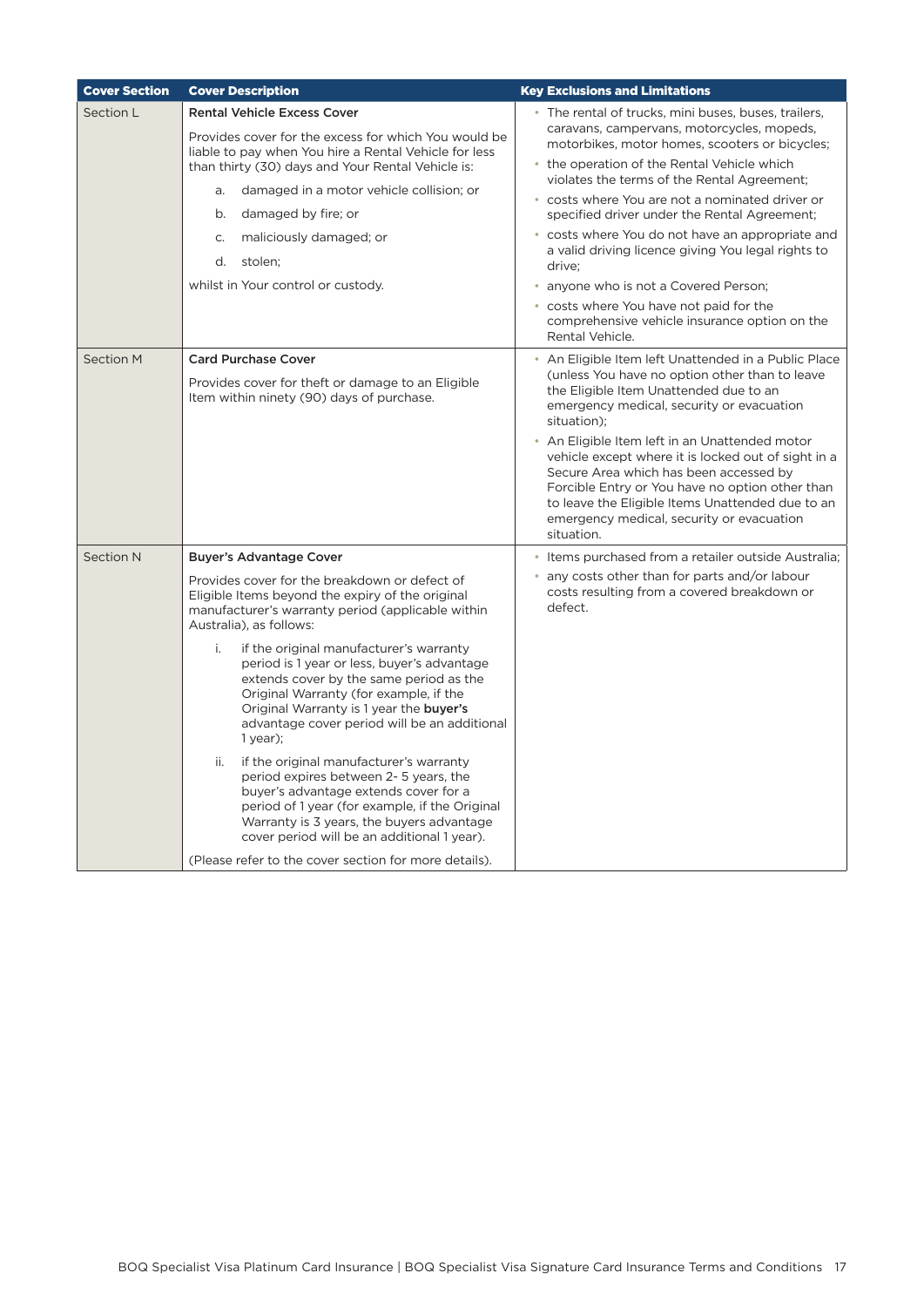| Cover Section | Cover Description | Key Exclusions and Limitations |
|---|---|---|
| Section L | **Rental Vehicle Excess Cover**<br><br>Provides cover for the excess for which You would be liable to pay when You hire a Rental Vehicle for less than thirty (30) days and Your Rental Vehicle is:<br>a. damaged in a motor vehicle collision; or<br>b. damaged by fire; or<br>c. maliciously damaged; or<br>d. stolen;<br><br>whilst in Your control or custody. | • The rental of trucks, mini buses, buses, trailers, caravans, campervans, motorcycles, mopeds, motorbikes, motor homes, scooters or bicycles;<br>• the operation of the Rental Vehicle which violates the terms of the Rental Agreement;<br>• costs where You are not a nominated driver or specified driver under the Rental Agreement;<br>• costs where You do not have an appropriate and a valid driving licence giving You legal rights to drive;<br>• anyone who is not a Covered Person;<br>• costs where You have not paid for the comprehensive vehicle insurance option on the Rental Vehicle. |
| Section M | **Card Purchase Cover**<br><br>Provides cover for theft or damage to an Eligible Item within ninety (90) days of purchase. | • An Eligible Item left Unattended in a Public Place (unless You have no option other than to leave the Eligible Item Unattended due to an emergency medical, security or evacuation situation);<br>• An Eligible Item left in an Unattended motor vehicle except where it is locked out of sight in a Secure Area which has been accessed by Forcible Entry or You have no option other than to leave the Eligible Items Unattended due to an emergency medical, security or evacuation situation. |
| Section N | **Buyer's Advantage Cover**<br><br>Provides cover for the breakdown or defect of Eligible Items beyond the expiry of the original manufacturer's warranty period (applicable within Australia), as follows:<br>i. if the original manufacturer's warranty period is 1 year or less, buyer's advantage extends cover by the same period as the Original Warranty (for example, if the Original Warranty is 1 year the **buyer's** advantage cover period will be an additional 1 year);<br>ii. if the original manufacturer's warranty period expires between 2- 5 years, the buyer's advantage extends cover for a period of 1 year (for example, if the Original Warranty is 3 years, the buyers advantage cover period will be an additional 1 year).<br><br>(Please refer to the cover section for more details). | • Items purchased from a retailer outside Australia;<br>• any costs other than for parts and/or labour costs resulting from a covered breakdown or defect. |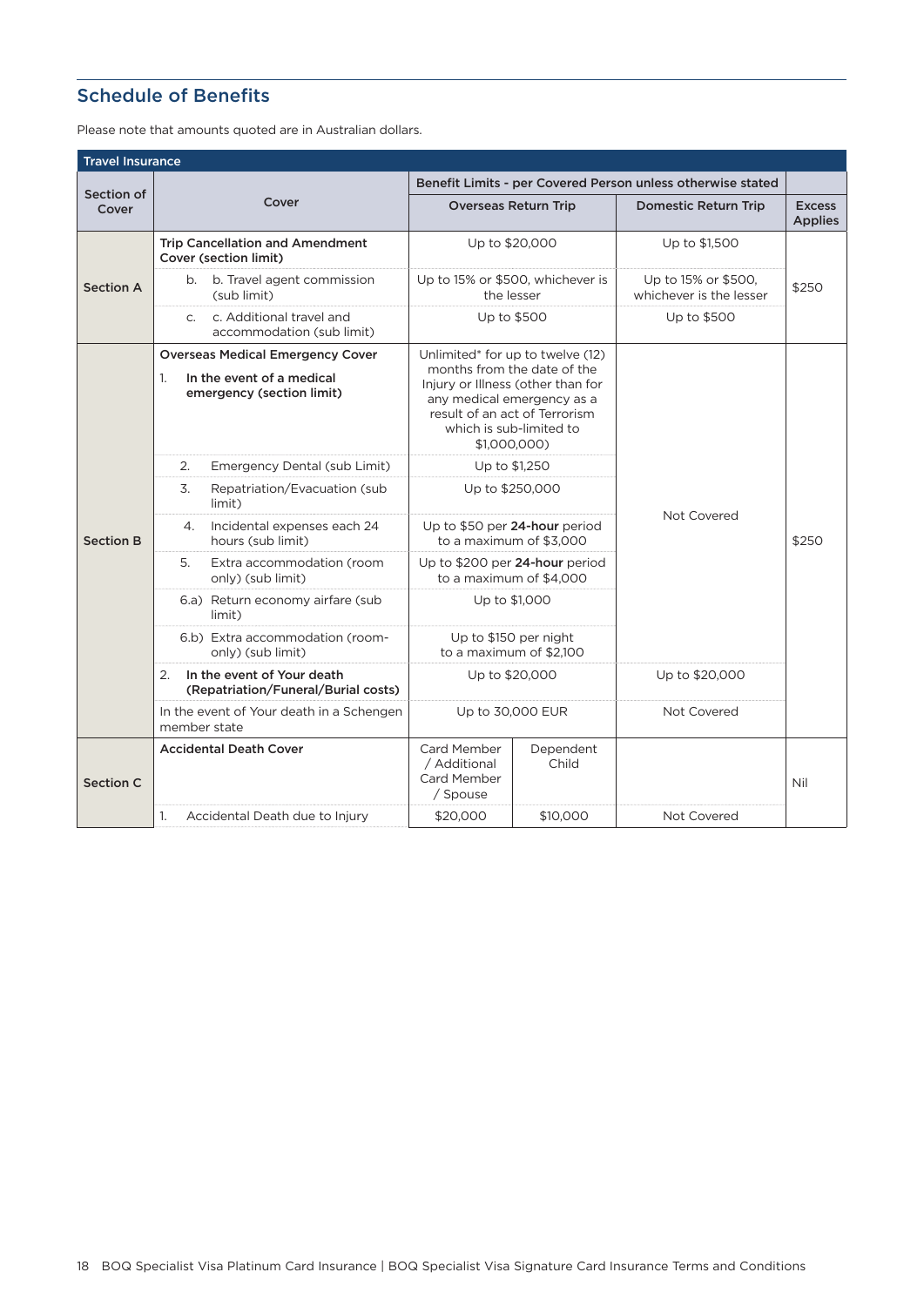## Schedule of Benefits

Please note that amounts quoted are in Australian dollars.

| Travel Insurance | | | | | |
|---|---|---|---|---|---|
| **Section of Cover** | **Cover** | **Benefit Limits - per Covered Person unless otherwise stated** | | | **Excess Applies** |
| | | **Overseas Return Trip** | | **Domestic Return Trip** | |
| **Section A** | **Trip Cancellation and Amendment Cover (section limit)** | Up to $20,000 | | Up to $1,500 | $250 |
| | b. b. Travel agent commission (sub limit) | Up to 15% or $500, whichever is the lesser | | Up to 15% or $500, whichever is the lesser | |
| | c. c. Additional travel and accommodation (sub limit) | Up to $500 | | Up to $500 | |
| **Section B** | **Overseas Medical Emergency Cover**<br>1. **In the event of a medical emergency (section limit)** | Unlimited* for up to twelve (12) months from the date of the Injury or Illness (other than for any medical emergency as a result of an act of Terrorism which is sub-limited to $1,000,000) | | Not Covered | $250 |
| | 2. Emergency Dental (sub Limit) | Up to $1,250 | | Not Covered | |
| | 3. Repatriation/Evacuation (sub limit) | Up to $250,000 | | Not Covered | |
| | 4. Incidental expenses each 24 hours (sub limit) | Up to $50 per **24-hour** period to a maximum of $3,000 | | Not Covered | |
| | 5. Extra accommodation (room only) (sub limit) | Up to $200 per **24-hour** period to a maximum of $4,000 | | Not Covered | |
| | 6.a) Return economy airfare (sub limit) | Up to $1,000 | | Not Covered | |
| | 6.b) Extra accommodation (room-only) (sub limit) | Up to $150 per night to a maximum of $2,100 | | Not Covered | |
| | 2. **In the event of Your death (Repatriation/Funeral/Burial costs)** | Up to $20,000 | | Up to $20,000 | |
| | In the event of Your death in a Schengen member state | Up to 30,000 EUR | | Not Covered | |
| **Section C** | **Accidental Death Cover** | Card Member / Additional Card Member / Spouse | Dependent Child | | Nil |
| | 1. Accidental Death due to Injury | $20,000 | $10,000 | Not Covered | |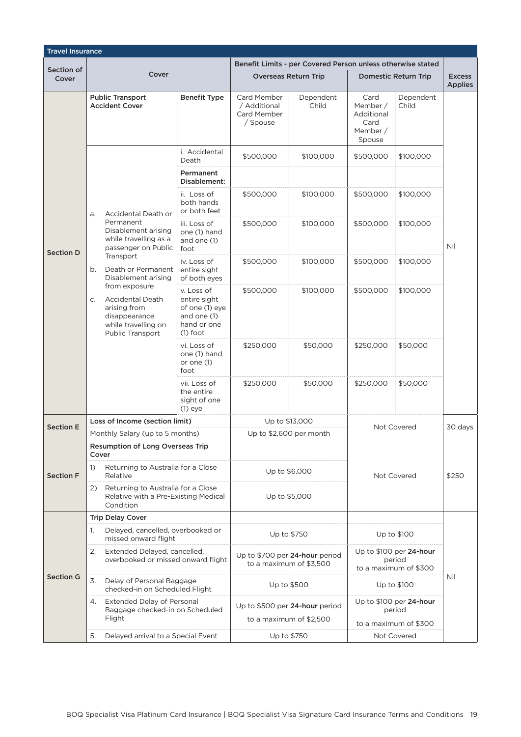| Travel Insurance | | | | | | | |
|---|---|---|---|---|---|---|---|
| Section of Cover | Cover | | Benefit Limits - per Covered Person unless otherwise stated | | | | Excess Applies |
| | | | Overseas Return Trip | | Domestic Return Trip | | |
| Section D | **Public Transport Accident Cover** | **Benefit Type** | Card Member / Additional Card Member / Spouse | Dependent Child | Card Member / Additional Card Member / Spouse | Dependent Child | Nil |
| | a. Accidental Death or Permanent Disablement arising while travelling as a passenger on Public Transport<br>b. Death or Permanent Disablement arising from exposure<br>c. Accidental Death arising from disappearance while travelling on Public Transport | i. Accidental Death | $500,000 | $100,000 | $500,000 | $100,000 | |
| | | **Permanent Disablement:** | | | | | |
| | | ii. Loss of both hands or both feet | $500,000 | $100,000 | $500,000 | $100,000 | |
| | | iii. Loss of one (1) hand and one (1) foot | $500,000 | $100,000 | $500,000 | $100,000 | |
| | | iv. Loss of entire sight of both eyes | $500,000 | $100,000 | $500,000 | $100,000 | |
| | | v. Loss of entire sight of one (1) eye and one (1) hand or one (1) foot | $500,000 | $100,000 | $500,000 | $100,000 | |
| | | vi. Loss of one (1) hand or one (1) foot | $250,000 | $50,000 | $250,000 | $50,000 | |
| | | vii. Loss of the entire sight of one (1) eye | $250,000 | $50,000 | $250,000 | $50,000 | |
| Section E | **Loss of Income (section limit)** | | Up to $13,000 | | Not Covered | | 30 days |
| | Monthly Salary (up to 5 months) | | Up to $2,600 per month | | | | |
| Section F | **Resumption of Long Overseas Trip Cover** | | | | Not Covered | | $250 |
| | 1) Returning to Australia for a Close Relative | | Up to $6,000 | | | | |
| | 2) Returning to Australia for a Close Relative with a Pre-Existing Medical Condition | | Up to $5,000 | | | | |
| Section G | **Trip Delay Cover** | | | | | | Nil |
| | 1. Delayed, cancelled, overbooked or missed onward flight | | Up to $750 | | Up to $100 | | |
| | 2. Extended Delayed, cancelled, overbooked or missed onward flight | | Up to $700 per **24-hour** period to a maximum of $3,500 | | Up to $100 per **24-hour** period to a maximum of $300 | | |
| | 3. Delay of Personal Baggage checked-in on Scheduled Flight | | Up to $500 | | Up to $100 | | |
| | 4. Extended Delay of Personal Baggage checked-in on Scheduled Flight | | Up to $500 per **24-hour** period to a maximum of $2,500 | | Up to $100 per **24-hour** period to a maximum of $300 | | |
| | 5. Delayed arrival to a Special Event | | Up to $750 | | Not Covered | | |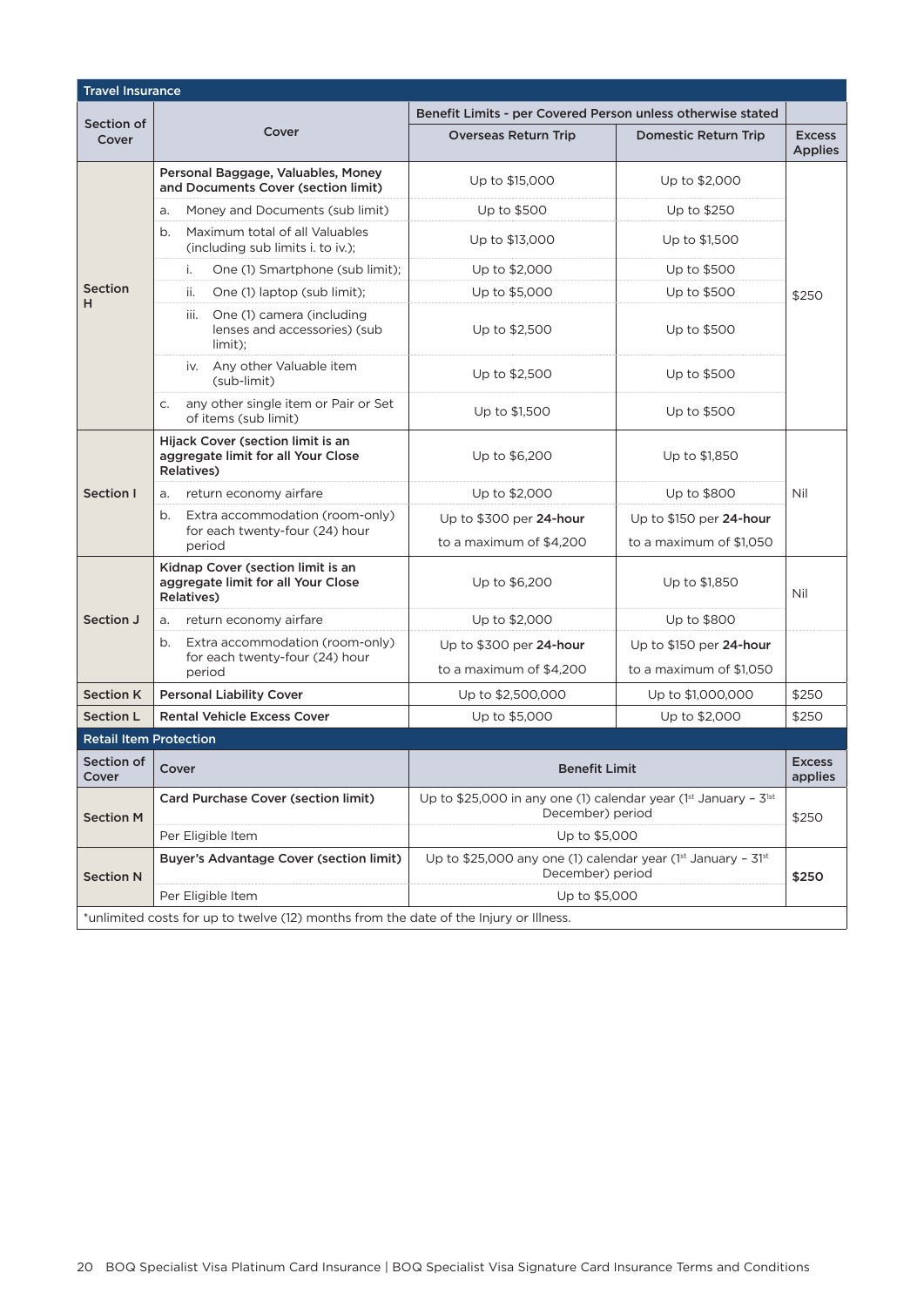| Travel Insurance | | | | |
|---|---|---|---|---|
| Section of Cover | Cover | Benefit Limits - per Covered Person unless otherwise stated | | |
| | | Overseas Return Trip | Domestic Return Trip | Excess Applies |
| Section H | **Personal Baggage, Valuables, Money and Documents Cover (section limit)** | Up to $15,000 | Up to $2,000 | $250 |
| | a. Money and Documents (sub limit) | Up to $500 | Up to $250 | |
| | b. Maximum total of all Valuables (including sub limits i. to iv.); | Up to $13,000 | Up to $1,500 | |
| | i. One (1) Smartphone (sub limit); | Up to $2,000 | Up to $500 | |
| | ii. One (1) laptop (sub limit); | Up to $5,000 | Up to $500 | |
| | iii. One (1) camera (including lenses and accessories) (sub limit); | Up to $2,500 | Up to $500 | |
| | iv. Any other Valuable item (sub-limit) | Up to $2,500 | Up to $500 | |
| | c. any other single item or Pair or Set of items (sub limit) | Up to $1,500 | Up to $500 | |
| Section I | **Hijack Cover (section limit is an aggregate limit for all Your Close Relatives)** | Up to $6,200 | Up to $1,850 | Nil |
| | a. return economy airfare | Up to $2,000 | Up to $800 | |
| | b. Extra accommodation (room-only) for each twenty-four (24) hour period | Up to $300 per **24-hour** to a maximum of $4,200 | Up to $150 per **24-hour** to a maximum of $1,050 | |
| Section J | **Kidnap Cover (section limit is an aggregate limit for all Your Close Relatives)** | Up to $6,200 | Up to $1,850 | Nil |
| | a. return economy airfare | Up to $2,000 | Up to $800 | |
| | b. Extra accommodation (room-only) for each twenty-four (24) hour period | Up to $300 per **24-hour** to a maximum of $4,200 | Up to $150 per **24-hour** to a maximum of $1,050 | |
| Section K | **Personal Liability Cover** | Up to $2,500,000 | Up to $1,000,000 | $250 |
| Section L | **Rental Vehicle Excess Cover** | Up to $5,000 | Up to $2,000 | $250 |

| Retail Item Protection | | | |
|---|---|---|---|
| Section of Cover | Cover | Benefit Limit | Excess applies |
| Section M | **Card Purchase Cover (section limit)** | Up to $25,000 in any one (1) calendar year (1st January – 31st December) period | $250 |
| | Per Eligible Item | Up to $5,000 | |
| Section N | **Buyer's Advantage Cover (section limit)** | Up to $25,000 any one (1) calendar year (1st January – 31st December) period | **$250** |
| | Per Eligible Item | Up to $5,000 | |

*unlimited costs for up to twelve (12) months from the date of the Injury or Illness.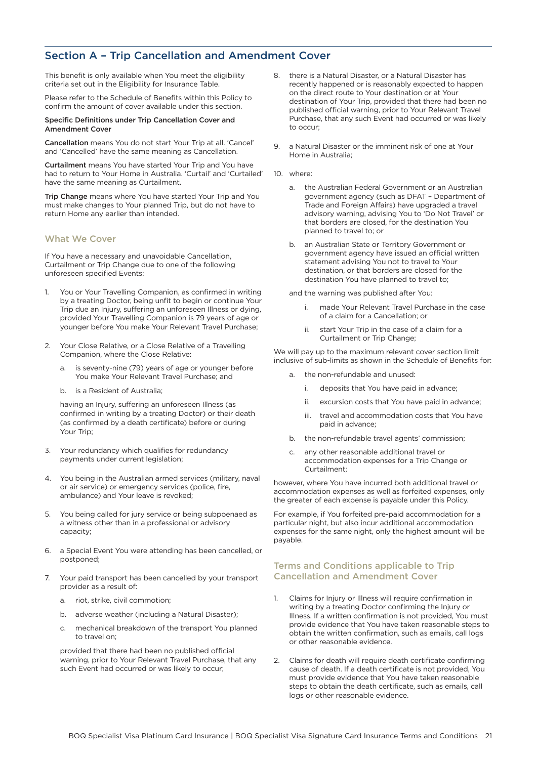## Section A – Trip Cancellation and Amendment Cover

This benefit is only available when You meet the eligibility criteria set out in the Eligibility for Insurance Table.

Please refer to the Schedule of Benefits within this Policy to confirm the amount of cover available under this section.

**Specific Definitions under Trip Cancellation Cover and Amendment Cover**

**Cancellation** means You do not start Your Trip at all. 'Cancel' and 'Cancelled' have the same meaning as Cancellation.

**Curtailment** means You have started Your Trip and You have had to return to Your Home in Australia. 'Curtail' and 'Curtailed' have the same meaning as Curtailment.

**Trip Change** means where You have started Your Trip and You must make changes to Your planned Trip, but do not have to return Home any earlier than intended.

### What We Cover

If You have a necessary and unavoidable Cancellation, Curtailment or Trip Change due to one of the following unforeseen specified Events:

1. You or Your Travelling Companion, as confirmed in writing by a treating Doctor, being unfit to begin or continue Your Trip due an Injury, suffering an unforeseen Illness or dying, provided Your Travelling Companion is 79 years of age or younger before You make Your Relevant Travel Purchase;
2. Your Close Relative, or a Close Relative of a Travelling Companion, where the Close Relative:
   a. is seventy-nine (79) years of age or younger before You make Your Relevant Travel Purchase; and
   b. is a Resident of Australia;

   having an Injury, suffering an unforeseen Illness (as confirmed in writing by a treating Doctor) or their death (as confirmed by a death certificate) before or during Your Trip;
3. Your redundancy which qualifies for redundancy payments under current legislation;
4. You being in the Australian armed services (military, naval or air service) or emergency services (police, fire, ambulance) and Your leave is revoked;
5. You being called for jury service or being subpoenaed as a witness other than in a professional or advisory capacity;
6. a Special Event You were attending has been cancelled, or postponed;
7. Your paid transport has been cancelled by your transport provider as a result of:
   a. riot, strike, civil commotion;
   b. adverse weather (including a Natural Disaster);
   c. mechanical breakdown of the transport You planned to travel on;

   provided that there had been no published official warning, prior to Your Relevant Travel Purchase, that any such Event had occurred or was likely to occur;
8. there is a Natural Disaster, or a Natural Disaster has recently happened or is reasonably expected to happen on the direct route to Your destination or at Your destination of Your Trip, provided that there had been no published official warning, prior to Your Relevant Travel Purchase, that any such Event had occurred or was likely to occur;
9. a Natural Disaster or the imminent risk of one at Your Home in Australia;
10. where:
    a. the Australian Federal Government or an Australian government agency (such as DFAT – Department of Trade and Foreign Affairs) have upgraded a travel advisory warning, advising You to 'Do Not Travel' or that borders are closed, for the destination You planned to travel to; or
    b. an Australian State or Territory Government or government agency have issued an official written statement advising You not to travel to Your destination, or that borders are closed for the destination You have planned to travel to;

    and the warning was published after You:

    i. made Your Relevant Travel Purchase in the case of a claim for a Cancellation; or
    ii. start Your Trip in the case of a claim for a Curtailment or Trip Change;

We will pay up to the maximum relevant cover section limit inclusive of sub-limits as shown in the Schedule of Benefits for:

a. the non-refundable and unused:
   i. deposits that You have paid in advance;
   ii. excursion costs that You have paid in advance;
   iii. travel and accommodation costs that You have paid in advance;
b. the non-refundable travel agents' commission;
c. any other reasonable additional travel or accommodation expenses for a Trip Change or Curtailment;

however, where You have incurred both additional travel or accommodation expenses as well as forfeited expenses, only the greater of each expense is payable under this Policy.

For example, if You forfeited pre-paid accommodation for a particular night, but also incur additional accommodation expenses for the same night, only the highest amount will be payable.

### Terms and Conditions applicable to Trip Cancellation and Amendment Cover

1. Claims for Injury or Illness will require confirmation in writing by a treating Doctor confirming the Injury or Illness. If a written confirmation is not provided, You must provide evidence that You have taken reasonable steps to obtain the written confirmation, such as emails, call logs or other reasonable evidence.
2. Claims for death will require death certificate confirming cause of death. If a death certificate is not provided, You must provide evidence that You have taken reasonable steps to obtain the death certificate, such as emails, call logs or other reasonable evidence.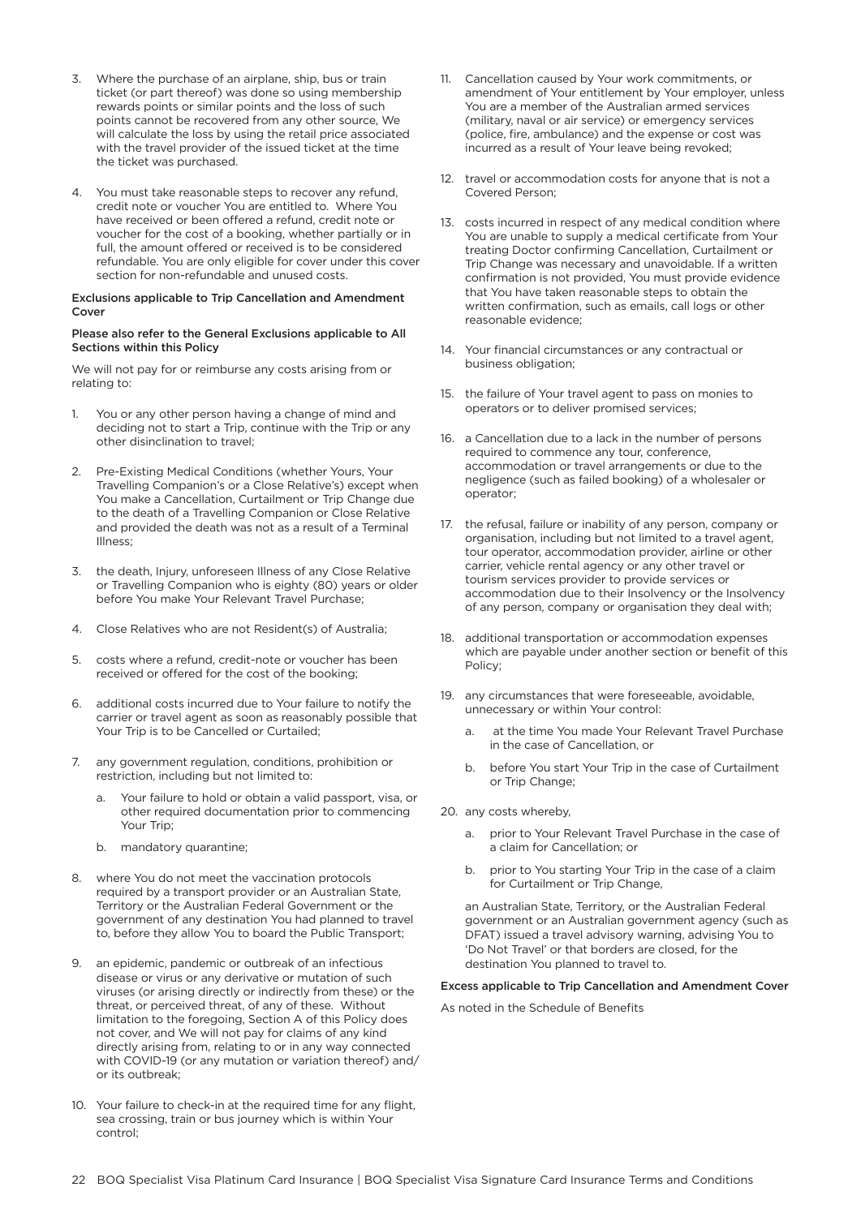3. Where the purchase of an airplane, ship, bus or train ticket (or part thereof) was done so using membership rewards points or similar points and the loss of such points cannot be recovered from any other source, We will calculate the loss by using the retail price associated with the travel provider of the issued ticket at the time the ticket was purchased.

4. You must take reasonable steps to recover any refund, credit note or voucher You are entitled to. Where You have received or been offered a refund, credit note or voucher for the cost of a booking, whether partially or in full, the amount offered or received is to be considered refundable. You are only eligible for cover under this cover section for non-refundable and unused costs.

#### Exclusions applicable to Trip Cancellation and Amendment Cover

#### Please also refer to the General Exclusions applicable to All Sections within this Policy

We will not pay for or reimburse any costs arising from or relating to:

1. You or any other person having a change of mind and deciding not to start a Trip, continue with the Trip or any other disinclination to travel;

2. Pre-Existing Medical Conditions (whether Yours, Your Travelling Companion's or a Close Relative's) except when You make a Cancellation, Curtailment or Trip Change due to the death of a Travelling Companion or Close Relative and provided the death was not as a result of a Terminal Illness;

3. the death, Injury, unforeseen Illness of any Close Relative or Travelling Companion who is eighty (80) years or older before You make Your Relevant Travel Purchase;

4. Close Relatives who are not Resident(s) of Australia;

5. costs where a refund, credit-note or voucher has been received or offered for the cost of the booking;

6. additional costs incurred due to Your failure to notify the carrier or travel agent as soon as reasonably possible that Your Trip is to be Cancelled or Curtailed;

7. any government regulation, conditions, prohibition or restriction, including but not limited to:
   a. Your failure to hold or obtain a valid passport, visa, or other required documentation prior to commencing Your Trip;
   b. mandatory quarantine;

8. where You do not meet the vaccination protocols required by a transport provider or an Australian State, Territory or the Australian Federal Government or the government of any destination You had planned to travel to, before they allow You to board the Public Transport;

9. an epidemic, pandemic or outbreak of an infectious disease or virus or any derivative or mutation of such viruses (or arising directly or indirectly from these) or the threat, or perceived threat, of any of these. Without limitation to the foregoing, Section A of this Policy does not cover, and We will not pay for claims of any kind directly arising from, relating to or in any way connected with COVID-19 (or any mutation or variation thereof) and/or its outbreak;

10. Your failure to check-in at the required time for any flight, sea crossing, train or bus journey which is within Your control;

11. Cancellation caused by Your work commitments, or amendment of Your entitlement by Your employer, unless You are a member of the Australian armed services (military, naval or air service) or emergency services (police, fire, ambulance) and the expense or cost was incurred as a result of Your leave being revoked;

12. travel or accommodation costs for anyone that is not a Covered Person;

13. costs incurred in respect of any medical condition where You are unable to supply a medical certificate from Your treating Doctor confirming Cancellation, Curtailment or Trip Change was necessary and unavoidable. If a written confirmation is not provided, You must provide evidence that You have taken reasonable steps to obtain the written confirmation, such as emails, call logs or other reasonable evidence;

14. Your financial circumstances or any contractual or business obligation;

15. the failure of Your travel agent to pass on monies to operators or to deliver promised services;

16. a Cancellation due to a lack in the number of persons required to commence any tour, conference, accommodation or travel arrangements or due to the negligence (such as failed booking) of a wholesaler or operator;

17. the refusal, failure or inability of any person, company or organisation, including but not limited to a travel agent, tour operator, accommodation provider, airline or other carrier, vehicle rental agency or any other travel or tourism services provider to provide services or accommodation due to their Insolvency or the Insolvency of any person, company or organisation they deal with;

18. additional transportation or accommodation expenses which are payable under another section or benefit of this Policy;

19. any circumstances that were foreseeable, avoidable, unnecessary or within Your control:
    a. at the time You made Your Relevant Travel Purchase in the case of Cancellation, or
    b. before You start Your Trip in the case of Curtailment or Trip Change;

20. any costs whereby,
    a. prior to Your Relevant Travel Purchase in the case of a claim for Cancellation; or
    b. prior to You starting Your Trip in the case of a claim for Curtailment or Trip Change,

    an Australian State, Territory, or the Australian Federal government or an Australian government agency (such as DFAT) issued a travel advisory warning, advising You to 'Do Not Travel' or that borders are closed, for the destination You planned to travel to.

#### Excess applicable to Trip Cancellation and Amendment Cover

As noted in the Schedule of Benefits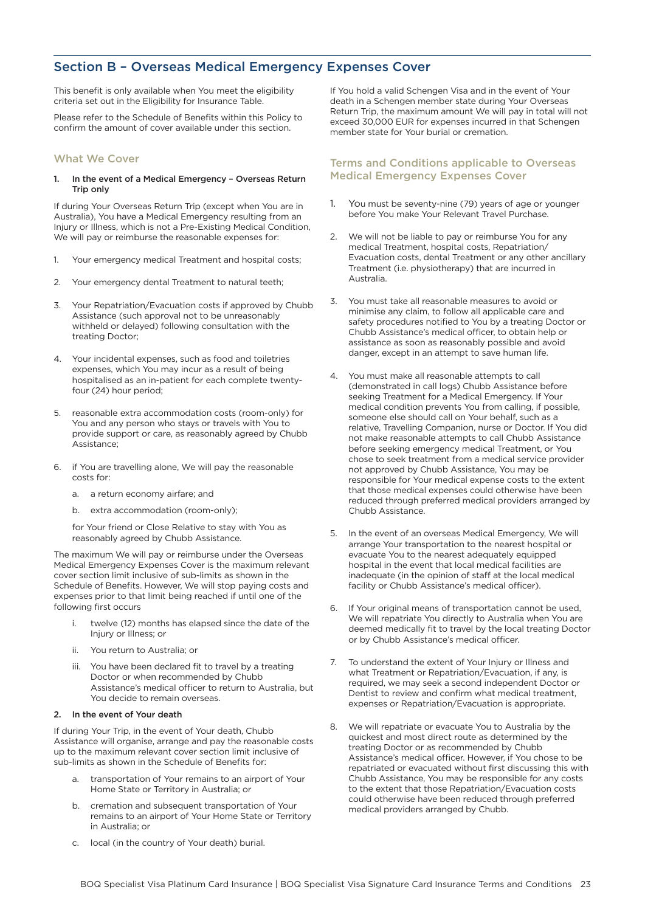## Section B – Overseas Medical Emergency Expenses Cover

This benefit is only available when You meet the eligibility criteria set out in the Eligibility for Insurance Table.

Please refer to the Schedule of Benefits within this Policy to confirm the amount of cover available under this section.

### What We Cover

**1. In the event of a Medical Emergency – Overseas Return Trip only**

If during Your Overseas Return Trip (except when You are in Australia), You have a Medical Emergency resulting from an Injury or Illness, which is not a Pre-Existing Medical Condition, We will pay or reimburse the reasonable expenses for:

1. Your emergency medical Treatment and hospital costs;
2. Your emergency dental Treatment to natural teeth;
3. Your Repatriation/Evacuation costs if approved by Chubb Assistance (such approval not to be unreasonably withheld or delayed) following consultation with the treating Doctor;
4. Your incidental expenses, such as food and toiletries expenses, which You may incur as a result of being hospitalised as an in-patient for each complete twenty-four (24) hour period;
5. reasonable extra accommodation costs (room-only) for You and any person who stays or travels with You to provide support or care, as reasonably agreed by Chubb Assistance;
6. if You are travelling alone, We will pay the reasonable costs for:
   a. a return economy airfare; and
   b. extra accommodation (room-only);

   for Your friend or Close Relative to stay with You as reasonably agreed by Chubb Assistance.

The maximum We will pay or reimburse under the Overseas Medical Emergency Expenses Cover is the maximum relevant cover section limit inclusive of sub-limits as shown in the Schedule of Benefits. However, We will stop paying costs and expenses prior to that limit being reached if until one of the following first occurs

i. twelve (12) months has elapsed since the date of the Injury or Illness; or
ii. You return to Australia; or
iii. You have been declared fit to travel by a treating Doctor or when recommended by Chubb Assistance's medical officer to return to Australia, but You decide to remain overseas.

**2. In the event of Your death**

If during Your Trip, in the event of Your death, Chubb Assistance will organise, arrange and pay the reasonable costs up to the maximum relevant cover section limit inclusive of sub-limits as shown in the Schedule of Benefits for:

a. transportation of Your remains to an airport of Your Home State or Territory in Australia; or
b. cremation and subsequent transportation of Your remains to an airport of Your Home State or Territory in Australia; or
c. local (in the country of Your death) burial.

If You hold a valid Schengen Visa and in the event of Your death in a Schengen member state during Your Overseas Return Trip, the maximum amount We will pay in total will not exceed 30,000 EUR for expenses incurred in that Schengen member state for Your burial or cremation.

### Terms and Conditions applicable to Overseas Medical Emergency Expenses Cover

1. You must be seventy-nine (79) years of age or younger before You make Your Relevant Travel Purchase.
2. We will not be liable to pay or reimburse You for any medical Treatment, hospital costs, Repatriation/Evacuation costs, dental Treatment or any other ancillary Treatment (i.e. physiotherapy) that are incurred in Australia.
3. You must take all reasonable measures to avoid or minimise any claim, to follow all applicable care and safety procedures notified to You by a treating Doctor or Chubb Assistance's medical officer, to obtain help or assistance as soon as reasonably possible and avoid danger, except in an attempt to save human life.
4. You must make all reasonable attempts to call (demonstrated in call logs) Chubb Assistance before seeking Treatment for a Medical Emergency. If Your medical condition prevents You from calling, if possible, someone else should call on Your behalf, such as a relative, Travelling Companion, nurse or Doctor. If You did not make reasonable attempts to call Chubb Assistance before seeking emergency medical Treatment, or You chose to seek treatment from a medical service provider not approved by Chubb Assistance, You may be responsible for Your medical expense costs to the extent that those medical expenses could otherwise have been reduced through preferred medical providers arranged by Chubb Assistance.
5. In the event of an overseas Medical Emergency, We will arrange Your transportation to the nearest hospital or evacuate You to the nearest adequately equipped hospital in the event that local medical facilities are inadequate (in the opinion of staff at the local medical facility or Chubb Assistance's medical officer).
6. If Your original means of transportation cannot be used, We will repatriate You directly to Australia when You are deemed medically fit to travel by the local treating Doctor or by Chubb Assistance's medical officer.
7. To understand the extent of Your Injury or Illness and what Treatment or Repatriation/Evacuation, if any, is required, we may seek a second independent Doctor or Dentist to review and confirm what medical treatment, expenses or Repatriation/Evacuation is appropriate.
8. We will repatriate or evacuate You to Australia by the quickest and most direct route as determined by the treating Doctor or as recommended by Chubb Assistance's medical officer. However, if You chose to be repatriated or evacuated without first discussing this with Chubb Assistance, You may be responsible for any costs to the extent that those Repatriation/Evacuation costs could otherwise have been reduced through preferred medical providers arranged by Chubb.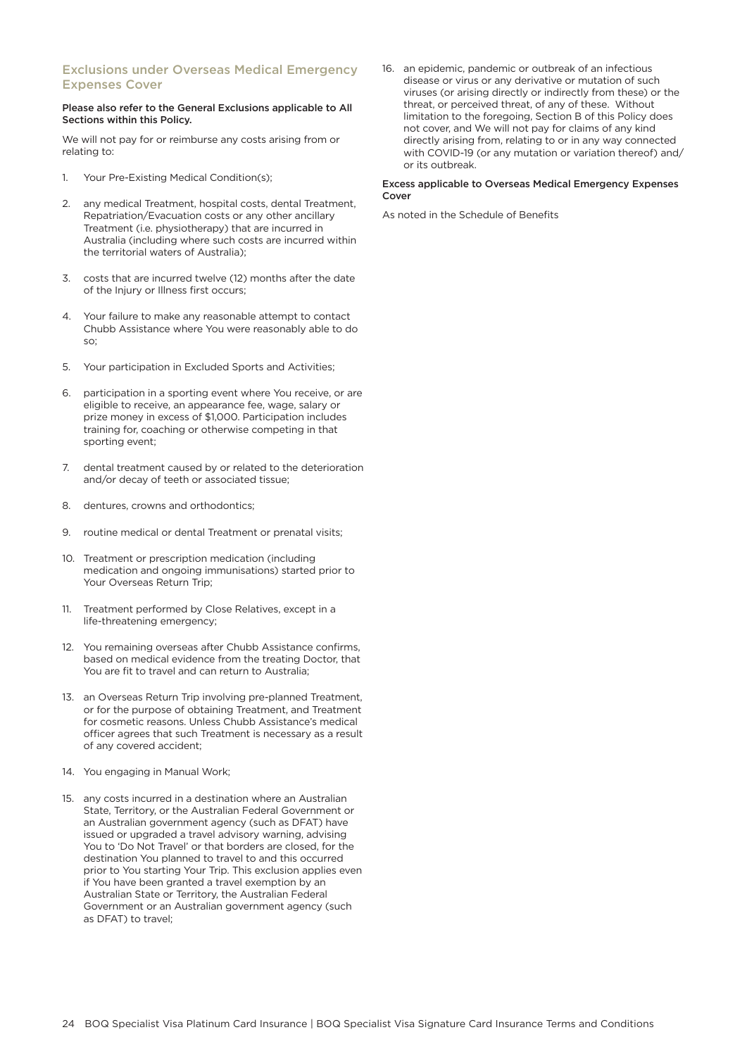## Exclusions under Overseas Medical Emergency Expenses Cover

**Please also refer to the General Exclusions applicable to All Sections within this Policy.**

We will not pay for or reimburse any costs arising from or relating to:

1. Your Pre-Existing Medical Condition(s);
2. any medical Treatment, hospital costs, dental Treatment, Repatriation/Evacuation costs or any other ancillary Treatment (i.e. physiotherapy) that are incurred in Australia (including where such costs are incurred within the territorial waters of Australia);
3. costs that are incurred twelve (12) months after the date of the Injury or Illness first occurs;
4. Your failure to make any reasonable attempt to contact Chubb Assistance where You were reasonably able to do so;
5. Your participation in Excluded Sports and Activities;
6. participation in a sporting event where You receive, or are eligible to receive, an appearance fee, wage, salary or prize money in excess of $1,000. Participation includes training for, coaching or otherwise competing in that sporting event;
7. dental treatment caused by or related to the deterioration and/or decay of teeth or associated tissue;
8. dentures, crowns and orthodontics;
9. routine medical or dental Treatment or prenatal visits;
10. Treatment or prescription medication (including medication and ongoing immunisations) started prior to Your Overseas Return Trip;
11. Treatment performed by Close Relatives, except in a life-threatening emergency;
12. You remaining overseas after Chubb Assistance confirms, based on medical evidence from the treating Doctor, that You are fit to travel and can return to Australia;
13. an Overseas Return Trip involving pre-planned Treatment, or for the purpose of obtaining Treatment, and Treatment for cosmetic reasons. Unless Chubb Assistance's medical officer agrees that such Treatment is necessary as a result of any covered accident;
14. You engaging in Manual Work;
15. any costs incurred in a destination where an Australian State, Territory, or the Australian Federal Government or an Australian government agency (such as DFAT) have issued or upgraded a travel advisory warning, advising You to 'Do Not Travel' or that borders are closed, for the destination You planned to travel to and this occurred prior to You starting Your Trip. This exclusion applies even if You have been granted a travel exemption by an Australian State or Territory, the Australian Federal Government or an Australian government agency (such as DFAT) to travel;
16. an epidemic, pandemic or outbreak of an infectious disease or virus or any derivative or mutation of such viruses (or arising directly or indirectly from these) or the threat, or perceived threat, of any of these. Without limitation to the foregoing, Section B of this Policy does not cover, and We will not pay for claims of any kind directly arising from, relating to or in any way connected with COVID-19 (or any mutation or variation thereof) and/or its outbreak.

**Excess applicable to Overseas Medical Emergency Expenses Cover**

As noted in the Schedule of Benefits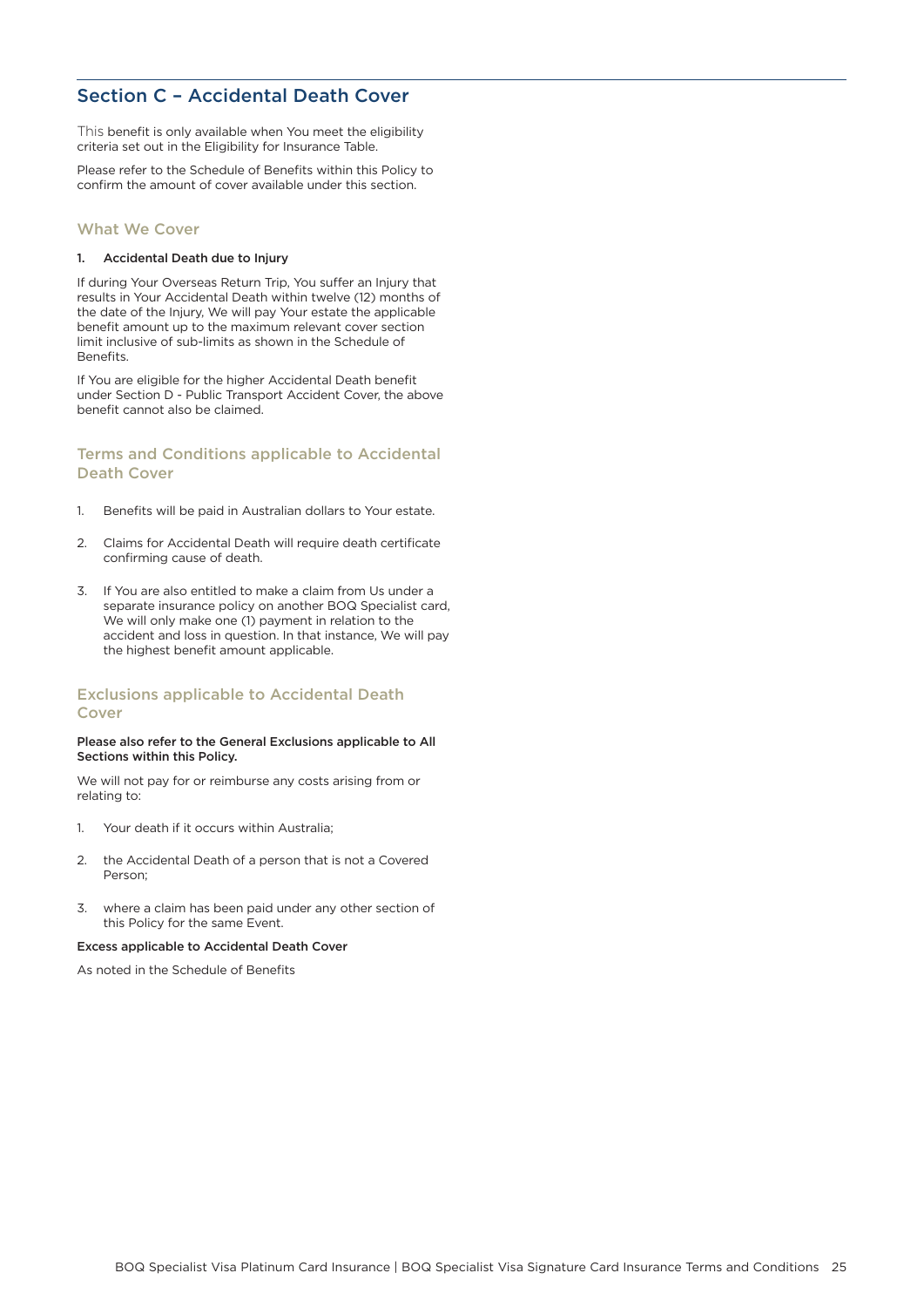## Section C – Accidental Death Cover

This benefit is only available when You meet the eligibility criteria set out in the Eligibility for Insurance Table.

Please refer to the Schedule of Benefits within this Policy to confirm the amount of cover available under this section.

### What We Cover

**1. Accidental Death due to Injury**

If during Your Overseas Return Trip, You suffer an Injury that results in Your Accidental Death within twelve (12) months of the date of the Injury, We will pay Your estate the applicable benefit amount up to the maximum relevant cover section limit inclusive of sub-limits as shown in the Schedule of Benefits.

If You are eligible for the higher Accidental Death benefit under Section D - Public Transport Accident Cover, the above benefit cannot also be claimed.

### Terms and Conditions applicable to Accidental Death Cover

1. Benefits will be paid in Australian dollars to Your estate.
2. Claims for Accidental Death will require death certificate confirming cause of death.
3. If You are also entitled to make a claim from Us under a separate insurance policy on another BOQ Specialist card, We will only make one (1) payment in relation to the accident and loss in question. In that instance, We will pay the highest benefit amount applicable.

### Exclusions applicable to Accidental Death Cover

**Please also refer to the General Exclusions applicable to All Sections within this Policy.**

We will not pay for or reimburse any costs arising from or relating to:

1. Your death if it occurs within Australia;
2. the Accidental Death of a person that is not a Covered Person;
3. where a claim has been paid under any other section of this Policy for the same Event.

**Excess applicable to Accidental Death Cover**

As noted in the Schedule of Benefits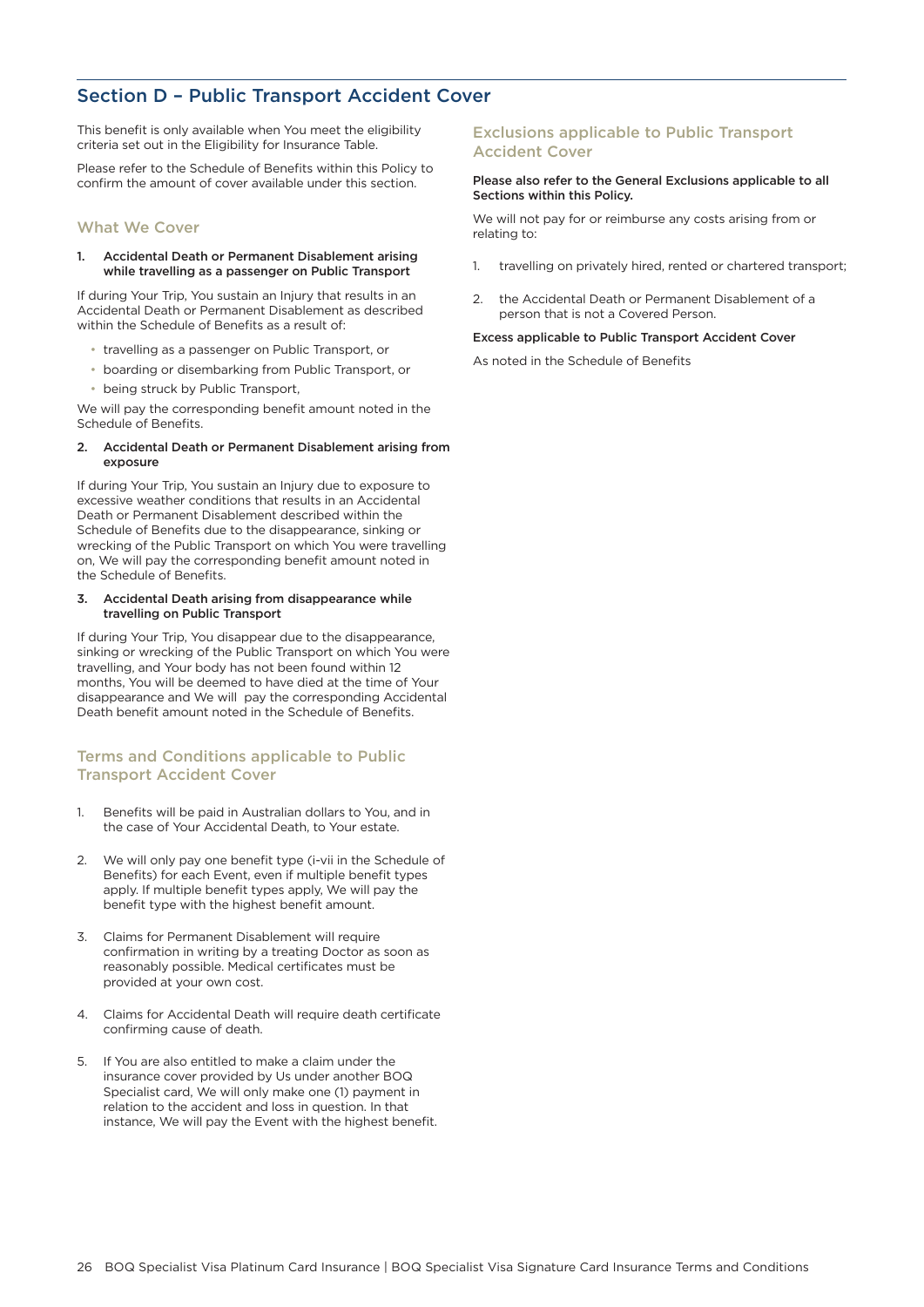## Section D – Public Transport Accident Cover

This benefit is only available when You meet the eligibility criteria set out in the Eligibility for Insurance Table.

Please refer to the Schedule of Benefits within this Policy to confirm the amount of cover available under this section.

### What We Cover

**1. Accidental Death or Permanent Disablement arising while travelling as a passenger on Public Transport**

If during Your Trip, You sustain an Injury that results in an Accidental Death or Permanent Disablement as described within the Schedule of Benefits as a result of:

- travelling as a passenger on Public Transport, or
- boarding or disembarking from Public Transport, or
- being struck by Public Transport,

We will pay the corresponding benefit amount noted in the Schedule of Benefits.

**2. Accidental Death or Permanent Disablement arising from exposure**

If during Your Trip, You sustain an Injury due to exposure to excessive weather conditions that results in an Accidental Death or Permanent Disablement described within the Schedule of Benefits due to the disappearance, sinking or wrecking of the Public Transport on which You were travelling on, We will pay the corresponding benefit amount noted in the Schedule of Benefits.

**3. Accidental Death arising from disappearance while travelling on Public Transport**

If during Your Trip, You disappear due to the disappearance, sinking or wrecking of the Public Transport on which You were travelling, and Your body has not been found within 12 months, You will be deemed to have died at the time of Your disappearance and We will pay the corresponding Accidental Death benefit amount noted in the Schedule of Benefits.

### Terms and Conditions applicable to Public Transport Accident Cover

1. Benefits will be paid in Australian dollars to You, and in the case of Your Accidental Death, to Your estate.
2. We will only pay one benefit type (i-vii in the Schedule of Benefits) for each Event, even if multiple benefit types apply. If multiple benefit types apply, We will pay the benefit type with the highest benefit amount.
3. Claims for Permanent Disablement will require confirmation in writing by a treating Doctor as soon as reasonably possible. Medical certificates must be provided at your own cost.
4. Claims for Accidental Death will require death certificate confirming cause of death.
5. If You are also entitled to make a claim under the insurance cover provided by Us under another BOQ Specialist card, We will only make one (1) payment in relation to the accident and loss in question. In that instance, We will pay the Event with the highest benefit.

### Exclusions applicable to Public Transport Accident Cover

**Please also refer to the General Exclusions applicable to all Sections within this Policy.**

We will not pay for or reimburse any costs arising from or relating to:

1. travelling on privately hired, rented or chartered transport;
2. the Accidental Death or Permanent Disablement of a person that is not a Covered Person.

**Excess applicable to Public Transport Accident Cover**

As noted in the Schedule of Benefits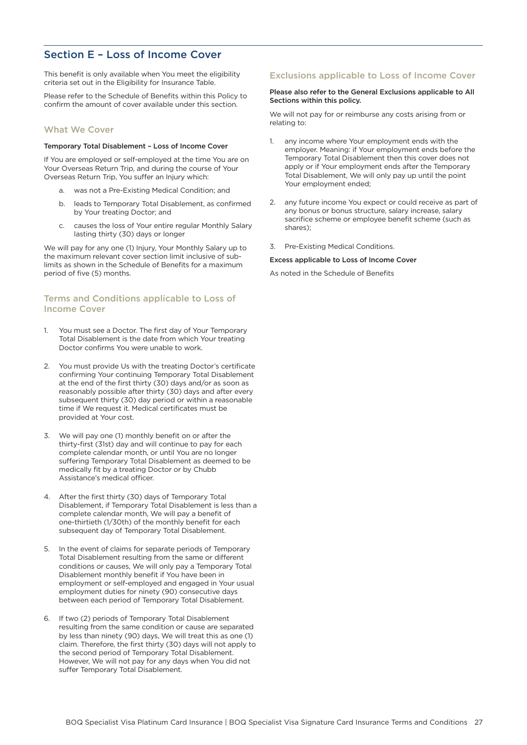## Section E – Loss of Income Cover

This benefit is only available when You meet the eligibility criteria set out in the Eligibility for Insurance Table.

Please refer to the Schedule of Benefits within this Policy to confirm the amount of cover available under this section.

### What We Cover

**Temporary Total Disablement – Loss of Income Cover**

If You are employed or self-employed at the time You are on Your Overseas Return Trip, and during the course of Your Overseas Return Trip, You suffer an Injury which:

a. was not a Pre-Existing Medical Condition; and

b. leads to Temporary Total Disablement, as confirmed by Your treating Doctor; and

c. causes the loss of Your entire regular Monthly Salary lasting thirty (30) days or longer

We will pay for any one (1) Injury, Your Monthly Salary up to the maximum relevant cover section limit inclusive of sub-limits as shown in the Schedule of Benefits for a maximum period of five (5) months.

### Terms and Conditions applicable to Loss of Income Cover

1. You must see a Doctor. The first day of Your Temporary Total Disablement is the date from which Your treating Doctor confirms You were unable to work.

2. You must provide Us with the treating Doctor's certificate confirming Your continuing Temporary Total Disablement at the end of the first thirty (30) days and/or as soon as reasonably possible after thirty (30) days and after every subsequent thirty (30) day period or within a reasonable time if We request it. Medical certificates must be provided at Your cost.

3. We will pay one (1) monthly benefit on or after the thirty-first (31st) day and will continue to pay for each complete calendar month, or until You are no longer suffering Temporary Total Disablement as deemed to be medically fit by a treating Doctor or by Chubb Assistance's medical officer.

4. After the first thirty (30) days of Temporary Total Disablement, if Temporary Total Disablement is less than a complete calendar month, We will pay a benefit of one-thirtieth (1/30th) of the monthly benefit for each subsequent day of Temporary Total Disablement.

5. In the event of claims for separate periods of Temporary Total Disablement resulting from the same or different conditions or causes, We will only pay a Temporary Total Disablement monthly benefit if You have been in employment or self-employed and engaged in Your usual employment duties for ninety (90) consecutive days between each period of Temporary Total Disablement.

6. If two (2) periods of Temporary Total Disablement resulting from the same condition or cause are separated by less than ninety (90) days, We will treat this as one (1) claim. Therefore, the first thirty (30) days will not apply to the second period of Temporary Total Disablement. However, We will not pay for any days when You did not suffer Temporary Total Disablement.

### Exclusions applicable to Loss of Income Cover

**Please also refer to the General Exclusions applicable to All Sections within this policy.**

We will not pay for or reimburse any costs arising from or relating to:

1. any income where Your employment ends with the employer. Meaning: if Your employment ends before the Temporary Total Disablement then this cover does not apply or if Your employment ends after the Temporary Total Disablement, We will only pay up until the point Your employment ended;

2. any future income You expect or could receive as part of any bonus or bonus structure, salary increase, salary sacrifice scheme or employee benefit scheme (such as shares);

3. Pre-Existing Medical Conditions.

**Excess applicable to Loss of Income Cover**

As noted in the Schedule of Benefits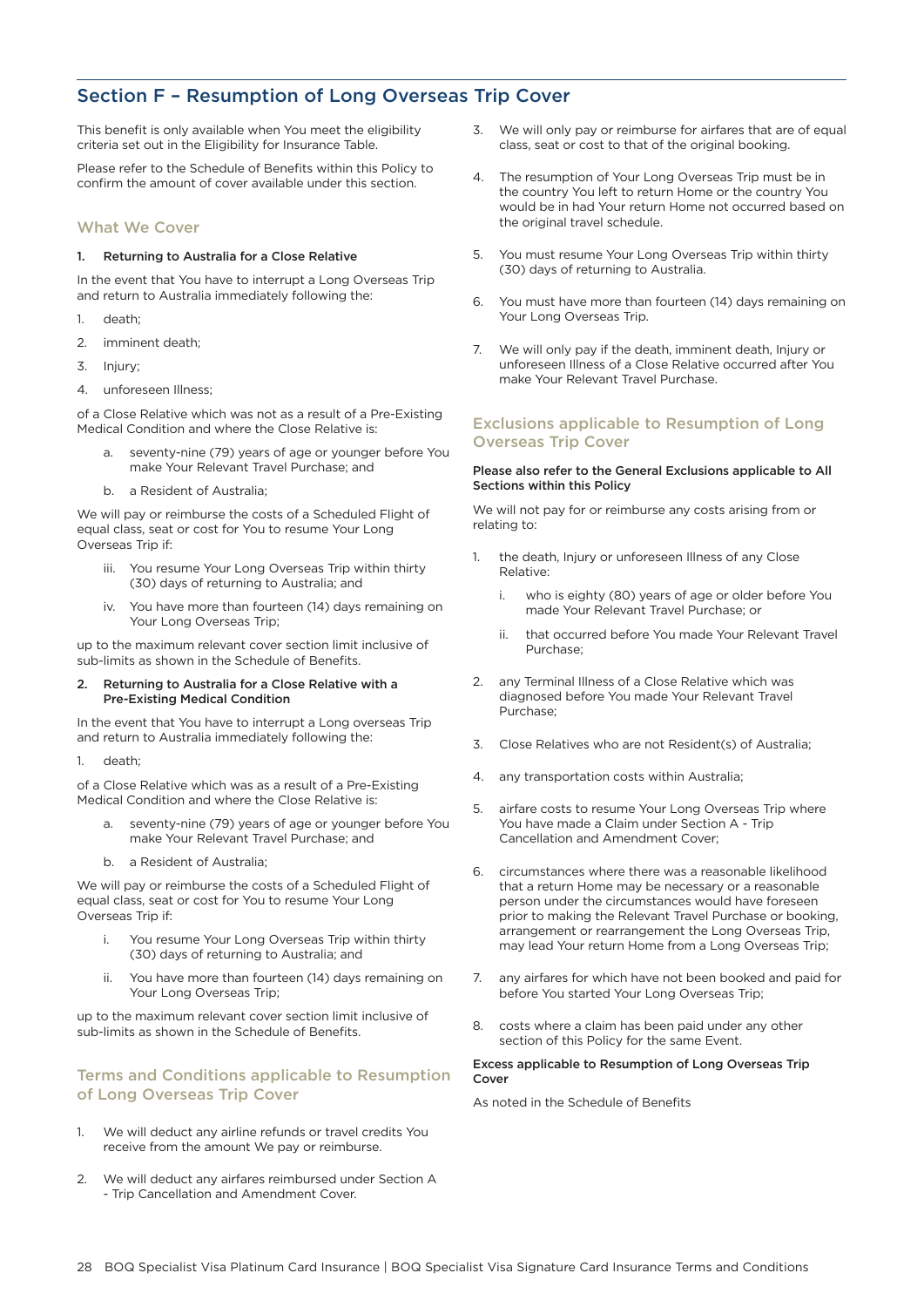## Section F – Resumption of Long Overseas Trip Cover

This benefit is only available when You meet the eligibility criteria set out in the Eligibility for Insurance Table.

Please refer to the Schedule of Benefits within this Policy to confirm the amount of cover available under this section.

### What We Cover

**1. Returning to Australia for a Close Relative**

In the event that You have to interrupt a Long Overseas Trip and return to Australia immediately following the:

1. death;
2. imminent death;
3. Injury;
4. unforeseen Illness;

of a Close Relative which was not as a result of a Pre-Existing Medical Condition and where the Close Relative is:

a. seventy-nine (79) years of age or younger before You make Your Relevant Travel Purchase; and

b. a Resident of Australia;

We will pay or reimburse the costs of a Scheduled Flight of equal class, seat or cost for You to resume Your Long Overseas Trip if:

iii. You resume Your Long Overseas Trip within thirty (30) days of returning to Australia; and

iv. You have more than fourteen (14) days remaining on Your Long Overseas Trip;

up to the maximum relevant cover section limit inclusive of sub-limits as shown in the Schedule of Benefits.

**2. Returning to Australia for a Close Relative with a Pre-Existing Medical Condition**

In the event that You have to interrupt a Long overseas Trip and return to Australia immediately following the:

1. death;

of a Close Relative which was as a result of a Pre-Existing Medical Condition and where the Close Relative is:

a. seventy-nine (79) years of age or younger before You make Your Relevant Travel Purchase; and

b. a Resident of Australia;

We will pay or reimburse the costs of a Scheduled Flight of equal class, seat or cost for You to resume Your Long Overseas Trip if:

i. You resume Your Long Overseas Trip within thirty (30) days of returning to Australia; and

ii. You have more than fourteen (14) days remaining on Your Long Overseas Trip;

up to the maximum relevant cover section limit inclusive of sub-limits as shown in the Schedule of Benefits.

### Terms and Conditions applicable to Resumption of Long Overseas Trip Cover

1. We will deduct any airline refunds or travel credits You receive from the amount We pay or reimburse.
2. We will deduct any airfares reimbursed under Section A - Trip Cancellation and Amendment Cover.
3. We will only pay or reimburse for airfares that are of equal class, seat or cost to that of the original booking.
4. The resumption of Your Long Overseas Trip must be in the country You left to return Home or the country You would be in had Your return Home not occurred based on the original travel schedule.
5. You must resume Your Long Overseas Trip within thirty (30) days of returning to Australia.
6. You must have more than fourteen (14) days remaining on Your Long Overseas Trip.
7. We will only pay if the death, imminent death, Injury or unforeseen Illness of a Close Relative occurred after You make Your Relevant Travel Purchase.

### Exclusions applicable to Resumption of Long Overseas Trip Cover

**Please also refer to the General Exclusions applicable to All Sections within this Policy**

We will not pay for or reimburse any costs arising from or relating to:

1. the death, Injury or unforeseen Illness of any Close Relative:
   i. who is eighty (80) years of age or older before You made Your Relevant Travel Purchase; or
   ii. that occurred before You made Your Relevant Travel Purchase;
2. any Terminal Illness of a Close Relative which was diagnosed before You made Your Relevant Travel Purchase;
3. Close Relatives who are not Resident(s) of Australia;
4. any transportation costs within Australia;
5. airfare costs to resume Your Long Overseas Trip where You have made a Claim under Section A - Trip Cancellation and Amendment Cover;
6. circumstances where there was a reasonable likelihood that a return Home may be necessary or a reasonable person under the circumstances would have foreseen prior to making the Relevant Travel Purchase or booking, arrangement or rearrangement the Long Overseas Trip, may lead Your return Home from a Long Overseas Trip;
7. any airfares for which have not been booked and paid for before You started Your Long Overseas Trip;
8. costs where a claim has been paid under any other section of this Policy for the same Event.

**Excess applicable to Resumption of Long Overseas Trip Cover**

As noted in the Schedule of Benefits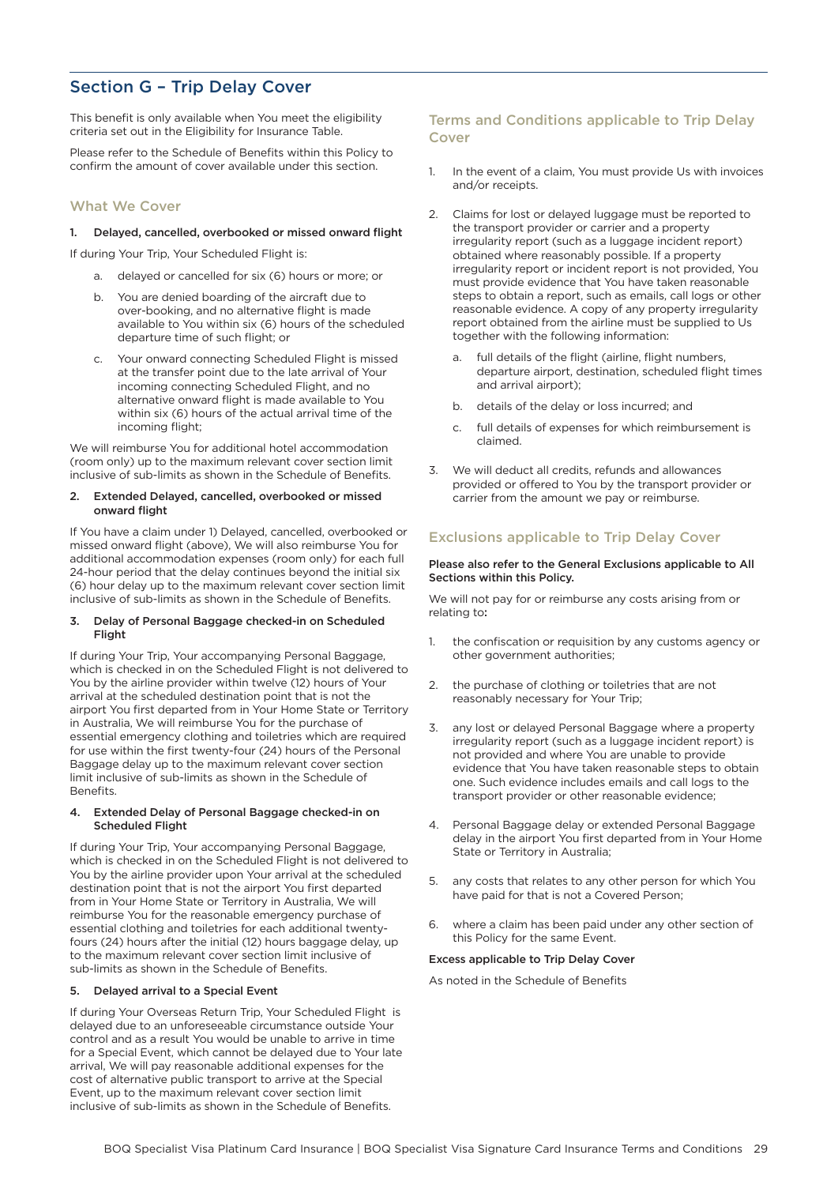## Section G – Trip Delay Cover

This benefit is only available when You meet the eligibility criteria set out in the Eligibility for Insurance Table.

Please refer to the Schedule of Benefits within this Policy to confirm the amount of cover available under this section.

### What We Cover

**1. Delayed, cancelled, overbooked or missed onward flight**

If during Your Trip, Your Scheduled Flight is:

a. delayed or cancelled for six (6) hours or more; or

b. You are denied boarding of the aircraft due to over-booking, and no alternative flight is made available to You within six (6) hours of the scheduled departure time of such flight; or

c. Your onward connecting Scheduled Flight is missed at the transfer point due to the late arrival of Your incoming connecting Scheduled Flight, and no alternative onward flight is made available to You within six (6) hours of the actual arrival time of the incoming flight;

We will reimburse You for additional hotel accommodation (room only) up to the maximum relevant cover section limit inclusive of sub-limits as shown in the Schedule of Benefits.

**2. Extended Delayed, cancelled, overbooked or missed onward flight**

If You have a claim under 1) Delayed, cancelled, overbooked or missed onward flight (above), We will also reimburse You for additional accommodation expenses (room only) for each full 24-hour period that the delay continues beyond the initial six (6) hour delay up to the maximum relevant cover section limit inclusive of sub-limits as shown in the Schedule of Benefits.

**3. Delay of Personal Baggage checked-in on Scheduled Flight**

If during Your Trip, Your accompanying Personal Baggage, which is checked in on the Scheduled Flight is not delivered to You by the airline provider within twelve (12) hours of Your arrival at the scheduled destination point that is not the airport You first departed from in Your Home State or Territory in Australia, We will reimburse You for the purchase of essential emergency clothing and toiletries which are required for use within the first twenty-four (24) hours of the Personal Baggage delay up to the maximum relevant cover section limit inclusive of sub-limits as shown in the Schedule of Benefits.

**4. Extended Delay of Personal Baggage checked-in on Scheduled Flight**

If during Your Trip, Your accompanying Personal Baggage, which is checked in on the Scheduled Flight is not delivered to You by the airline provider upon Your arrival at the scheduled destination point that is not the airport You first departed from in Your Home State or Territory in Australia, We will reimburse You for the reasonable emergency purchase of essential clothing and toiletries for each additional twenty-fours (24) hours after the initial (12) hours baggage delay, up to the maximum relevant cover section limit inclusive of sub-limits as shown in the Schedule of Benefits.

**5. Delayed arrival to a Special Event**

If during Your Overseas Return Trip, Your Scheduled Flight is delayed due to an unforeseeable circumstance outside Your control and as a result You would be unable to arrive in time for a Special Event, which cannot be delayed due to Your late arrival, We will pay reasonable additional expenses for the cost of alternative public transport to arrive at the Special Event, up to the maximum relevant cover section limit inclusive of sub-limits as shown in the Schedule of Benefits.

### Terms and Conditions applicable to Trip Delay Cover

1. In the event of a claim, You must provide Us with invoices and/or receipts.

2. Claims for lost or delayed luggage must be reported to the transport provider or carrier and a property irregularity report (such as a luggage incident report) obtained where reasonably possible. If a property irregularity report or incident report is not provided, You must provide evidence that You have taken reasonable steps to obtain a report, such as emails, call logs or other reasonable evidence. A copy of any property irregularity report obtained from the airline must be supplied to Us together with the following information:

   a. full details of the flight (airline, flight numbers, departure airport, destination, scheduled flight times and arrival airport);

   b. details of the delay or loss incurred; and

   c. full details of expenses for which reimbursement is claimed.

3. We will deduct all credits, refunds and allowances provided or offered to You by the transport provider or carrier from the amount we pay or reimburse.

### Exclusions applicable to Trip Delay Cover

**Please also refer to the General Exclusions applicable to All Sections within this Policy.**

We will not pay for or reimburse any costs arising from or relating to**:**

1. the confiscation or requisition by any customs agency or other government authorities;

2. the purchase of clothing or toiletries that are not reasonably necessary for Your Trip;

3. any lost or delayed Personal Baggage where a property irregularity report (such as a luggage incident report) is not provided and where You are unable to provide evidence that You have taken reasonable steps to obtain one. Such evidence includes emails and call logs to the transport provider or other reasonable evidence;

4. Personal Baggage delay or extended Personal Baggage delay in the airport You first departed from in Your Home State or Territory in Australia;

5. any costs that relates to any other person for which You have paid for that is not a Covered Person;

6. where a claim has been paid under any other section of this Policy for the same Event.

**Excess applicable to Trip Delay Cover**

As noted in the Schedule of Benefits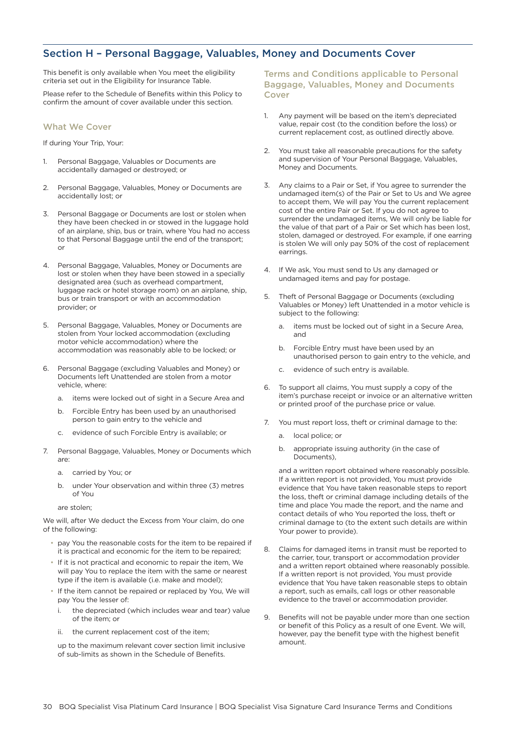## Section H – Personal Baggage, Valuables, Money and Documents Cover

This benefit is only available when You meet the eligibility criteria set out in the Eligibility for Insurance Table.

Please refer to the Schedule of Benefits within this Policy to confirm the amount of cover available under this section.

### What We Cover

If during Your Trip, Your:

1. Personal Baggage, Valuables or Documents are accidentally damaged or destroyed; or
2. Personal Baggage, Valuables, Money or Documents are accidentally lost; or
3. Personal Baggage or Documents are lost or stolen when they have been checked in or stowed in the luggage hold of an airplane, ship, bus or train, where You had no access to that Personal Baggage until the end of the transport; or
4. Personal Baggage, Valuables, Money or Documents are lost or stolen when they have been stowed in a specially designated area (such as overhead compartment, luggage rack or hotel storage room) on an airplane, ship, bus or train transport or with an accommodation provider; or
5. Personal Baggage, Valuables, Money or Documents are stolen from Your locked accommodation (excluding motor vehicle accommodation) where the accommodation was reasonably able to be locked; or
6. Personal Baggage (excluding Valuables and Money) or Documents left Unattended are stolen from a motor vehicle, where:
    a. items were locked out of sight in a Secure Area and
    b. Forcible Entry has been used by an unauthorised person to gain entry to the vehicle and
    c. evidence of such Forcible Entry is available; or
7. Personal Baggage, Valuables, Money or Documents which are:
    a. carried by You; or
    b. under Your observation and within three (3) metres of You

    are stolen;

We will, after We deduct the Excess from Your claim, do one of the following:

- pay You the reasonable costs for the item to be repaired if it is practical and economic for the item to be repaired;
- If it is not practical and economic to repair the item, We will pay You to replace the item with the same or nearest type if the item is available (i.e. make and model);
- If the item cannot be repaired or replaced by You, We will pay You the lesser of:
    i. the depreciated (which includes wear and tear) value of the item; or
    ii. the current replacement cost of the item;

    up to the maximum relevant cover section limit inclusive of sub-limits as shown in the Schedule of Benefits.

### Terms and Conditions applicable to Personal Baggage, Valuables, Money and Documents Cover

1. Any payment will be based on the item's depreciated value, repair cost (to the condition before the loss) or current replacement cost, as outlined directly above.
2. You must take all reasonable precautions for the safety and supervision of Your Personal Baggage, Valuables, Money and Documents.
3. Any claims to a Pair or Set, if You agree to surrender the undamaged item(s) of the Pair or Set to Us and We agree to accept them, We will pay You the current replacement cost of the entire Pair or Set. If you do not agree to surrender the undamaged items, We will only be liable for the value of that part of a Pair or Set which has been lost, stolen, damaged or destroyed. For example, if one earring is stolen We will only pay 50% of the cost of replacement earrings.
4. If We ask, You must send to Us any damaged or undamaged items and pay for postage.
5. Theft of Personal Baggage or Documents (excluding Valuables or Money) left Unattended in a motor vehicle is subject to the following:
    a. items must be locked out of sight in a Secure Area, and
    b. Forcible Entry must have been used by an unauthorised person to gain entry to the vehicle, and
    c. evidence of such entry is available.
6. To support all claims, You must supply a copy of the item's purchase receipt or invoice or an alternative written or printed proof of the purchase price or value.
7. You must report loss, theft or criminal damage to the:
    a. local police; or
    b. appropriate issuing authority (in the case of Documents),

    and a written report obtained where reasonably possible. If a written report is not provided, You must provide evidence that You have taken reasonable steps to report the loss, theft or criminal damage including details of the time and place You made the report, and the name and contact details of who You reported the loss, theft or criminal damage to (to the extent such details are within Your power to provide).
8. Claims for damaged items in transit must be reported to the carrier, tour, transport or accommodation provider and a written report obtained where reasonably possible. If a written report is not provided, You must provide evidence that You have taken reasonable steps to obtain a report, such as emails, call logs or other reasonable evidence to the travel or accommodation provider.
9. Benefits will not be payable under more than one section or benefit of this Policy as a result of one Event. We will, however, pay the benefit type with the highest benefit amount.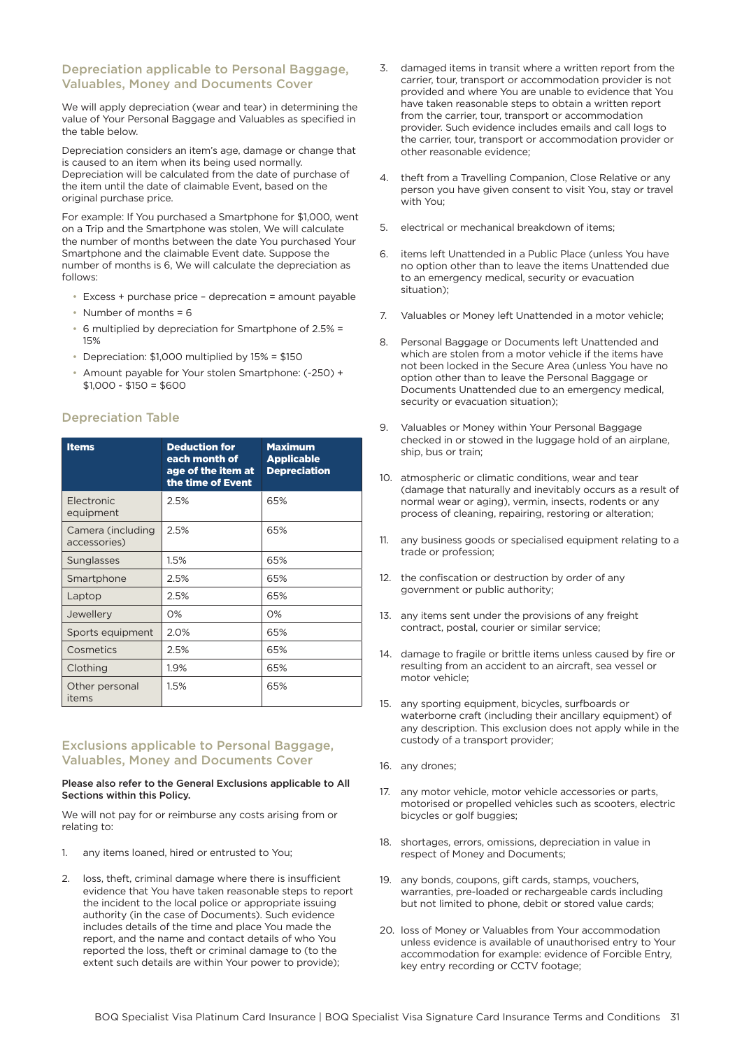## Depreciation applicable to Personal Baggage, Valuables, Money and Documents Cover

We will apply depreciation (wear and tear) in determining the value of Your Personal Baggage and Valuables as specified in the table below.

Depreciation considers an item's age, damage or change that is caused to an item when its being used normally. Depreciation will be calculated from the date of purchase of the item until the date of claimable Event, based on the original purchase price.

For example: If You purchased a Smartphone for $1,000, went on a Trip and the Smartphone was stolen, We will calculate the number of months between the date You purchased Your Smartphone and the claimable Event date. Suppose the number of months is 6, We will calculate the depreciation as follows:

- Excess + purchase price – deprecation = amount payable
- Number of months = 6
- 6 multiplied by depreciation for Smartphone of 2.5% = 15%
- Depreciation: $1,000 multiplied by 15% = $150
- Amount payable for Your stolen Smartphone: (-250) + $1,000 - $150 = $600

## Depreciation Table

| Items | Deduction for each month of age of the item at the time of Event | Maximum Applicable Depreciation |
|---|---|---|
| Electronic equipment | 2.5% | 65% |
| Camera (including accessories) | 2.5% | 65% |
| Sunglasses | 1.5% | 65% |
| Smartphone | 2.5% | 65% |
| Laptop | 2.5% | 65% |
| Jewellery | 0% | 0% |
| Sports equipment | 2.0% | 65% |
| Cosmetics | 2.5% | 65% |
| Clothing | 1.9% | 65% |
| Other personal items | 1.5% | 65% |

## Exclusions applicable to Personal Baggage, Valuables, Money and Documents Cover

**Please also refer to the General Exclusions applicable to All Sections within this Policy.**

We will not pay for or reimburse any costs arising from or relating to:

1. any items loaned, hired or entrusted to You;
2. loss, theft, criminal damage where there is insufficient evidence that You have taken reasonable steps to report the incident to the local police or appropriate issuing authority (in the case of Documents). Such evidence includes details of the time and place You made the report, and the name and contact details of who You reported the loss, theft or criminal damage to (to the extent such details are within Your power to provide);
3. damaged items in transit where a written report from the carrier, tour, transport or accommodation provider is not provided and where You are unable to evidence that You have taken reasonable steps to obtain a written report from the carrier, tour, transport or accommodation provider. Such evidence includes emails and call logs to the carrier, tour, transport or accommodation provider or other reasonable evidence;
4. theft from a Travelling Companion, Close Relative or any person you have given consent to visit You, stay or travel with You;
5. electrical or mechanical breakdown of items;
6. items left Unattended in a Public Place (unless You have no option other than to leave the items Unattended due to an emergency medical, security or evacuation situation);
7. Valuables or Money left Unattended in a motor vehicle;
8. Personal Baggage or Documents left Unattended and which are stolen from a motor vehicle if the items have not been locked in the Secure Area (unless You have no option other than to leave the Personal Baggage or Documents Unattended due to an emergency medical, security or evacuation situation);
9. Valuables or Money within Your Personal Baggage checked in or stowed in the luggage hold of an airplane, ship, bus or train;
10. atmospheric or climatic conditions, wear and tear (damage that naturally and inevitably occurs as a result of normal wear or aging), vermin, insects, rodents or any process of cleaning, repairing, restoring or alteration;
11. any business goods or specialised equipment relating to a trade or profession;
12. the confiscation or destruction by order of any government or public authority;
13. any items sent under the provisions of any freight contract, postal, courier or similar service;
14. damage to fragile or brittle items unless caused by fire or resulting from an accident to an aircraft, sea vessel or motor vehicle;
15. any sporting equipment, bicycles, surfboards or waterborne craft (including their ancillary equipment) of any description. This exclusion does not apply while in the custody of a transport provider;
16. any drones;
17. any motor vehicle, motor vehicle accessories or parts, motorised or propelled vehicles such as scooters, electric bicycles or golf buggies;
18. shortages, errors, omissions, depreciation in value in respect of Money and Documents;
19. any bonds, coupons, gift cards, stamps, vouchers, warranties, pre-loaded or rechargeable cards including but not limited to phone, debit or stored value cards;
20. loss of Money or Valuables from Your accommodation unless evidence is available of unauthorised entry to Your accommodation for example: evidence of Forcible Entry, key entry recording or CCTV footage;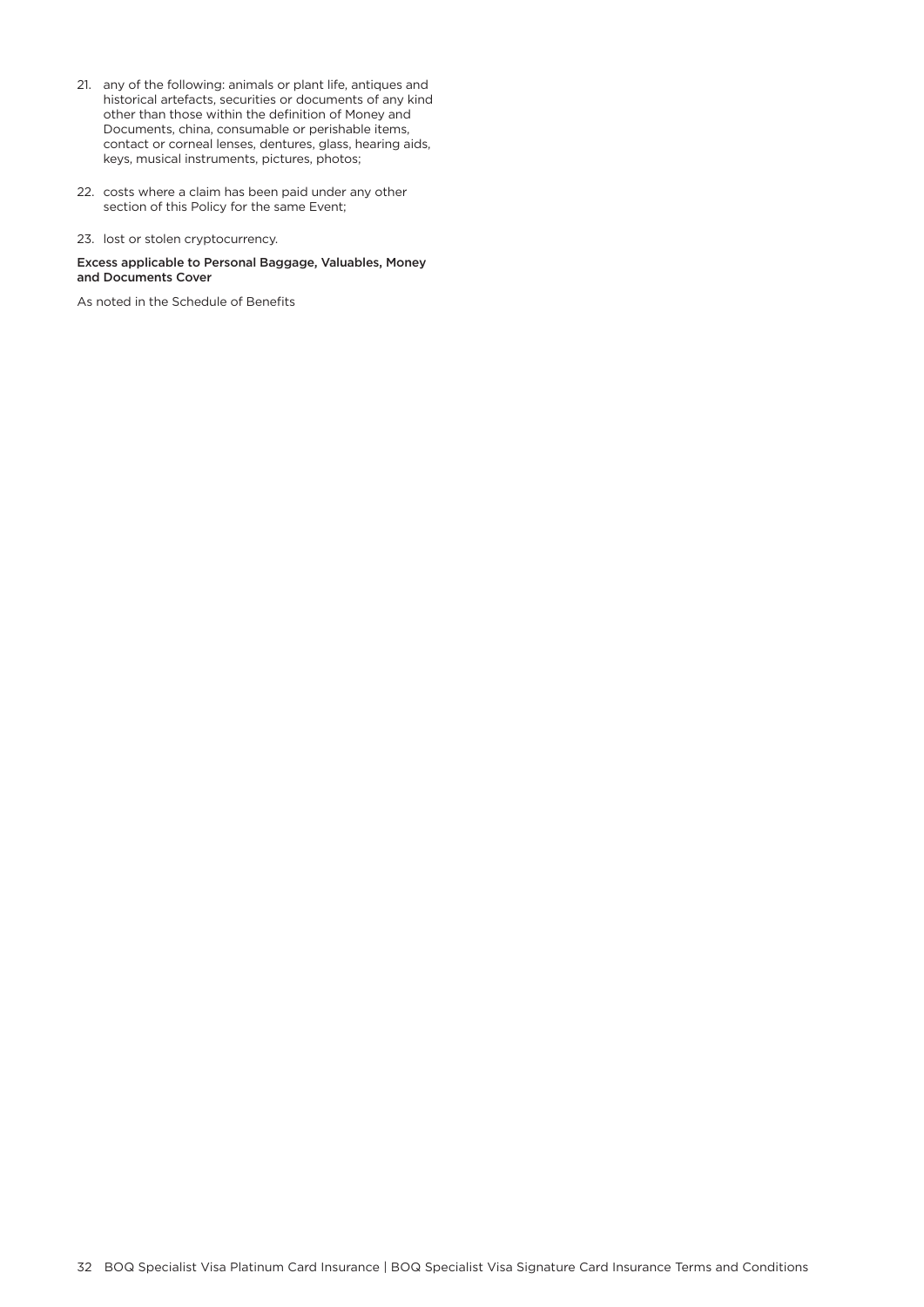21. any of the following: animals or plant life, antiques and historical artefacts, securities or documents of any kind other than those within the definition of Money and Documents, china, consumable or perishable items, contact or corneal lenses, dentures, glass, hearing aids, keys, musical instruments, pictures, photos;

22. costs where a claim has been paid under any other section of this Policy for the same Event;

23. lost or stolen cryptocurrency.

**Excess applicable to Personal Baggage, Valuables, Money and Documents Cover**

As noted in the Schedule of Benefits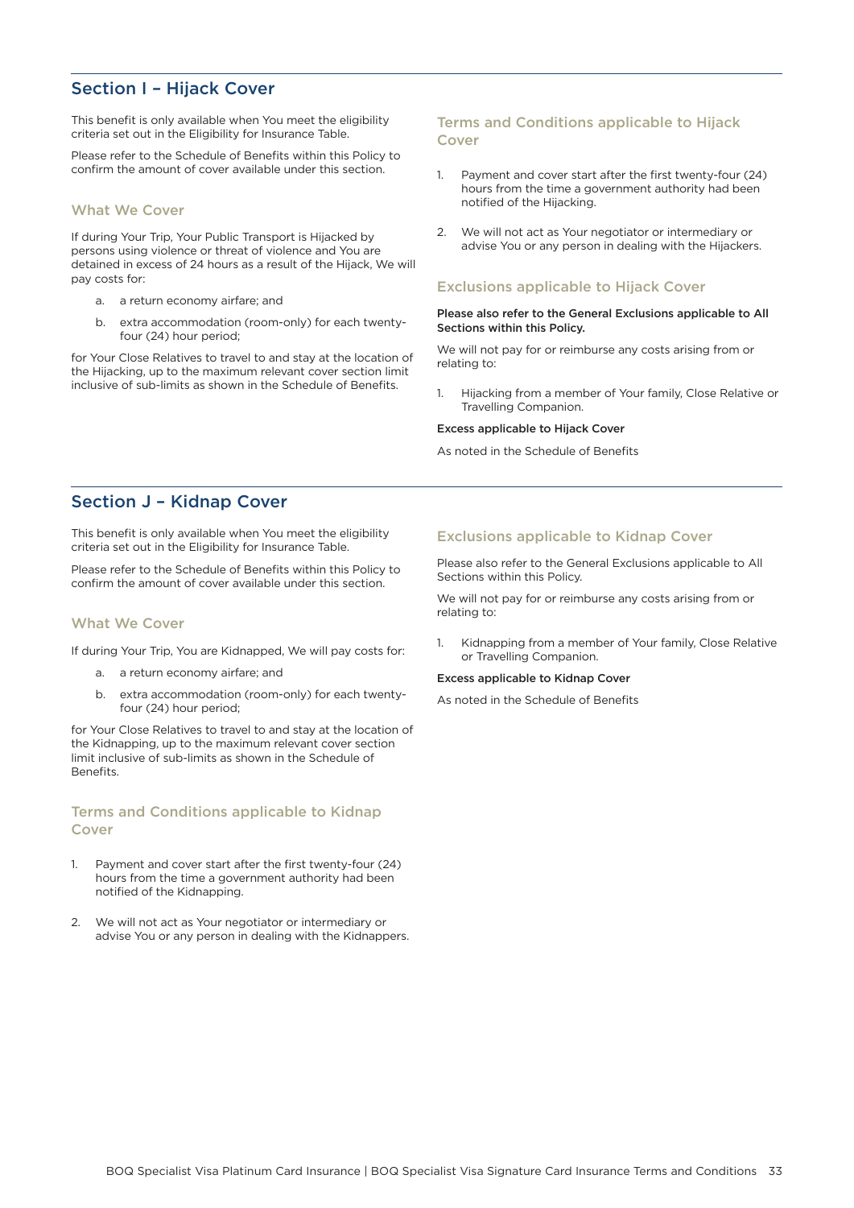## Section I – Hijack Cover

This benefit is only available when You meet the eligibility criteria set out in the Eligibility for Insurance Table.

Please refer to the Schedule of Benefits within this Policy to confirm the amount of cover available under this section.

### What We Cover

If during Your Trip, Your Public Transport is Hijacked by persons using violence or threat of violence and You are detained in excess of 24 hours as a result of the Hijack, We will pay costs for:

a. a return economy airfare; and

b. extra accommodation (room-only) for each twenty-four (24) hour period;

for Your Close Relatives to travel to and stay at the location of the Hijacking, up to the maximum relevant cover section limit inclusive of sub-limits as shown in the Schedule of Benefits.

### Terms and Conditions applicable to Hijack Cover

1. Payment and cover start after the first twenty-four (24) hours from the time a government authority had been notified of the Hijacking.

2. We will not act as Your negotiator or intermediary or advise You or any person in dealing with the Hijackers.

### Exclusions applicable to Hijack Cover

**Please also refer to the General Exclusions applicable to All Sections within this Policy.**

We will not pay for or reimburse any costs arising from or relating to:

1. Hijacking from a member of Your family, Close Relative or Travelling Companion.

**Excess applicable to Hijack Cover**

As noted in the Schedule of Benefits

## Section J – Kidnap Cover

This benefit is only available when You meet the eligibility criteria set out in the Eligibility for Insurance Table.

Please refer to the Schedule of Benefits within this Policy to confirm the amount of cover available under this section.

### What We Cover

If during Your Trip, You are Kidnapped, We will pay costs for:

a. a return economy airfare; and

b. extra accommodation (room-only) for each twenty-four (24) hour period;

for Your Close Relatives to travel to and stay at the location of the Kidnapping, up to the maximum relevant cover section limit inclusive of sub-limits as shown in the Schedule of Benefits.

### Terms and Conditions applicable to Kidnap Cover

1. Payment and cover start after the first twenty-four (24) hours from the time a government authority had been notified of the Kidnapping.

2. We will not act as Your negotiator or intermediary or advise You or any person in dealing with the Kidnappers.

### Exclusions applicable to Kidnap Cover

Please also refer to the General Exclusions applicable to All Sections within this Policy.

We will not pay for or reimburse any costs arising from or relating to:

1. Kidnapping from a member of Your family, Close Relative or Travelling Companion.

**Excess applicable to Kidnap Cover**

As noted in the Schedule of Benefits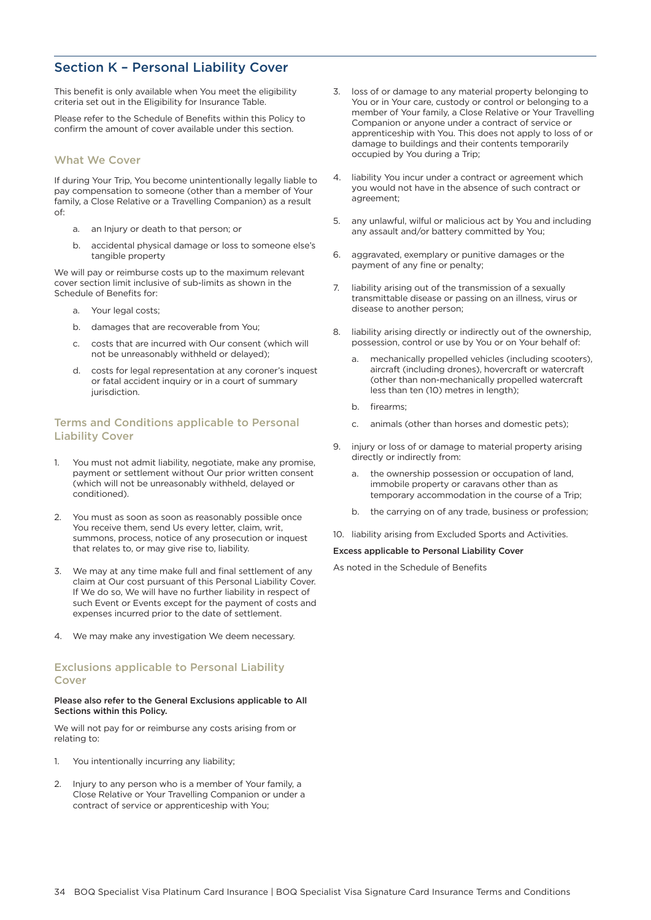## Section K – Personal Liability Cover

This benefit is only available when You meet the eligibility criteria set out in the Eligibility for Insurance Table.

Please refer to the Schedule of Benefits within this Policy to confirm the amount of cover available under this section.

### What We Cover

If during Your Trip, You become unintentionally legally liable to pay compensation to someone (other than a member of Your family, a Close Relative or a Travelling Companion) as a result of:

a. an Injury or death to that person; or
b. accidental physical damage or loss to someone else's tangible property

We will pay or reimburse costs up to the maximum relevant cover section limit inclusive of sub-limits as shown in the Schedule of Benefits for:

a. Your legal costs;
b. damages that are recoverable from You;
c. costs that are incurred with Our consent (which will not be unreasonably withheld or delayed);
d. costs for legal representation at any coroner's inquest or fatal accident inquiry or in a court of summary jurisdiction.

### Terms and Conditions applicable to Personal Liability Cover

1. You must not admit liability, negotiate, make any promise, payment or settlement without Our prior written consent (which will not be unreasonably withheld, delayed or conditioned).
2. You must as soon as soon as reasonably possible once You receive them, send Us every letter, claim, writ, summons, process, notice of any prosecution or inquest that relates to, or may give rise to, liability.
3. We may at any time make full and final settlement of any claim at Our cost pursuant of this Personal Liability Cover. If We do so, We will have no further liability in respect of such Event or Events except for the payment of costs and expenses incurred prior to the date of settlement.
4. We may make any investigation We deem necessary.

### Exclusions applicable to Personal Liability Cover

**Please also refer to the General Exclusions applicable to All Sections within this Policy.**

We will not pay for or reimburse any costs arising from or relating to:

1. You intentionally incurring any liability;
2. Injury to any person who is a member of Your family, a Close Relative or Your Travelling Companion or under a contract of service or apprenticeship with You;
3. loss of or damage to any material property belonging to You or in Your care, custody or control or belonging to a member of Your family, a Close Relative or Your Travelling Companion or anyone under a contract of service or apprenticeship with You. This does not apply to loss of or damage to buildings and their contents temporarily occupied by You during a Trip;
4. liability You incur under a contract or agreement which you would not have in the absence of such contract or agreement;
5. any unlawful, wilful or malicious act by You and including any assault and/or battery committed by You;
6. aggravated, exemplary or punitive damages or the payment of any fine or penalty;
7. liability arising out of the transmission of a sexually transmittable disease or passing on an illness, virus or disease to another person;
8. liability arising directly or indirectly out of the ownership, possession, control or use by You or on Your behalf of:
   a. mechanically propelled vehicles (including scooters), aircraft (including drones), hovercraft or watercraft (other than non-mechanically propelled watercraft less than ten (10) metres in length);
   b. firearms;
   c. animals (other than horses and domestic pets);
9. injury or loss of or damage to material property arising directly or indirectly from:
   a. the ownership possession or occupation of land, immobile property or caravans other than as temporary accommodation in the course of a Trip;
   b. the carrying on of any trade, business or profession;
10. liability arising from Excluded Sports and Activities.

**Excess applicable to Personal Liability Cover**

As noted in the Schedule of Benefits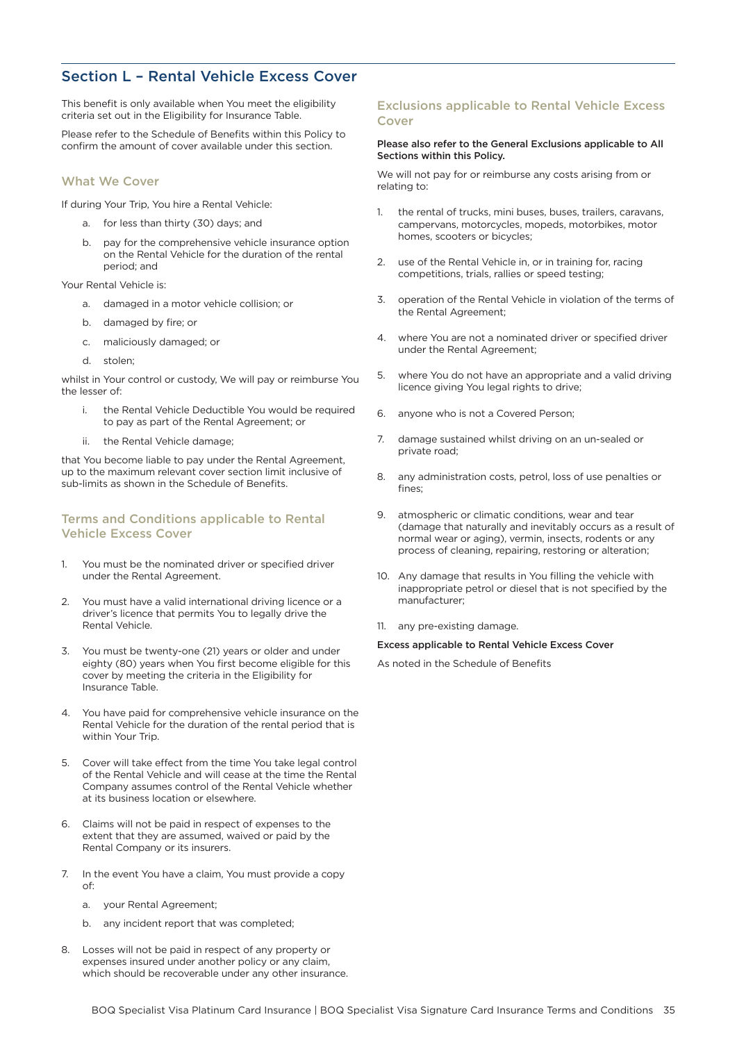## Section L – Rental Vehicle Excess Cover

This benefit is only available when You meet the eligibility criteria set out in the Eligibility for Insurance Table.

Please refer to the Schedule of Benefits within this Policy to confirm the amount of cover available under this section.

### What We Cover

If during Your Trip, You hire a Rental Vehicle:

a. for less than thirty (30) days; and

b. pay for the comprehensive vehicle insurance option on the Rental Vehicle for the duration of the rental period; and

Your Rental Vehicle is:

a. damaged in a motor vehicle collision; or

b. damaged by fire; or

c. maliciously damaged; or

d. stolen;

whilst in Your control or custody, We will pay or reimburse You the lesser of:

i. the Rental Vehicle Deductible You would be required to pay as part of the Rental Agreement; or

ii. the Rental Vehicle damage;

that You become liable to pay under the Rental Agreement, up to the maximum relevant cover section limit inclusive of sub-limits as shown in the Schedule of Benefits.

### Terms and Conditions applicable to Rental Vehicle Excess Cover

1. You must be the nominated driver or specified driver under the Rental Agreement.

2. You must have a valid international driving licence or a driver's licence that permits You to legally drive the Rental Vehicle.

3. You must be twenty-one (21) years or older and under eighty (80) years when You first become eligible for this cover by meeting the criteria in the Eligibility for Insurance Table.

4. You have paid for comprehensive vehicle insurance on the Rental Vehicle for the duration of the rental period that is within Your Trip.

5. Cover will take effect from the time You take legal control of the Rental Vehicle and will cease at the time the Rental Company assumes control of the Rental Vehicle whether at its business location or elsewhere.

6. Claims will not be paid in respect of expenses to the extent that they are assumed, waived or paid by the Rental Company or its insurers.

7. In the event You have a claim, You must provide a copy of:

   a. your Rental Agreement;

   b. any incident report that was completed;

8. Losses will not be paid in respect of any property or expenses insured under another policy or any claim, which should be recoverable under any other insurance.

### Exclusions applicable to Rental Vehicle Excess Cover

**Please also refer to the General Exclusions applicable to All Sections within this Policy.**

We will not pay for or reimburse any costs arising from or relating to:

1. the rental of trucks, mini buses, buses, trailers, caravans, campervans, motorcycles, mopeds, motorbikes, motor homes, scooters or bicycles;

2. use of the Rental Vehicle in, or in training for, racing competitions, trials, rallies or speed testing;

3. operation of the Rental Vehicle in violation of the terms of the Rental Agreement;

4. where You are not a nominated driver or specified driver under the Rental Agreement;

5. where You do not have an appropriate and a valid driving licence giving You legal rights to drive;

6. anyone who is not a Covered Person;

7. damage sustained whilst driving on an un-sealed or private road;

8. any administration costs, petrol, loss of use penalties or fines;

9. atmospheric or climatic conditions, wear and tear (damage that naturally and inevitably occurs as a result of normal wear or aging), vermin, insects, rodents or any process of cleaning, repairing, restoring or alteration;

10. Any damage that results in You filling the vehicle with inappropriate petrol or diesel that is not specified by the manufacturer;

11. any pre-existing damage.

**Excess applicable to Rental Vehicle Excess Cover**

As noted in the Schedule of Benefits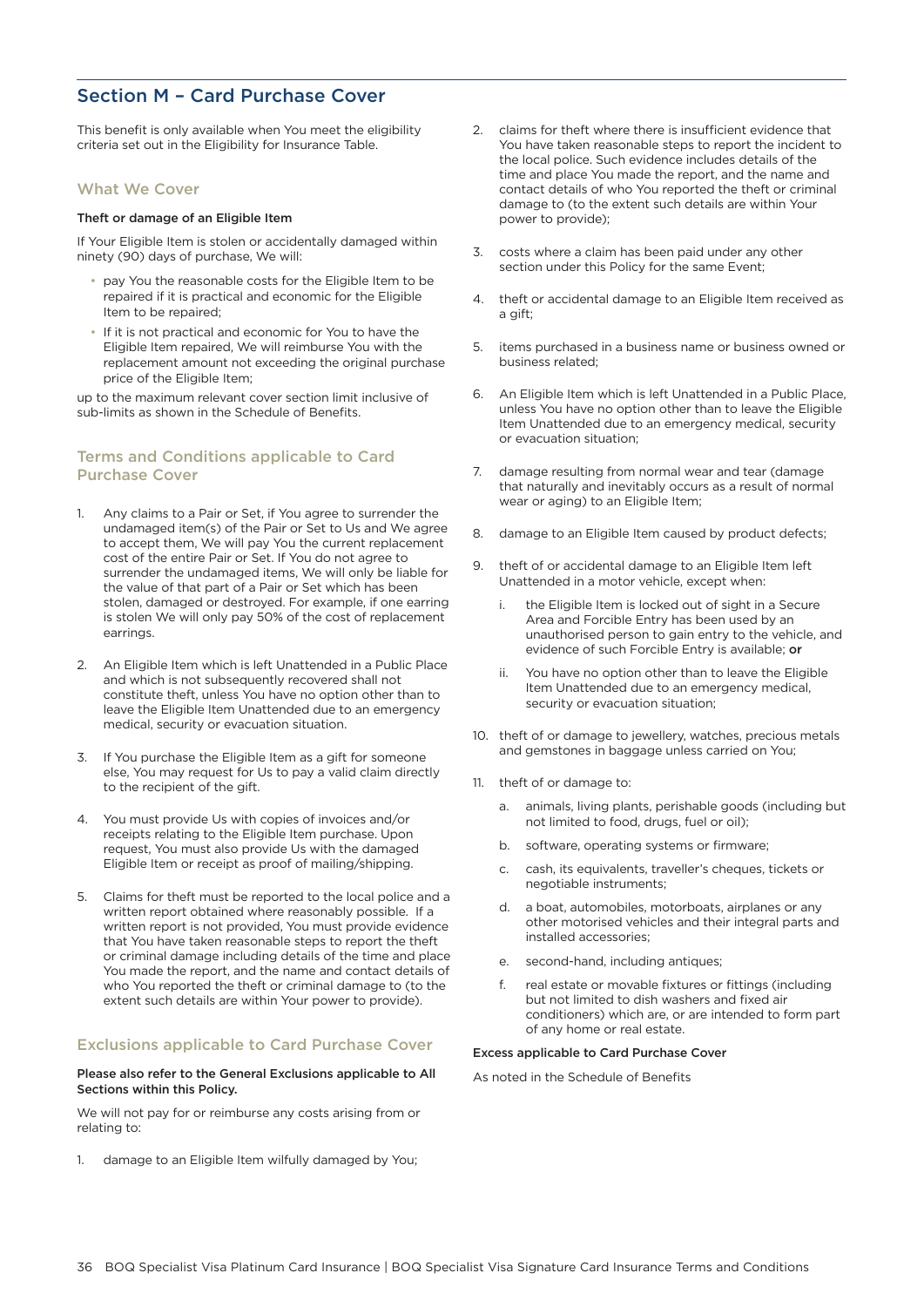## Section M – Card Purchase Cover

This benefit is only available when You meet the eligibility criteria set out in the Eligibility for Insurance Table.

### What We Cover

**Theft or damage of an Eligible Item**

If Your Eligible Item is stolen or accidentally damaged within ninety (90) days of purchase, We will:

- pay You the reasonable costs for the Eligible Item to be repaired if it is practical and economic for the Eligible Item to be repaired;
- If it is not practical and economic for You to have the Eligible Item repaired, We will reimburse You with the replacement amount not exceeding the original purchase price of the Eligible Item;

up to the maximum relevant cover section limit inclusive of sub-limits as shown in the Schedule of Benefits.

### Terms and Conditions applicable to Card Purchase Cover

1. Any claims to a Pair or Set, if You agree to surrender the undamaged item(s) of the Pair or Set to Us and We agree to accept them, We will pay You the current replacement cost of the entire Pair or Set. If You do not agree to surrender the undamaged items, We will only be liable for the value of that part of a Pair or Set which has been stolen, damaged or destroyed. For example, if one earring is stolen We will only pay 50% of the cost of replacement earrings.
2. An Eligible Item which is left Unattended in a Public Place and which is not subsequently recovered shall not constitute theft, unless You have no option other than to leave the Eligible Item Unattended due to an emergency medical, security or evacuation situation.
3. If You purchase the Eligible Item as a gift for someone else, You may request for Us to pay a valid claim directly to the recipient of the gift.
4. You must provide Us with copies of invoices and/or receipts relating to the Eligible Item purchase. Upon request, You must also provide Us with the damaged Eligible Item or receipt as proof of mailing/shipping.
5. Claims for theft must be reported to the local police and a written report obtained where reasonably possible. If a written report is not provided, You must provide evidence that You have taken reasonable steps to report the theft or criminal damage including details of the time and place You made the report, and the name and contact details of who You reported the theft or criminal damage to (to the extent such details are within Your power to provide).

### Exclusions applicable to Card Purchase Cover

**Please also refer to the General Exclusions applicable to All Sections within this Policy.**

We will not pay for or reimburse any costs arising from or relating to:

1. damage to an Eligible Item wilfully damaged by You;
2. claims for theft where there is insufficient evidence that You have taken reasonable steps to report the incident to the local police. Such evidence includes details of the time and place You made the report, and the name and contact details of who You reported the theft or criminal damage to (to the extent such details are within Your power to provide);
3. costs where a claim has been paid under any other section under this Policy for the same Event;
4. theft or accidental damage to an Eligible Item received as a gift;
5. items purchased in a business name or business owned or business related;
6. An Eligible Item which is left Unattended in a Public Place, unless You have no option other than to leave the Eligible Item Unattended due to an emergency medical, security or evacuation situation;
7. damage resulting from normal wear and tear (damage that naturally and inevitably occurs as a result of normal wear or aging) to an Eligible Item;
8. damage to an Eligible Item caused by product defects;
9. theft of or accidental damage to an Eligible Item left Unattended in a motor vehicle, except when:
   1. the Eligible Item is locked out of sight in a Secure Area and Forcible Entry has been used by an unauthorised person to gain entry to the vehicle, and evidence of such Forcible Entry is available; **or**
   2. You have no option other than to leave the Eligible Item Unattended due to an emergency medical, security or evacuation situation;
10. theft of or damage to jewellery, watches, precious metals and gemstones in baggage unless carried on You;
11. theft of or damage to:
    a. animals, living plants, perishable goods (including but not limited to food, drugs, fuel or oil);
    b. software, operating systems or firmware;
    c. cash, its equivalents, traveller's cheques, tickets or negotiable instruments;
    d. a boat, automobiles, motorboats, airplanes or any other motorised vehicles and their integral parts and installed accessories;
    e. second-hand, including antiques;
    f. real estate or movable fixtures or fittings (including but not limited to dish washers and fixed air conditioners) which are, or are intended to form part of any home or real estate.

**Excess applicable to Card Purchase Cover**

As noted in the Schedule of Benefits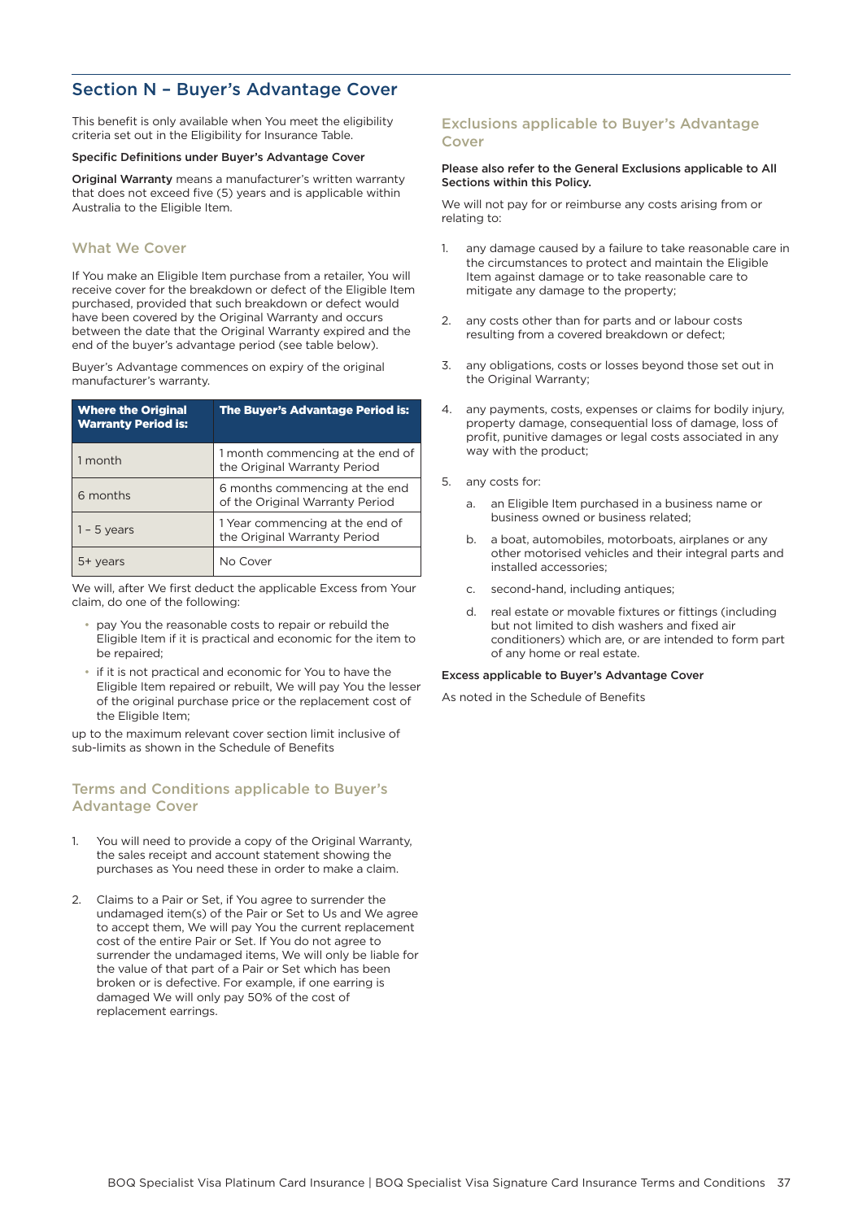## Section N – Buyer's Advantage Cover

This benefit is only available when You meet the eligibility criteria set out in the Eligibility for Insurance Table.

**Specific Definitions under Buyer's Advantage Cover**

**Original Warranty** means a manufacturer's written warranty that does not exceed five (5) years and is applicable within Australia to the Eligible Item.

### What We Cover

If You make an Eligible Item purchase from a retailer, You will receive cover for the breakdown or defect of the Eligible Item purchased, provided that such breakdown or defect would have been covered by the Original Warranty and occurs between the date that the Original Warranty expired and the end of the buyer's advantage period (see table below).

Buyer's Advantage commences on expiry of the original manufacturer's warranty.

| Where the Original Warranty Period is: | The Buyer's Advantage Period is: |
|---|---|
| 1 month | 1 month commencing at the end of the Original Warranty Period |
| 6 months | 6 months commencing at the end of the Original Warranty Period |
| 1 – 5 years | 1 Year commencing at the end of the Original Warranty Period |
| 5+ years | No Cover |

We will, after We first deduct the applicable Excess from Your claim, do one of the following:

- pay You the reasonable costs to repair or rebuild the Eligible Item if it is practical and economic for the item to be repaired;
- if it is not practical and economic for You to have the Eligible Item repaired or rebuilt, We will pay You the lesser of the original purchase price or the replacement cost of the Eligible Item;

up to the maximum relevant cover section limit inclusive of sub-limits as shown in the Schedule of Benefits

### Terms and Conditions applicable to Buyer's Advantage Cover

1. You will need to provide a copy of the Original Warranty, the sales receipt and account statement showing the purchases as You need these in order to make a claim.

2. Claims to a Pair or Set, if You agree to surrender the undamaged item(s) of the Pair or Set to Us and We agree to accept them, We will pay You the current replacement cost of the entire Pair or Set. If You do not agree to surrender the undamaged items, We will only be liable for the value of that part of a Pair or Set which has been broken or is defective. For example, if one earring is damaged We will only pay 50% of the cost of replacement earrings.

### Exclusions applicable to Buyer's Advantage Cover

**Please also refer to the General Exclusions applicable to All Sections within this Policy.**

We will not pay for or reimburse any costs arising from or relating to:

1. any damage caused by a failure to take reasonable care in the circumstances to protect and maintain the Eligible Item against damage or to take reasonable care to mitigate any damage to the property;

2. any costs other than for parts and or labour costs resulting from a covered breakdown or defect;

3. any obligations, costs or losses beyond those set out in the Original Warranty;

4. any payments, costs, expenses or claims for bodily injury, property damage, consequential loss of damage, loss of profit, punitive damages or legal costs associated in any way with the product;

5. any costs for:

   a. an Eligible Item purchased in a business name or business owned or business related;

   b. a boat, automobiles, motorboats, airplanes or any other motorised vehicles and their integral parts and installed accessories;

   c. second-hand, including antiques;

   d. real estate or movable fixtures or fittings (including but not limited to dish washers and fixed air conditioners) which are, or are intended to form part of any home or real estate.

**Excess applicable to Buyer's Advantage Cover**

As noted in the Schedule of Benefits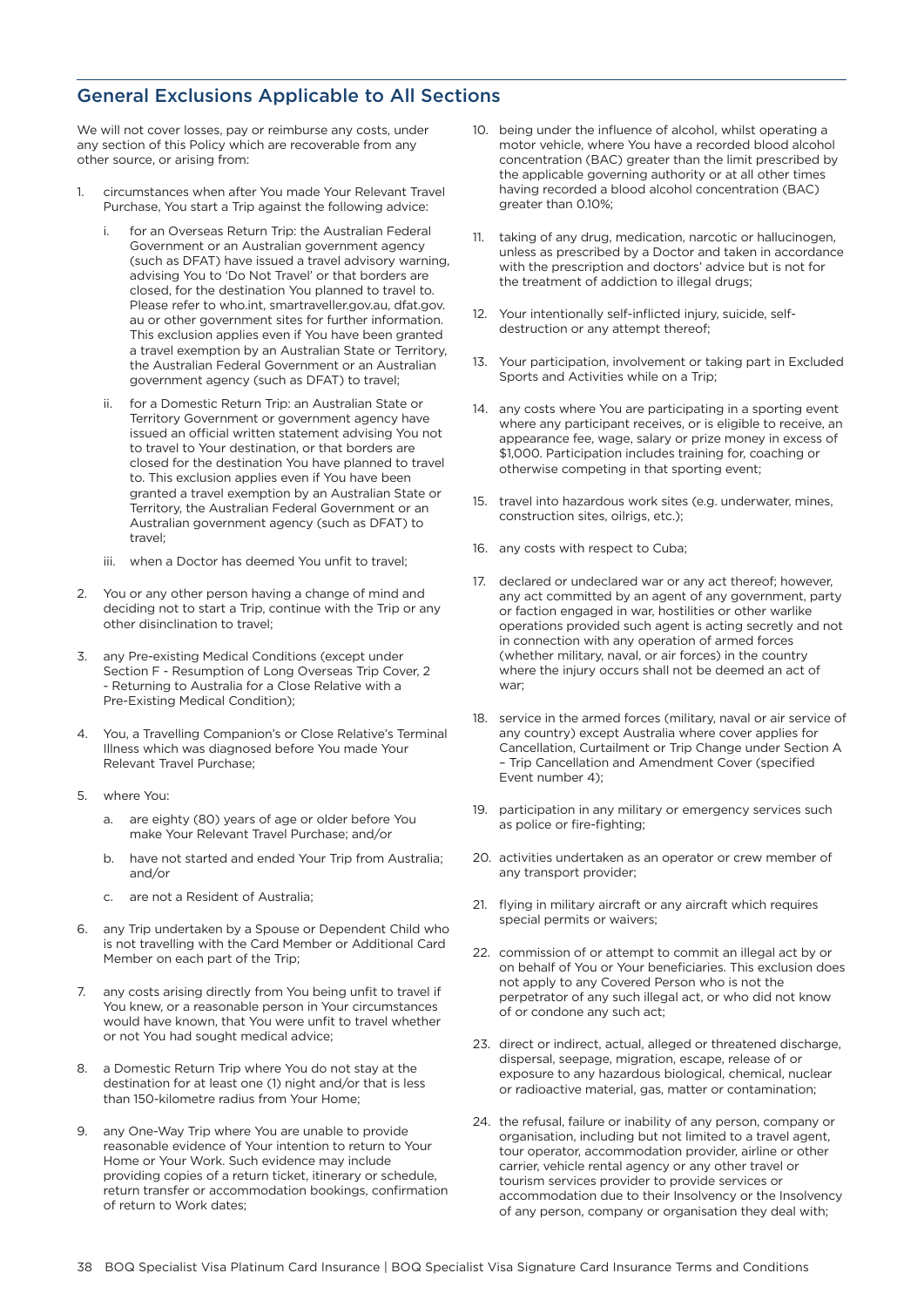## General Exclusions Applicable to All Sections

We will not cover losses, pay or reimburse any costs, under any section of this Policy which are recoverable from any other source, or arising from:

1. circumstances when after You made Your Relevant Travel Purchase, You start a Trip against the following advice:
   i. for an Overseas Return Trip: the Australian Federal Government or an Australian government agency (such as DFAT) have issued a travel advisory warning, advising You to 'Do Not Travel' or that borders are closed, for the destination You planned to travel to. Please refer to who.int, smartraveller.gov.au, dfat.gov.au or other government sites for further information. This exclusion applies even if You have been granted a travel exemption by an Australian State or Territory, the Australian Federal Government or an Australian government agency (such as DFAT) to travel;
   ii. for a Domestic Return Trip: an Australian State or Territory Government or government agency have issued an official written statement advising You not to travel to Your destination, or that borders are closed for the destination You have planned to travel to. This exclusion applies even if You have been granted a travel exemption by an Australian State or Territory, the Australian Federal Government or an Australian government agency (such as DFAT) to travel;
   iii. when a Doctor has deemed You unfit to travel;
2. You or any other person having a change of mind and deciding not to start a Trip, continue with the Trip or any other disinclination to travel;
3. any Pre-existing Medical Conditions (except under Section F - Resumption of Long Overseas Trip Cover, 2 - Returning to Australia for a Close Relative with a Pre-Existing Medical Condition);
4. You, a Travelling Companion's or Close Relative's Terminal Illness which was diagnosed before You made Your Relevant Travel Purchase;
5. where You:
   a. are eighty (80) years of age or older before You make Your Relevant Travel Purchase; and/or
   b. have not started and ended Your Trip from Australia; and/or
   c. are not a Resident of Australia;
6. any Trip undertaken by a Spouse or Dependent Child who is not travelling with the Card Member or Additional Card Member on each part of the Trip;
7. any costs arising directly from You being unfit to travel if You knew, or a reasonable person in Your circumstances would have known, that You were unfit to travel whether or not You had sought medical advice;
8. a Domestic Return Trip where You do not stay at the destination for at least one (1) night and/or that is less than 150-kilometre radius from Your Home;
9. any One-Way Trip where You are unable to provide reasonable evidence of Your intention to return to Your Home or Your Work. Such evidence may include providing copies of a return ticket, itinerary or schedule, return transfer or accommodation bookings, confirmation of return to Work dates;
10. being under the influence of alcohol, whilst operating a motor vehicle, where You have a recorded blood alcohol concentration (BAC) greater than the limit prescribed by the applicable governing authority or at all other times having recorded a blood alcohol concentration (BAC) greater than 0.10%;
11. taking of any drug, medication, narcotic or hallucinogen, unless as prescribed by a Doctor and taken in accordance with the prescription and doctors' advice but is not for the treatment of addiction to illegal drugs;
12. Your intentionally self-inflicted injury, suicide, self-destruction or any attempt thereof;
13. Your participation, involvement or taking part in Excluded Sports and Activities while on a Trip;
14. any costs where You are participating in a sporting event where any participant receives, or is eligible to receive, an appearance fee, wage, salary or prize money in excess of $1,000. Participation includes training for, coaching or otherwise competing in that sporting event;
15. travel into hazardous work sites (e.g. underwater, mines, construction sites, oilrigs, etc.);
16. any costs with respect to Cuba;
17. declared or undeclared war or any act thereof; however, any act committed by an agent of any government, party or faction engaged in war, hostilities or other warlike operations provided such agent is acting secretly and not in connection with any operation of armed forces (whether military, naval, or air forces) in the country where the injury occurs shall not be deemed an act of war;
18. service in the armed forces (military, naval or air service of any country) except Australia where cover applies for Cancellation, Curtailment or Trip Change under Section A – Trip Cancellation and Amendment Cover (specified Event number 4);
19. participation in any military or emergency services such as police or fire-fighting;
20. activities undertaken as an operator or crew member of any transport provider;
21. flying in military aircraft or any aircraft which requires special permits or waivers;
22. commission of or attempt to commit an illegal act by or on behalf of You or Your beneficiaries. This exclusion does not apply to any Covered Person who is not the perpetrator of any such illegal act, or who did not know of or condone any such act;
23. direct or indirect, actual, alleged or threatened discharge, dispersal, seepage, migration, escape, release of or exposure to any hazardous biological, chemical, nuclear or radioactive material, gas, matter or contamination;
24. the refusal, failure or inability of any person, company or organisation, including but not limited to a travel agent, tour operator, accommodation provider, airline or other carrier, vehicle rental agency or any other travel or tourism services provider to provide services or accommodation due to their Insolvency or the Insolvency of any person, company or organisation they deal with;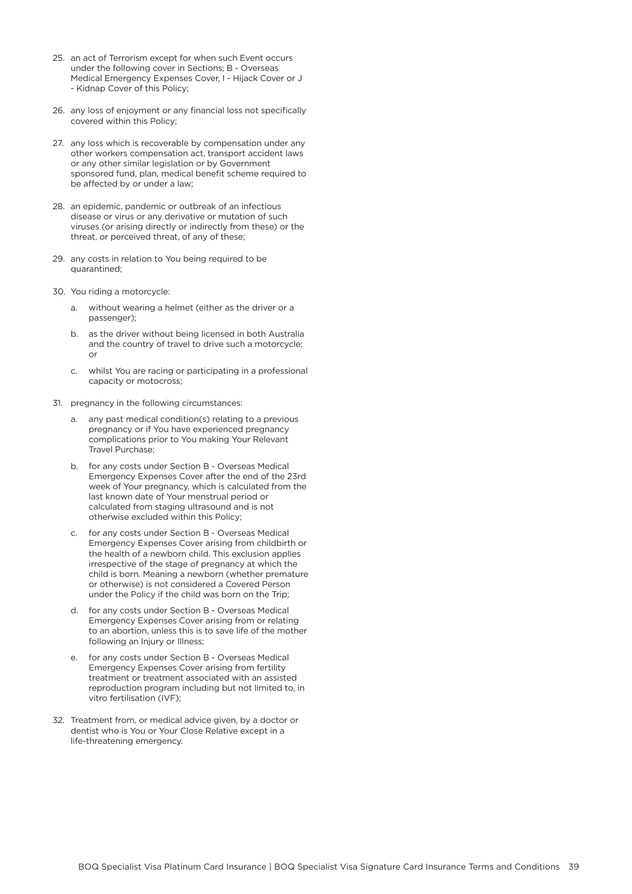25. an act of Terrorism except for when such Event occurs under the following cover in Sections; B - Overseas Medical Emergency Expenses Cover, I - Hijack Cover or J - Kidnap Cover of this Policy;

26. any loss of enjoyment or any financial loss not specifically covered within this Policy;

27. any loss which is recoverable by compensation under any other workers compensation act, transport accident laws or any other similar legislation or by Government sponsored fund, plan, medical benefit scheme required to be affected by or under a law;

28. an epidemic, pandemic or outbreak of an infectious disease or virus or any derivative or mutation of such viruses (or arising directly or indirectly from these) or the threat, or perceived threat, of any of these;

29. any costs in relation to You being required to be quarantined;

30. You riding a motorcycle:

    a. without wearing a helmet (either as the driver or a passenger);

    b. as the driver without being licensed in both Australia and the country of travel to drive such a motorcycle; or

    c. whilst You are racing or participating in a professional capacity or motocross;

31. pregnancy in the following circumstances:

    a. any past medical condition(s) relating to a previous pregnancy or if You have experienced pregnancy complications prior to You making Your Relevant Travel Purchase;

    b. for any costs under Section B - Overseas Medical Emergency Expenses Cover after the end of the 23rd week of Your pregnancy, which is calculated from the last known date of Your menstrual period or calculated from staging ultrasound and is not otherwise excluded within this Policy;

    c. for any costs under Section B - Overseas Medical Emergency Expenses Cover arising from childbirth or the health of a newborn child. This exclusion applies irrespective of the stage of pregnancy at which the child is born. Meaning a newborn (whether premature or otherwise) is not considered a Covered Person under the Policy if the child was born on the Trip;

    d. for any costs under Section B - Overseas Medical Emergency Expenses Cover arising from or relating to an abortion, unless this is to save life of the mother following an Injury or Illness;

    e. for any costs under Section B - Overseas Medical Emergency Expenses Cover arising from fertility treatment or treatment associated with an assisted reproduction program including but not limited to, in vitro fertilisation (IVF);

32. Treatment from, or medical advice given, by a doctor or dentist who is You or Your Close Relative except in a life-threatening emergency.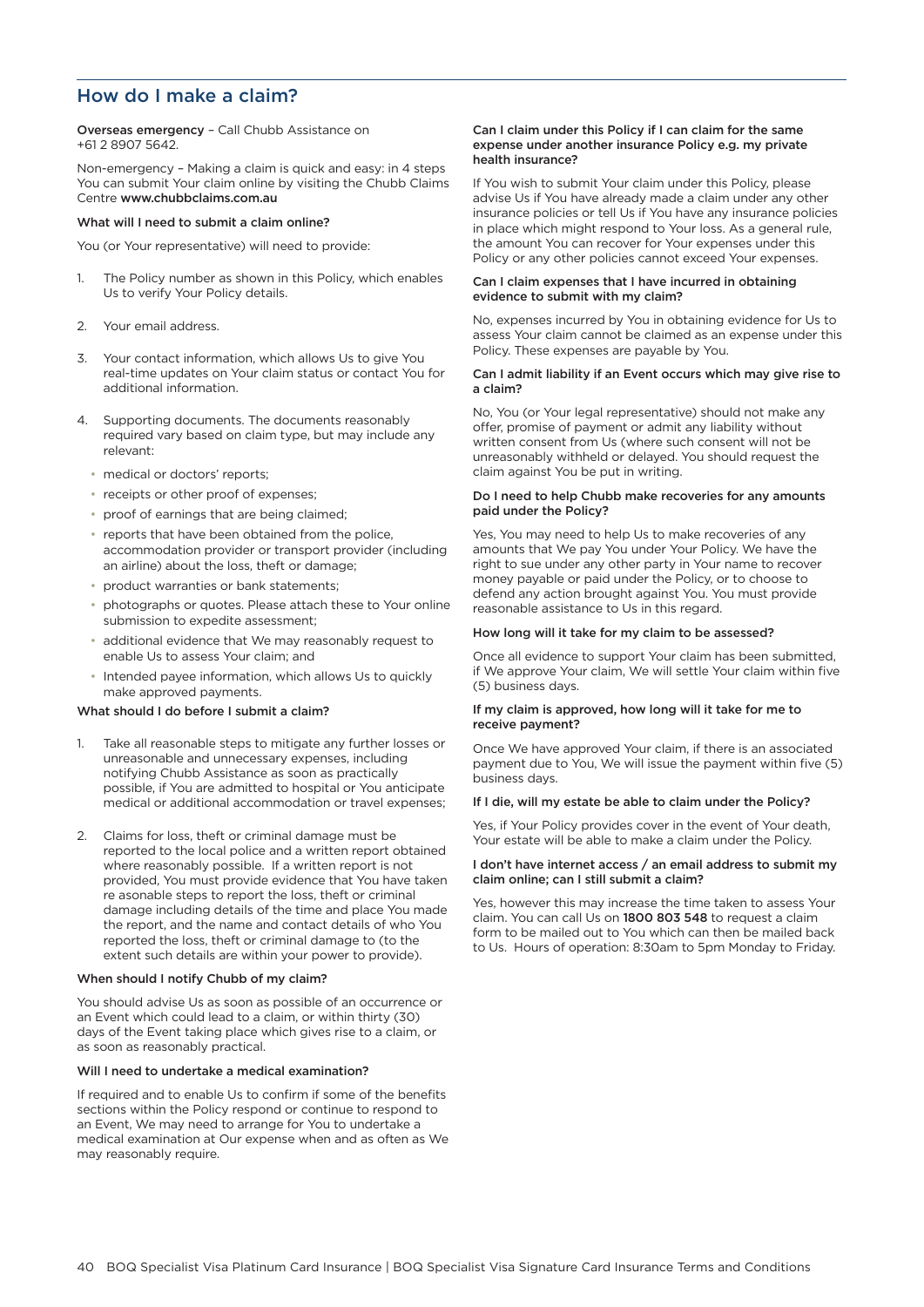## How do I make a claim?

**Overseas emergency** – Call Chubb Assistance on +61 2 8907 5642.

Non-emergency – Making a claim is quick and easy: in 4 steps You can submit Your claim online by visiting the Chubb Claims Centre **www.chubbclaims.com.au**

### What will I need to submit a claim online?

You (or Your representative) will need to provide:

1. The Policy number as shown in this Policy, which enables Us to verify Your Policy details.
2. Your email address.
3. Your contact information, which allows Us to give You real-time updates on Your claim status or contact You for additional information.
4. Supporting documents. The documents reasonably required vary based on claim type, but may include any relevant:
   - medical or doctors' reports;
   - receipts or other proof of expenses;
   - proof of earnings that are being claimed;
   - reports that have been obtained from the police, accommodation provider or transport provider (including an airline) about the loss, theft or damage;
   - product warranties or bank statements;
   - photographs or quotes. Please attach these to Your online submission to expedite assessment;
   - additional evidence that We may reasonably request to enable Us to assess Your claim; and
   - Intended payee information, which allows Us to quickly make approved payments.

### What should I do before I submit a claim?

1. Take all reasonable steps to mitigate any further losses or unreasonable and unnecessary expenses, including notifying Chubb Assistance as soon as practically possible, if You are admitted to hospital or You anticipate medical or additional accommodation or travel expenses;
2. Claims for loss, theft or criminal damage must be reported to the local police and a written report obtained where reasonably possible. If a written report is not provided, You must provide evidence that You have taken re asonable steps to report the loss, theft or criminal damage including details of the time and place You made the report, and the name and contact details of who You reported the loss, theft or criminal damage to (to the extent such details are within your power to provide).

### When should I notify Chubb of my claim?

You should advise Us as soon as possible of an occurrence or an Event which could lead to a claim, or within thirty (30) days of the Event taking place which gives rise to a claim, or as soon as reasonably practical.

### Will I need to undertake a medical examination?

If required and to enable Us to confirm if some of the benefits sections within the Policy respond or continue to respond to an Event, We may need to arrange for You to undertake a medical examination at Our expense when and as often as We may reasonably require.

### Can I claim under this Policy if I can claim for the same expense under another insurance Policy e.g. my private health insurance?

If You wish to submit Your claim under this Policy, please advise Us if You have already made a claim under any other insurance policies or tell Us if You have any insurance policies in place which might respond to Your loss. As a general rule, the amount You can recover for Your expenses under this Policy or any other policies cannot exceed Your expenses.

### Can I claim expenses that I have incurred in obtaining evidence to submit with my claim?

No, expenses incurred by You in obtaining evidence for Us to assess Your claim cannot be claimed as an expense under this Policy. These expenses are payable by You.

### Can I admit liability if an Event occurs which may give rise to a claim?

No, You (or Your legal representative) should not make any offer, promise of payment or admit any liability without written consent from Us (where such consent will not be unreasonably withheld or delayed. You should request the claim against You be put in writing.

### Do I need to help Chubb make recoveries for any amounts paid under the Policy?

Yes, You may need to help Us to make recoveries of any amounts that We pay You under Your Policy. We have the right to sue under any other party in Your name to recover money payable or paid under the Policy, or to choose to defend any action brought against You. You must provide reasonable assistance to Us in this regard.

### How long will it take for my claim to be assessed?

Once all evidence to support Your claim has been submitted, if We approve Your claim, We will settle Your claim within five (5) business days.

### If my claim is approved, how long will it take for me to receive payment?

Once We have approved Your claim, if there is an associated payment due to You, We will issue the payment within five (5) business days.

### If I die, will my estate be able to claim under the Policy?

Yes, if Your Policy provides cover in the event of Your death, Your estate will be able to make a claim under the Policy.

### I don't have internet access / an email address to submit my claim online; can I still submit a claim?

Yes, however this may increase the time taken to assess Your claim. You can call Us on **1800 803 548** to request a claim form to be mailed out to You which can then be mailed back to Us. Hours of operation: 8:30am to 5pm Monday to Friday.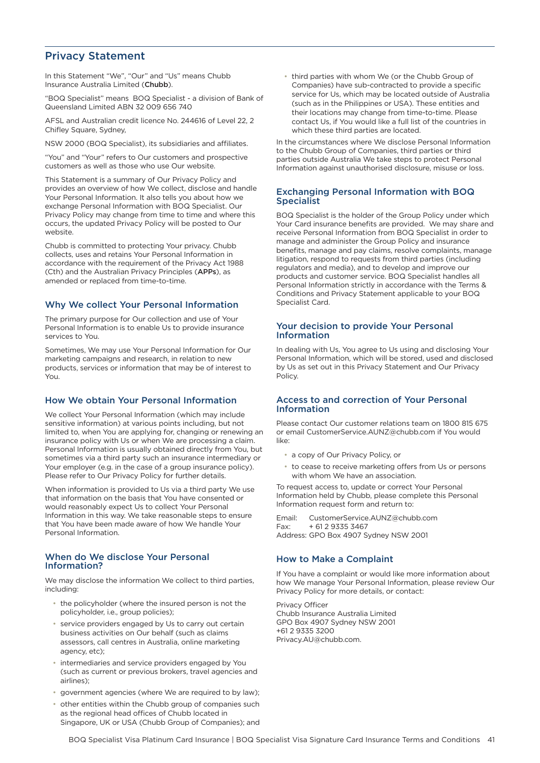## Privacy Statement

In this Statement "We", "Our" and "Us" means Chubb Insurance Australia Limited (**Chubb**).

"BOQ Specialist" means BOQ Specialist - a division of Bank of Queensland Limited ABN 32 009 656 740

AFSL and Australian credit licence No. 244616 of Level 22, 2 Chifley Square, Sydney,

NSW 2000 (BOQ Specialist), its subsidiaries and affiliates.

"You" and "Your" refers to Our customers and prospective customers as well as those who use Our website.

This Statement is a summary of Our Privacy Policy and provides an overview of how We collect, disclose and handle Your Personal Information. It also tells you about how we exchange Personal Information with BOQ Specialist. Our Privacy Policy may change from time to time and where this occurs, the updated Privacy Policy will be posted to Our website.

Chubb is committed to protecting Your privacy. Chubb collects, uses and retains Your Personal Information in accordance with the requirement of the Privacy Act 1988 (Cth) and the Australian Privacy Principles (**APPs**), as amended or replaced from time-to-time.

### Why We collect Your Personal Information

The primary purpose for Our collection and use of Your Personal Information is to enable Us to provide insurance services to You.

Sometimes, We may use Your Personal Information for Our marketing campaigns and research, in relation to new products, services or information that may be of interest to You.

### How We obtain Your Personal Information

We collect Your Personal Information (which may include sensitive information) at various points including, but not limited to, when You are applying for, changing or renewing an insurance policy with Us or when We are processing a claim. Personal Information is usually obtained directly from You, but sometimes via a third party such an insurance intermediary or Your employer (e.g. in the case of a group insurance policy). Please refer to Our Privacy Policy for further details.

When information is provided to Us via a third party We use that information on the basis that You have consented or would reasonably expect Us to collect Your Personal Information in this way. We take reasonable steps to ensure that You have been made aware of how We handle Your Personal Information.

### When do We disclose Your Personal Information?

We may disclose the information We collect to third parties, including:

- the policyholder (where the insured person is not the policyholder, i.e., group policies);
- service providers engaged by Us to carry out certain business activities on Our behalf (such as claims assessors, call centres in Australia, online marketing agency, etc);
- intermediaries and service providers engaged by You (such as current or previous brokers, travel agencies and airlines);
- government agencies (where We are required to by law);
- other entities within the Chubb group of companies such as the regional head offices of Chubb located in Singapore, UK or USA (Chubb Group of Companies); and
- third parties with whom We (or the Chubb Group of Companies) have sub-contracted to provide a specific service for Us, which may be located outside of Australia (such as in the Philippines or USA). These entities and their locations may change from time-to-time. Please contact Us, if You would like a full list of the countries in which these third parties are located.

In the circumstances where We disclose Personal Information to the Chubb Group of Companies, third parties or third parties outside Australia We take steps to protect Personal Information against unauthorised disclosure, misuse or loss.

### Exchanging Personal Information with BOQ Specialist

BOQ Specialist is the holder of the Group Policy under which Your Card insurance benefits are provided. We may share and receive Personal Information from BOQ Specialist in order to manage and administer the Group Policy and insurance benefits, manage and pay claims, resolve complaints, manage litigation, respond to requests from third parties (including regulators and media), and to develop and improve our products and customer service. BOQ Specialist handles all Personal Information strictly in accordance with the Terms & Conditions and Privacy Statement applicable to your BOQ Specialist Card.

### Your decision to provide Your Personal Information

In dealing with Us, You agree to Us using and disclosing Your Personal Information, which will be stored, used and disclosed by Us as set out in this Privacy Statement and Our Privacy Policy.

### Access to and correction of Your Personal Information

Please contact Our customer relations team on 1800 815 675 or email CustomerService.AUNZ@chubb.com if You would like:

- a copy of Our Privacy Policy, or
- to cease to receive marketing offers from Us or persons with whom We have an association.

To request access to, update or correct Your Personal Information held by Chubb, please complete this Personal Information request form and return to:

Email: CustomerService.AUNZ@chubb.com
Fax: + 61 2 9335 3467
Address: GPO Box 4907 Sydney NSW 2001

### How to Make a Complaint

If You have a complaint or would like more information about how We manage Your Personal Information, please review Our Privacy Policy for more details, or contact:

Privacy Officer
Chubb Insurance Australia Limited
GPO Box 4907 Sydney NSW 2001
+61 2 9335 3200
Privacy.AU@chubb.com.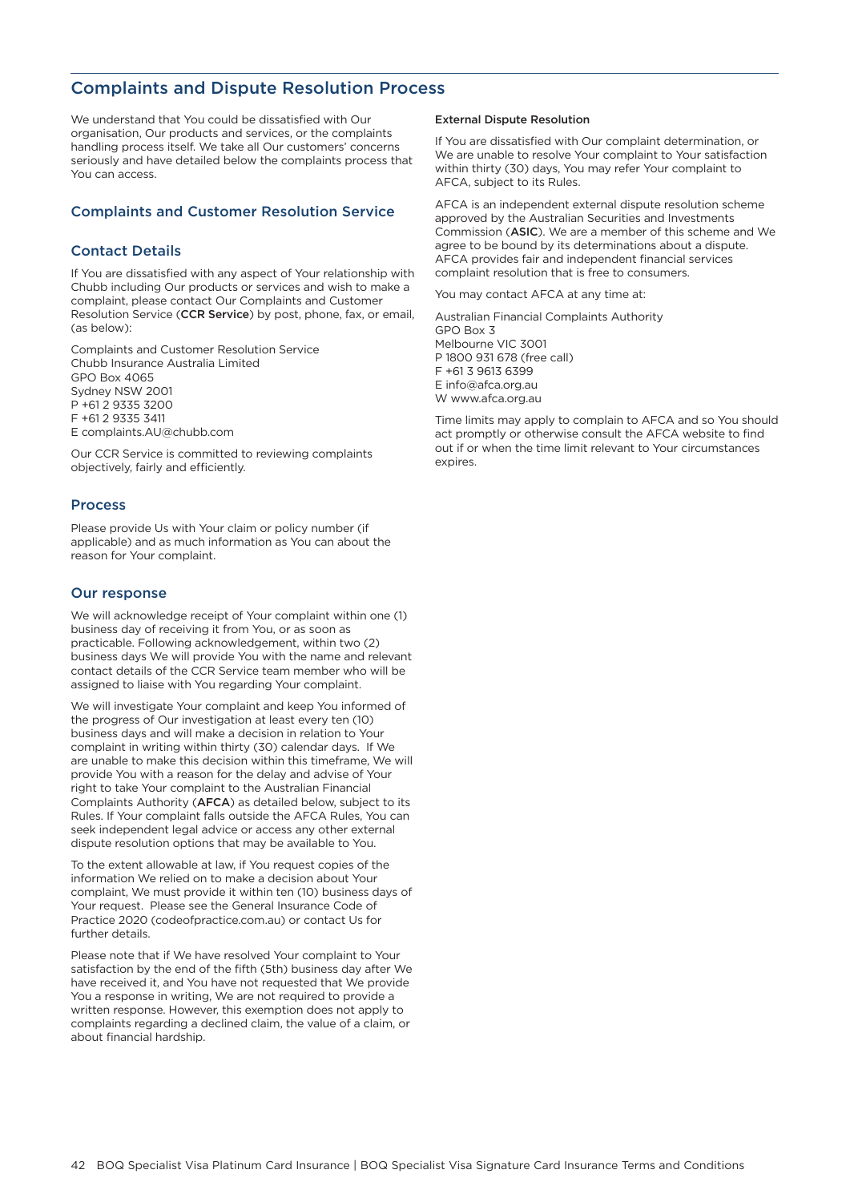## Complaints and Dispute Resolution Process

We understand that You could be dissatisfied with Our organisation, Our products and services, or the complaints handling process itself. We take all Our customers' concerns seriously and have detailed below the complaints process that You can access.

### Complaints and Customer Resolution Service

### Contact Details

If You are dissatisfied with any aspect of Your relationship with Chubb including Our products or services and wish to make a complaint, please contact Our Complaints and Customer Resolution Service (**CCR Service**) by post, phone, fax, or email, (as below):

Complaints and Customer Resolution Service
Chubb Insurance Australia Limited
GPO Box 4065
Sydney NSW 2001
P +61 2 9335 3200
F +61 2 9335 3411
E complaints.AU@chubb.com

Our CCR Service is committed to reviewing complaints objectively, fairly and efficiently.

### Process

Please provide Us with Your claim or policy number (if applicable) and as much information as You can about the reason for Your complaint.

### Our response

We will acknowledge receipt of Your complaint within one (1) business day of receiving it from You, or as soon as practicable. Following acknowledgement, within two (2) business days We will provide You with the name and relevant contact details of the CCR Service team member who will be assigned to liaise with You regarding Your complaint.

We will investigate Your complaint and keep You informed of the progress of Our investigation at least every ten (10) business days and will make a decision in relation to Your complaint in writing within thirty (30) calendar days. If We are unable to make this decision within this timeframe, We will provide You with a reason for the delay and advise of Your right to take Your complaint to the Australian Financial Complaints Authority (**AFCA**) as detailed below, subject to its Rules. If Your complaint falls outside the AFCA Rules, You can seek independent legal advice or access any other external dispute resolution options that may be available to You.

To the extent allowable at law, if You request copies of the information We relied on to make a decision about Your complaint, We must provide it within ten (10) business days of Your request. Please see the General Insurance Code of Practice 2020 (codeofpractice.com.au) or contact Us for further details.

Please note that if We have resolved Your complaint to Your satisfaction by the end of the fifth (5th) business day after We have received it, and You have not requested that We provide You a response in writing, We are not required to provide a written response. However, this exemption does not apply to complaints regarding a declined claim, the value of a claim, or about financial hardship.

#### External Dispute Resolution

If You are dissatisfied with Our complaint determination, or We are unable to resolve Your complaint to Your satisfaction within thirty (30) days, You may refer Your complaint to AFCA, subject to its Rules.

AFCA is an independent external dispute resolution scheme approved by the Australian Securities and Investments Commission (**ASIC**). We are a member of this scheme and We agree to be bound by its determinations about a dispute. AFCA provides fair and independent financial services complaint resolution that is free to consumers.

You may contact AFCA at any time at:

Australian Financial Complaints Authority
GPO Box 3
Melbourne VIC 3001
P 1800 931 678 (free call)
F +61 3 9613 6399
E info@afca.org.au
W www.afca.org.au

Time limits may apply to complain to AFCA and so You should act promptly or otherwise consult the AFCA website to find out if or when the time limit relevant to Your circumstances expires.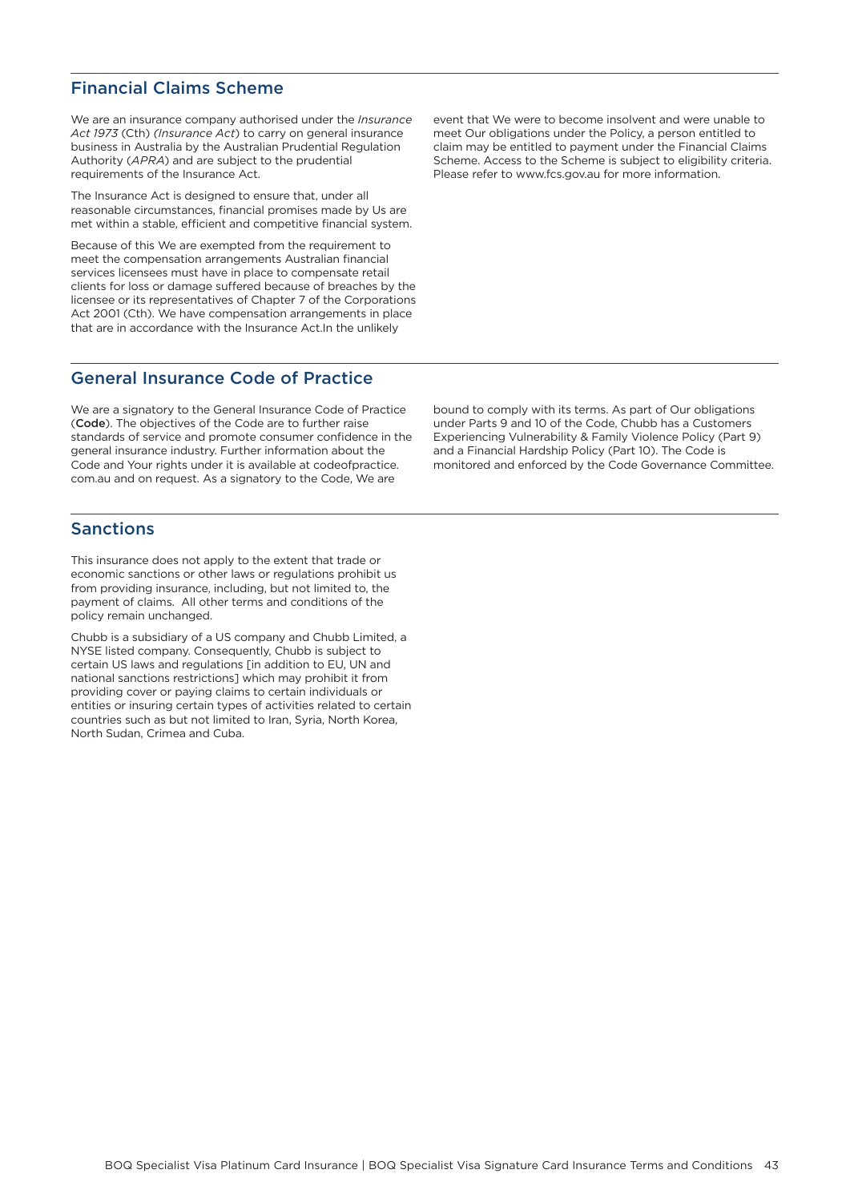## Financial Claims Scheme

We are an insurance company authorised under the *Insurance Act 1973* (Cth) (*Insurance Act*) to carry on general insurance business in Australia by the Australian Prudential Regulation Authority (*APRA*) and are subject to the prudential requirements of the Insurance Act.

The Insurance Act is designed to ensure that, under all reasonable circumstances, financial promises made by Us are met within a stable, efficient and competitive financial system.

Because of this We are exempted from the requirement to meet the compensation arrangements Australian financial services licensees must have in place to compensate retail clients for loss or damage suffered because of breaches by the licensee or its representatives of Chapter 7 of the Corporations Act 2001 (Cth). We have compensation arrangements in place that are in accordance with the Insurance Act.In the unlikely event that We were to become insolvent and were unable to meet Our obligations under the Policy, a person entitled to claim may be entitled to payment under the Financial Claims Scheme. Access to the Scheme is subject to eligibility criteria. Please refer to www.fcs.gov.au for more information.

## General Insurance Code of Practice

We are a signatory to the General Insurance Code of Practice (**Code**). The objectives of the Code are to further raise standards of service and promote consumer confidence in the general insurance industry. Further information about the Code and Your rights under it is available at codeofpractice.com.au and on request. As a signatory to the Code, We are bound to comply with its terms. As part of Our obligations under Parts 9 and 10 of the Code, Chubb has a Customers Experiencing Vulnerability & Family Violence Policy (Part 9) and a Financial Hardship Policy (Part 10). The Code is monitored and enforced by the Code Governance Committee.

## Sanctions

This insurance does not apply to the extent that trade or economic sanctions or other laws or regulations prohibit us from providing insurance, including, but not limited to, the payment of claims. All other terms and conditions of the policy remain unchanged.

Chubb is a subsidiary of a US company and Chubb Limited, a NYSE listed company. Consequently, Chubb is subject to certain US laws and regulations [in addition to EU, UN and national sanctions restrictions] which may prohibit it from providing cover or paying claims to certain individuals or entities or insuring certain types of activities related to certain countries such as but not limited to Iran, Syria, North Korea, North Sudan, Crimea and Cuba.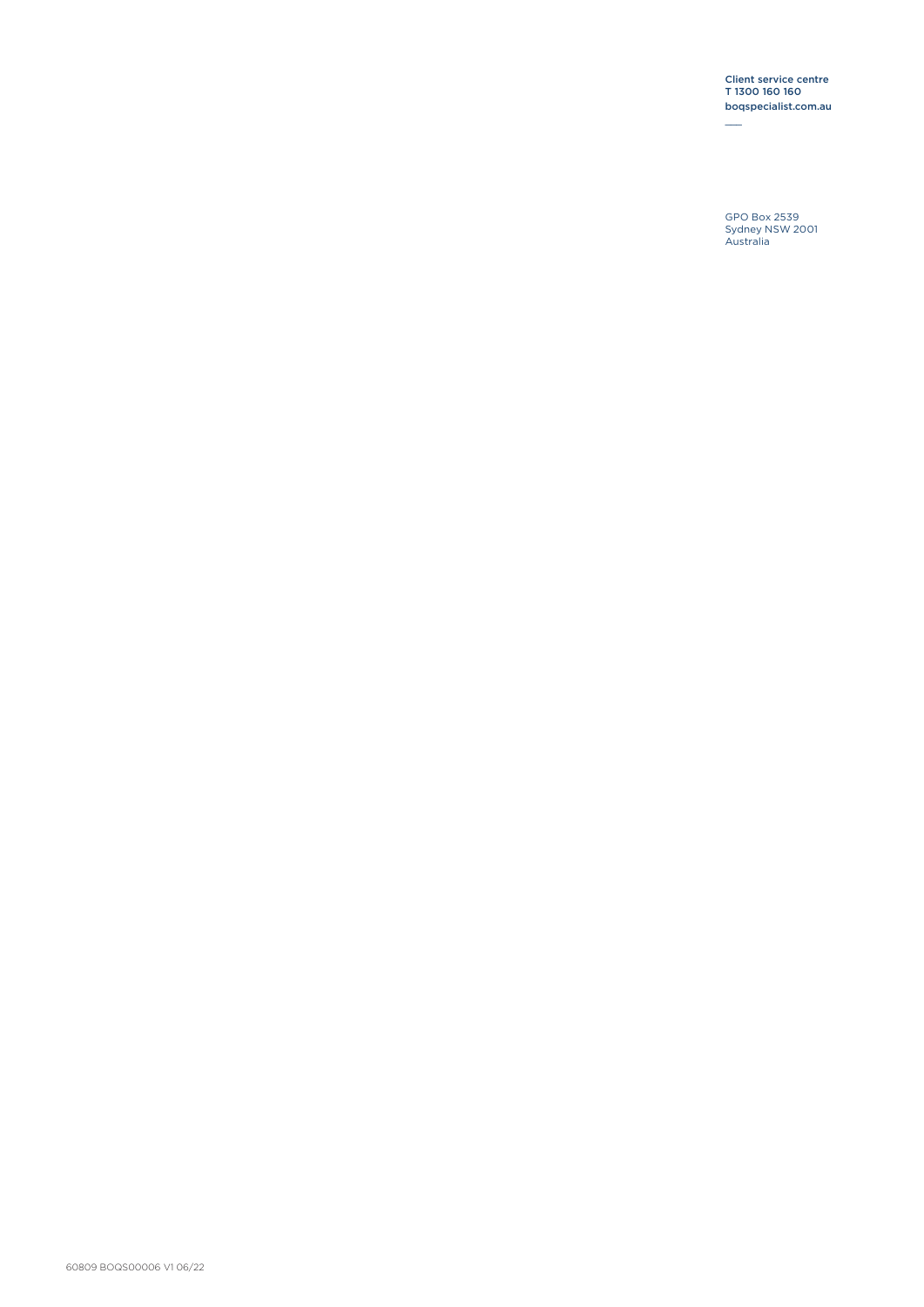**Client service centre**
**T 1300 160 160**
**boqspecialist.com.au**

GPO Box 2539
Sydney NSW 2001
Australia

60809 BOQS00006 V1 06/22